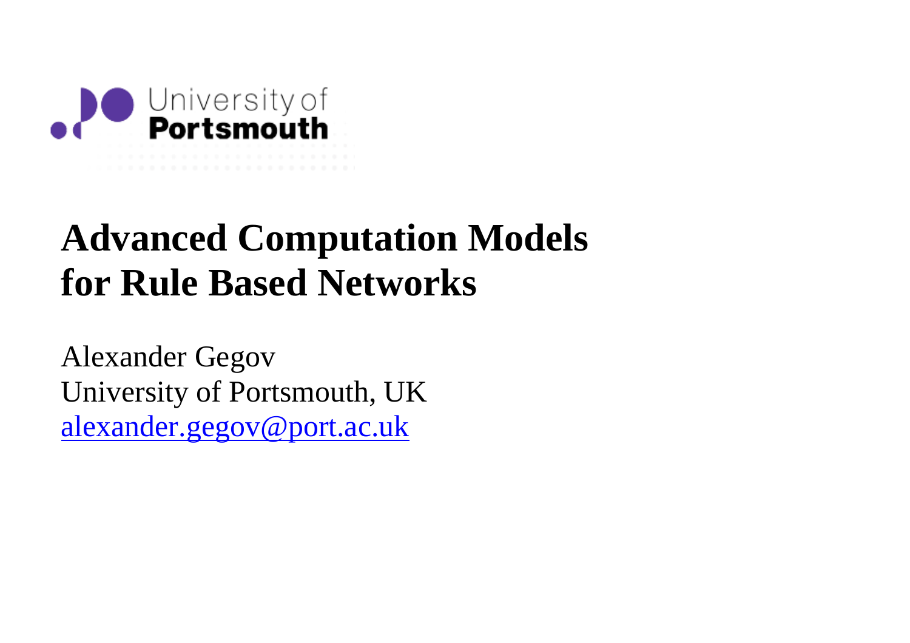University of Portsmouth

# Advanced Computation Models for Rule Based Networks

Alexander Gegov
University of Portsmouth, UK
alexander.gegov@port.ac.uk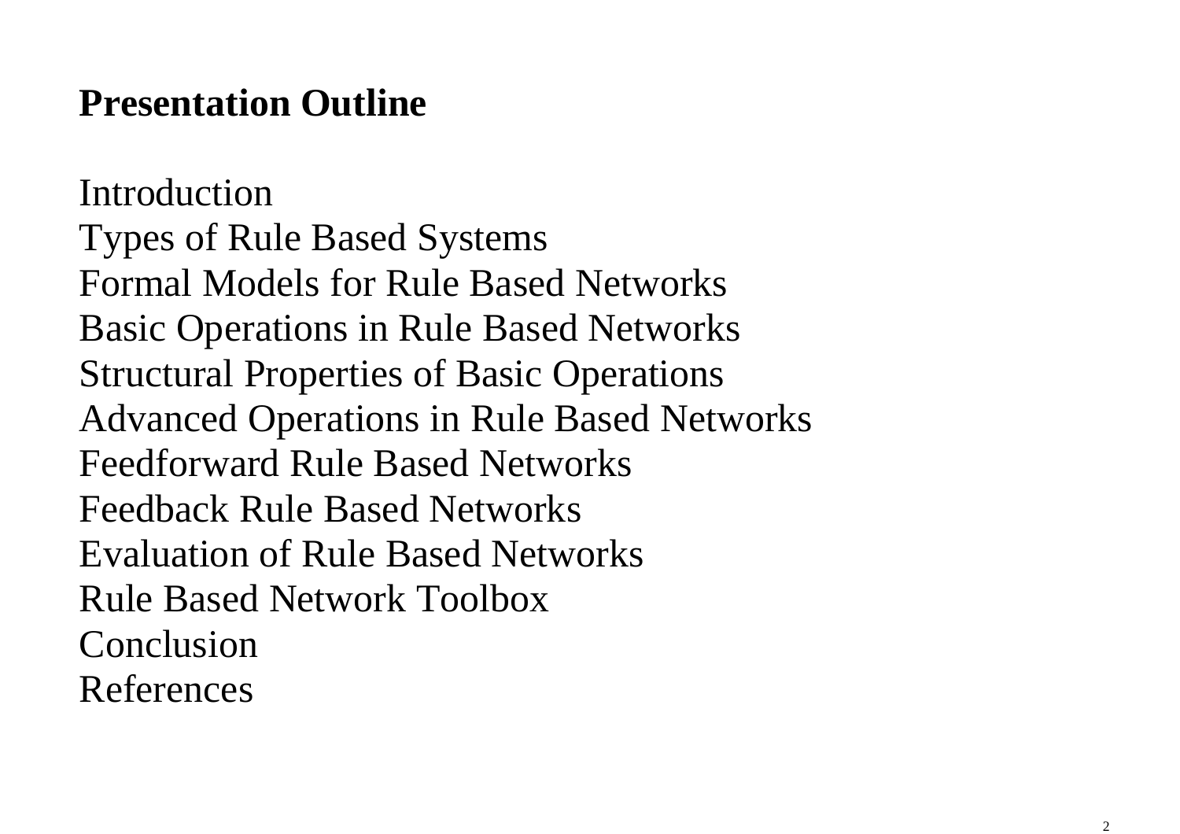## Presentation Outline

Introduction
Types of Rule Based Systems
Formal Models for Rule Based Networks
Basic Operations in Rule Based Networks
Structural Properties of Basic Operations
Advanced Operations in Rule Based Networks
Feedforward Rule Based Networks
Feedback Rule Based Networks
Evaluation of Rule Based Networks
Rule Based Network Toolbox
Conclusion
References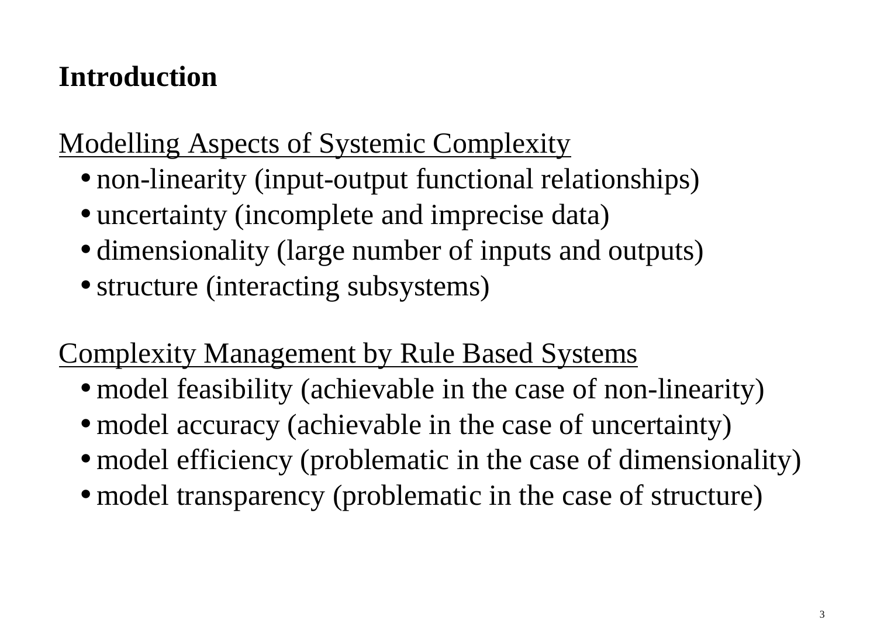# Introduction

Modelling Aspects of Systemic Complexity

- non-linearity (input-output functional relationships)
- uncertainty (incomplete and imprecise data)
- dimensionality (large number of inputs and outputs)
- structure (interacting subsystems)

Complexity Management by Rule Based Systems

- model feasibility (achievable in the case of non-linearity)
- model accuracy (achievable in the case of uncertainty)
- model efficiency (problematic in the case of dimensionality)
- model transparency (problematic in the case of structure)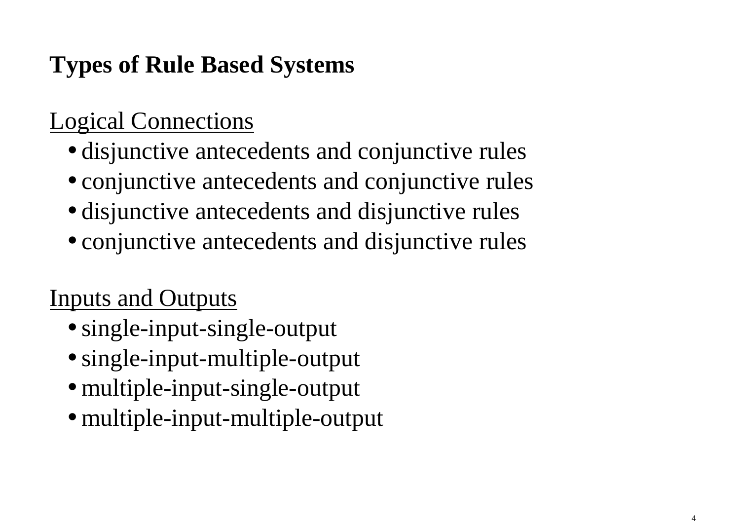# Types of Rule Based Systems

Logical Connections

- disjunctive antecedents and conjunctive rules
- conjunctive antecedents and conjunctive rules
- disjunctive antecedents and disjunctive rules
- conjunctive antecedents and disjunctive rules

Inputs and Outputs

- single-input-single-output
- single-input-multiple-output
- multiple-input-single-output
- multiple-input-multiple-output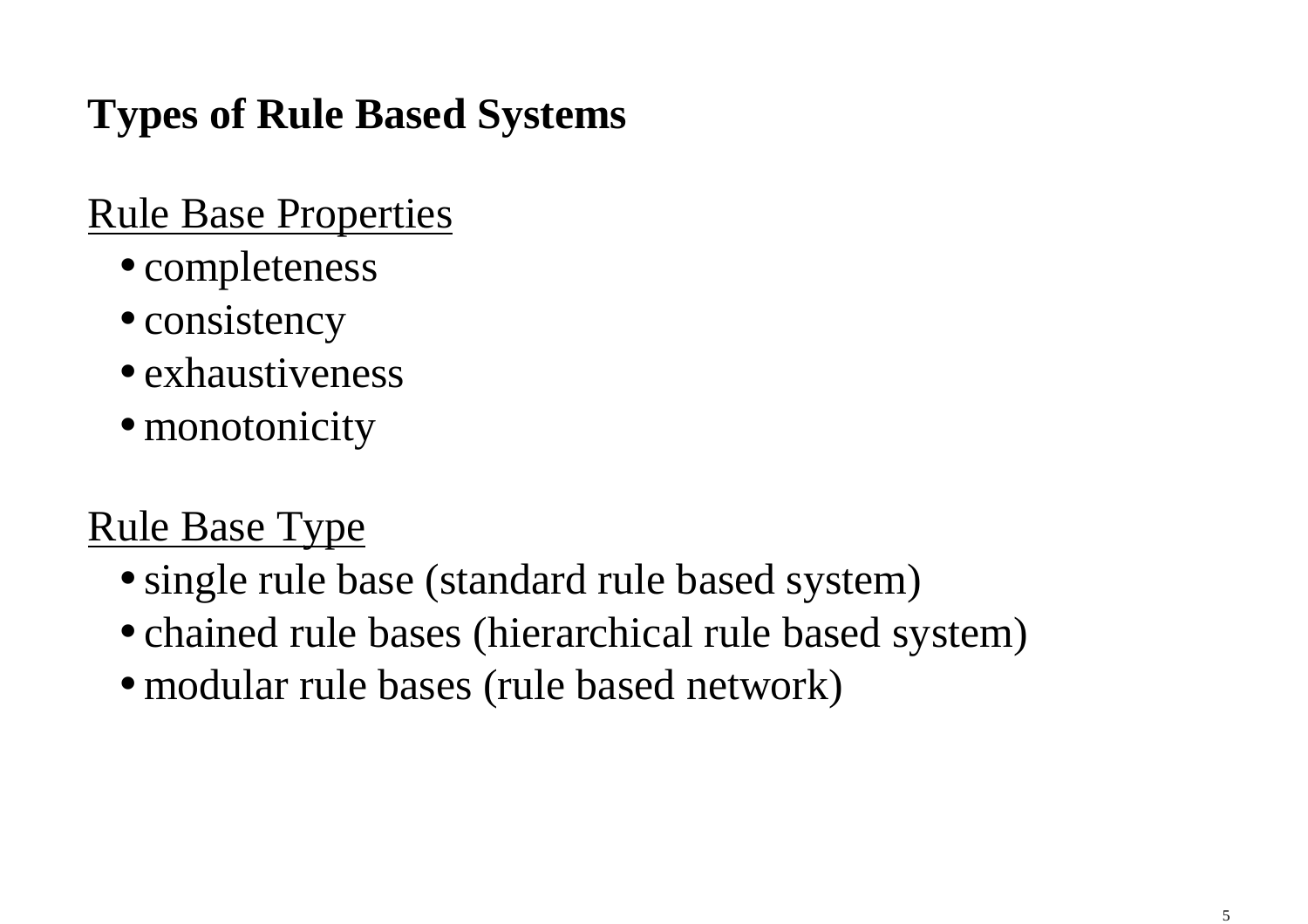## Types of Rule Based Systems

Rule Base Properties

- completeness
- consistency
- exhaustiveness
- monotonicity

Rule Base Type

- single rule base (standard rule based system)
- chained rule bases (hierarchical rule based system)
- modular rule bases (rule based network)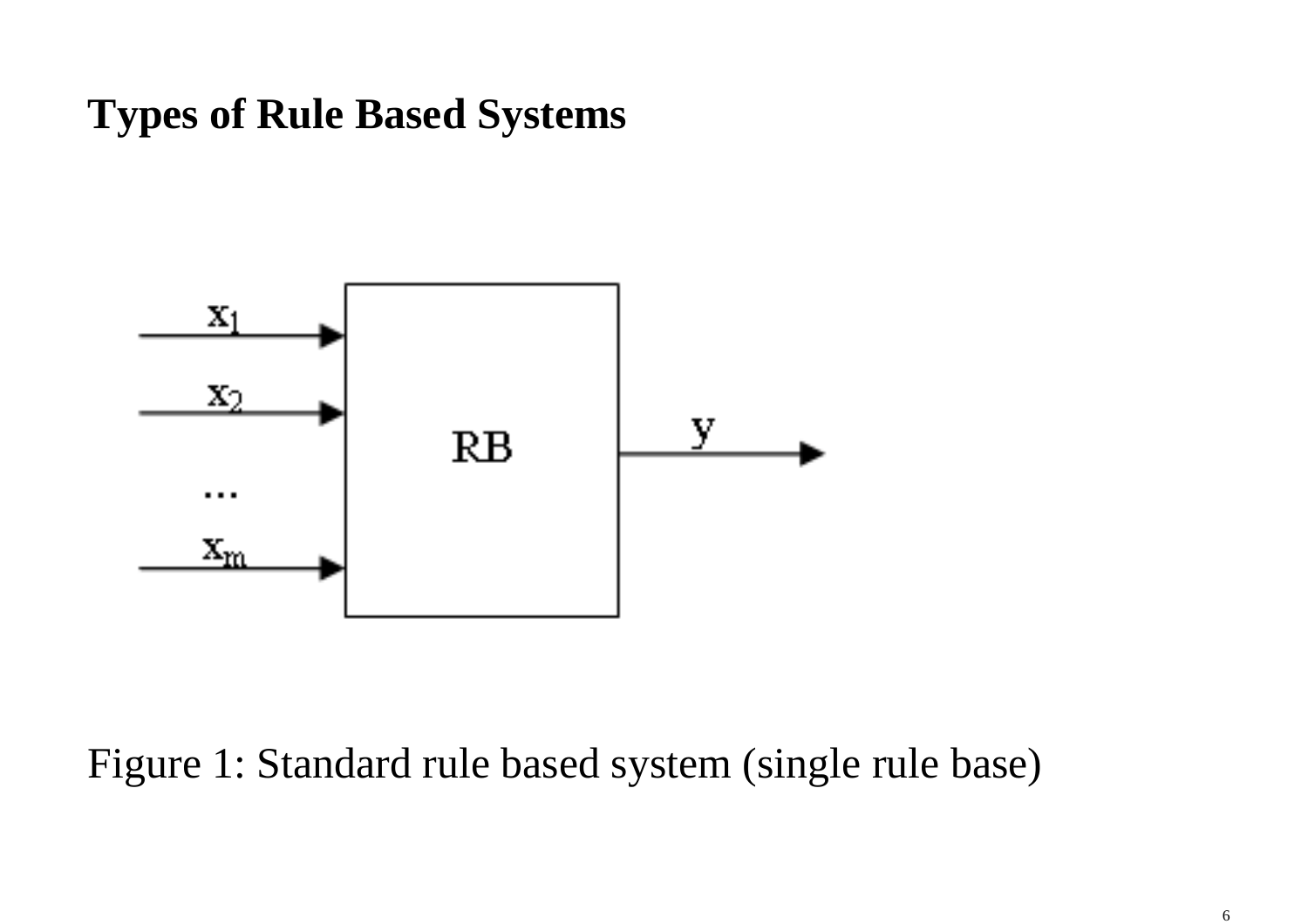# Types of Rule Based Systems

Figure 1: Standard rule based system (single rule base)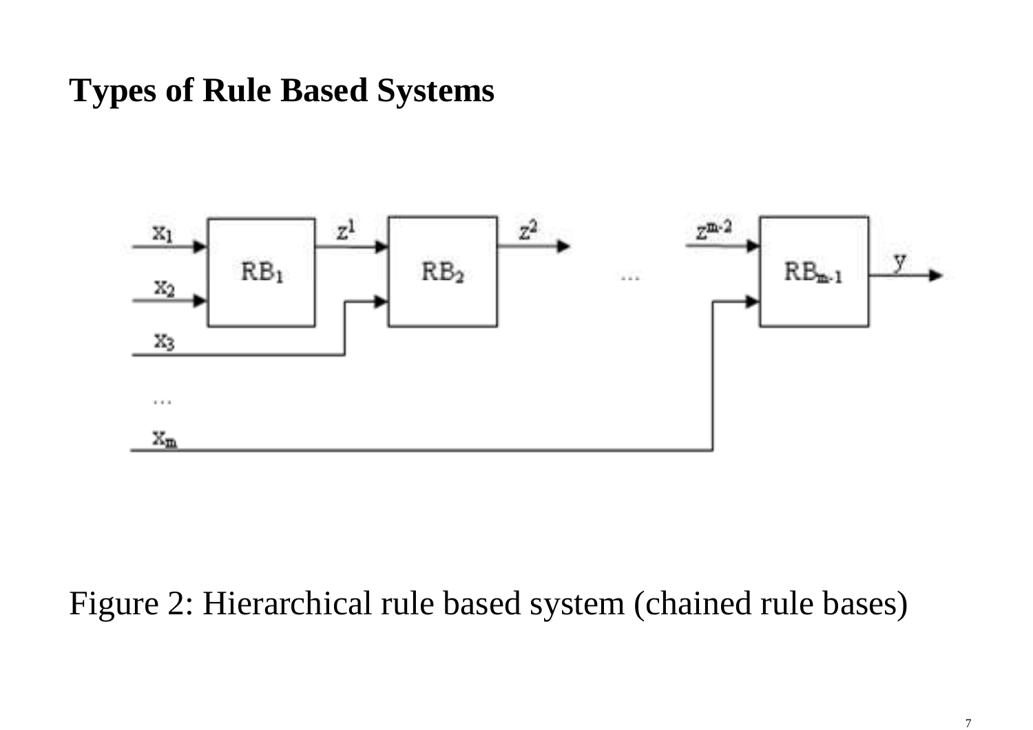## Types of Rule Based Systems

Figure 2: Hierarchical rule based system (chained rule bases)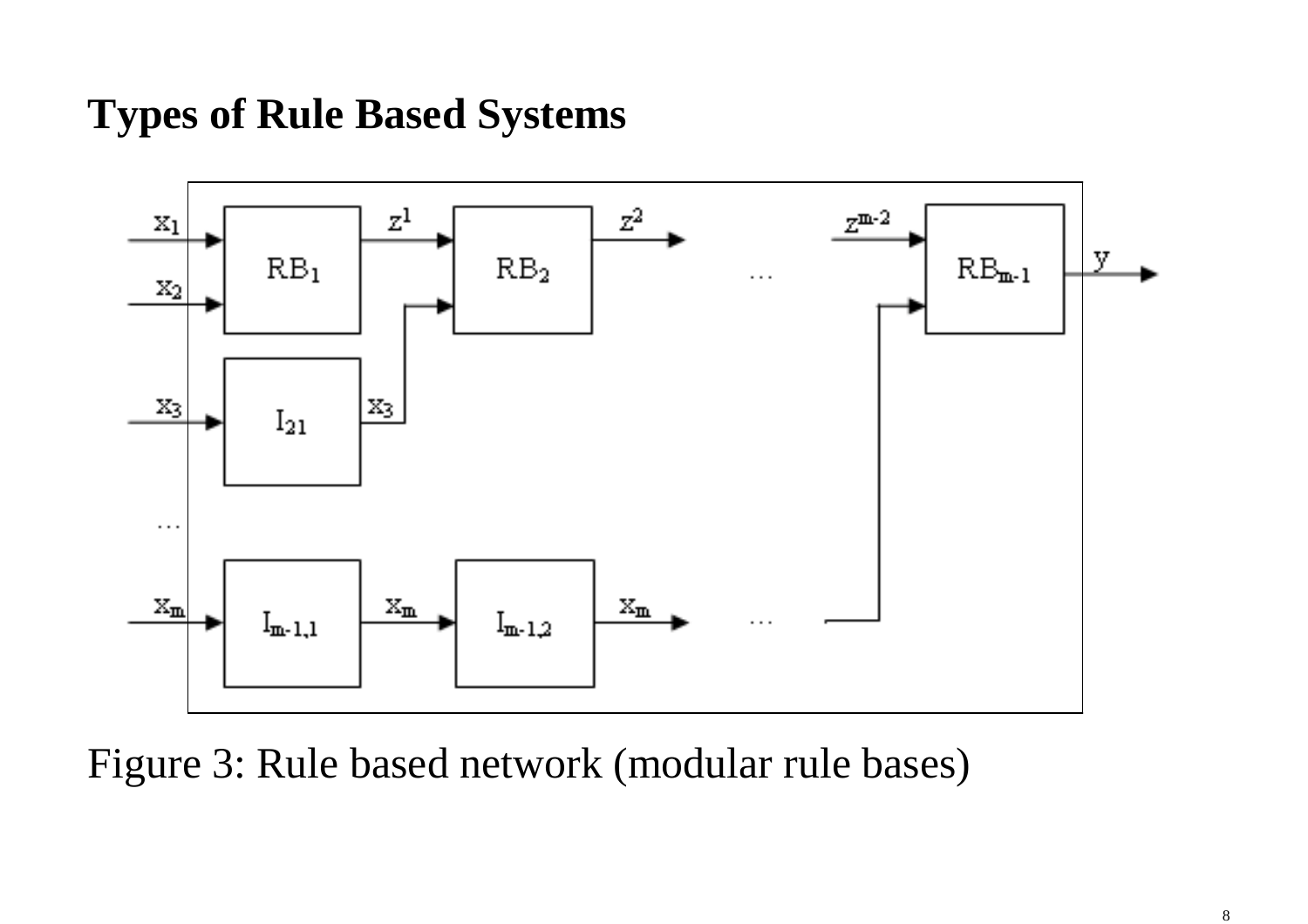# Types of Rule Based Systems

Figure 3: Rule based network (modular rule bases)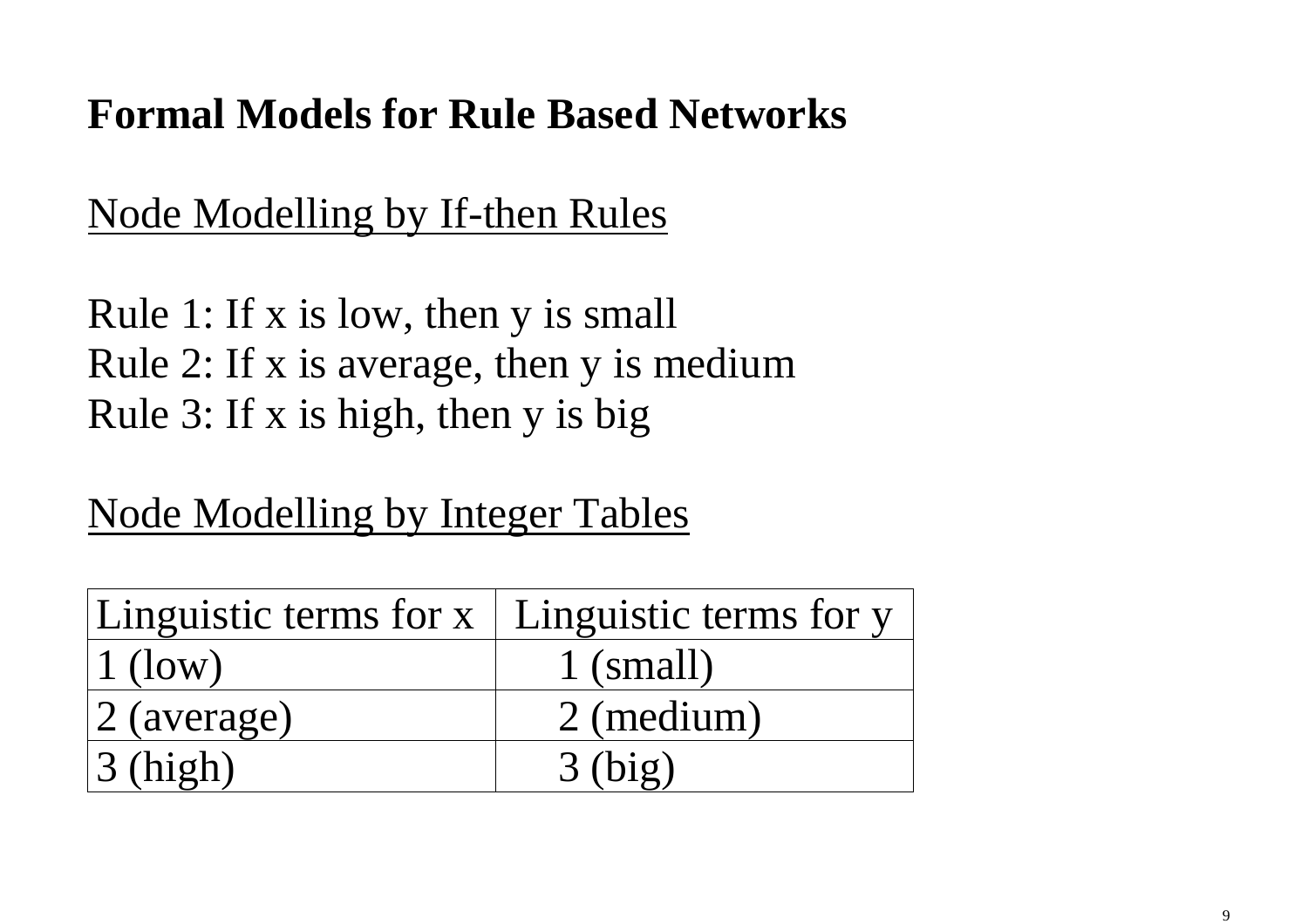# Formal Models for Rule Based Networks

## Node Modelling by If-then Rules

Rule 1: If x is low, then y is small
Rule 2: If x is average, then y is medium
Rule 3: If x is high, then y is big

## Node Modelling by Integer Tables

| Linguistic terms for x | Linguistic terms for y |
|---|---|
| 1 (low) | 1 (small) |
| 2 (average) | 2 (medium) |
| 3 (high) | 3 (big) |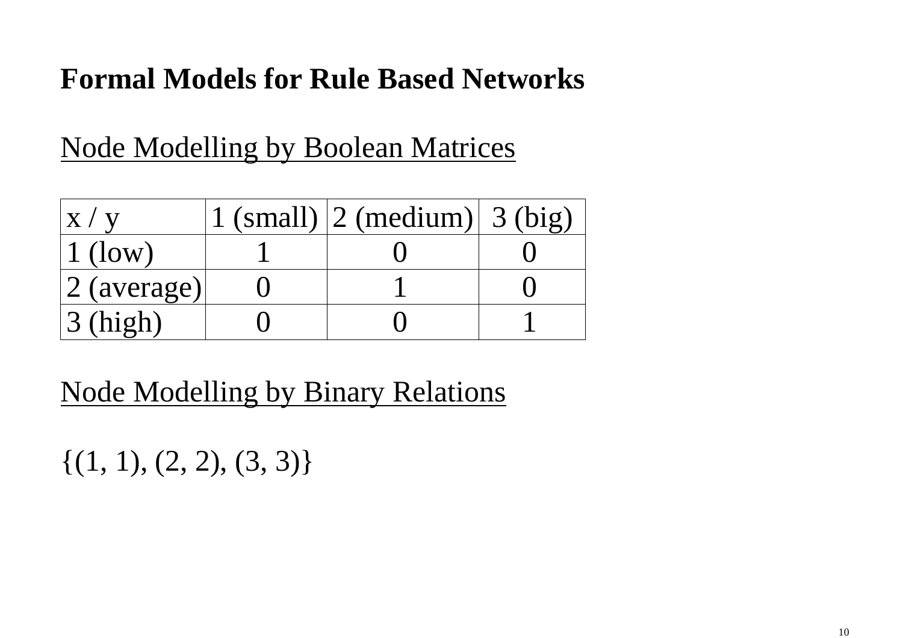# Formal Models for Rule Based Networks

## Node Modelling by Boolean Matrices

| x / y | 1 (small) | 2 (medium) | 3 (big) |
|---|---|---|---|
| 1 (low) | 1 | 0 | 0 |
| 2 (average) | 0 | 1 | 0 |
| 3 (high) | 0 | 0 | 1 |

## Node Modelling by Binary Relations

{(1, 1), (2, 2), (3, 3)}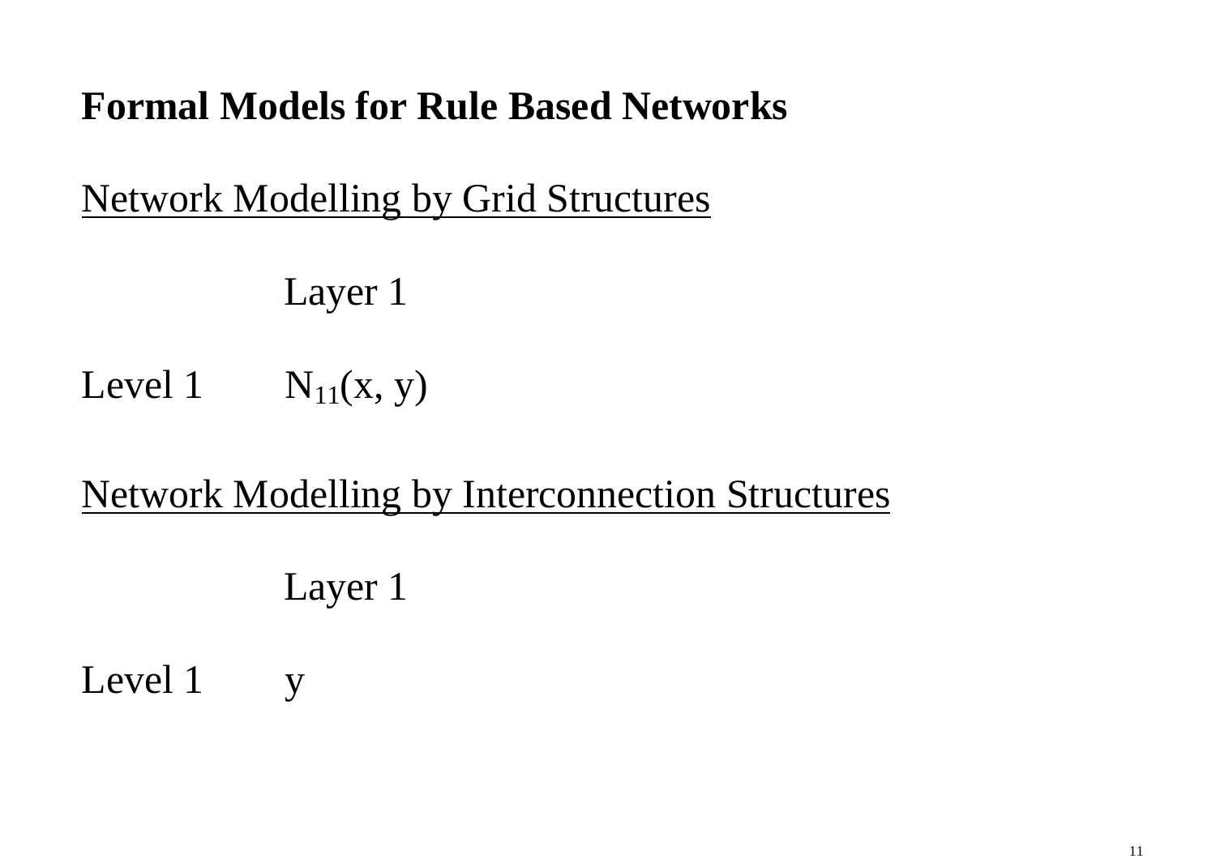# Formal Models for Rule Based Networks

## Network Modelling by Grid Structures

| | Layer 1 |
|---|---|
| Level 1 | $N_{11}(x, y)$ |

## Network Modelling by Interconnection Structures

| | Layer 1 |
|---|---|
| Level 1 | $y$ |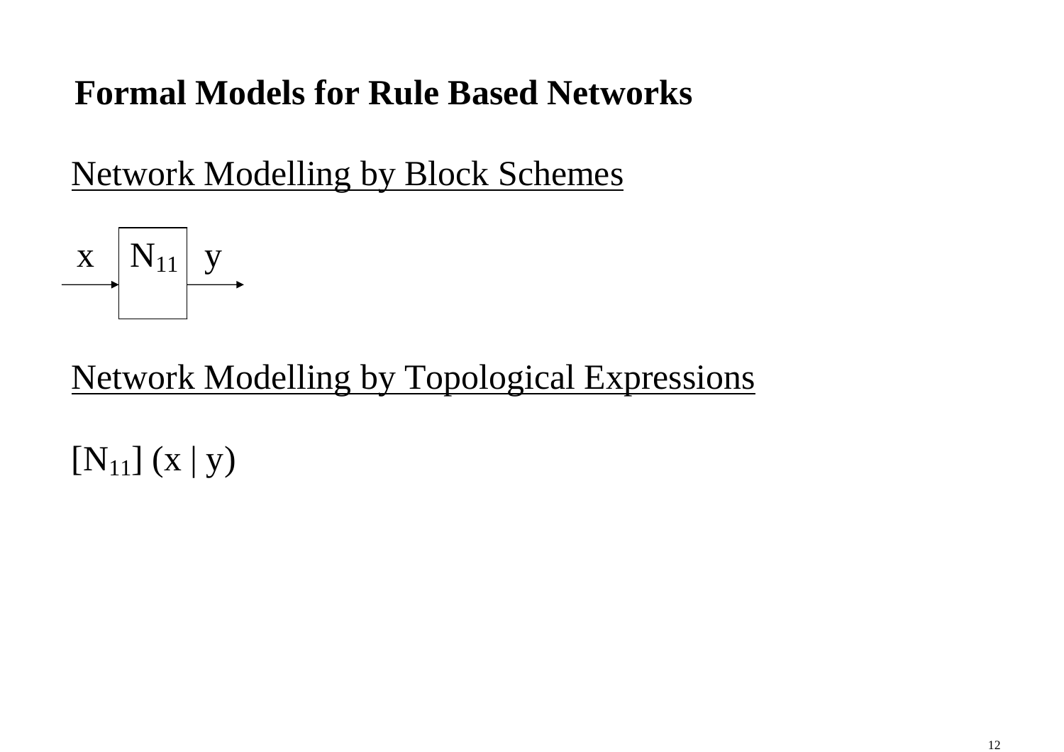# Formal Models for Rule Based Networks

## Network Modelling by Block Schemes

$x \rightarrow$ [ $N_{11}$ ] $\rightarrow y$

## Network Modelling by Topological Expressions

$[N_{11}]\ (x \mid y)$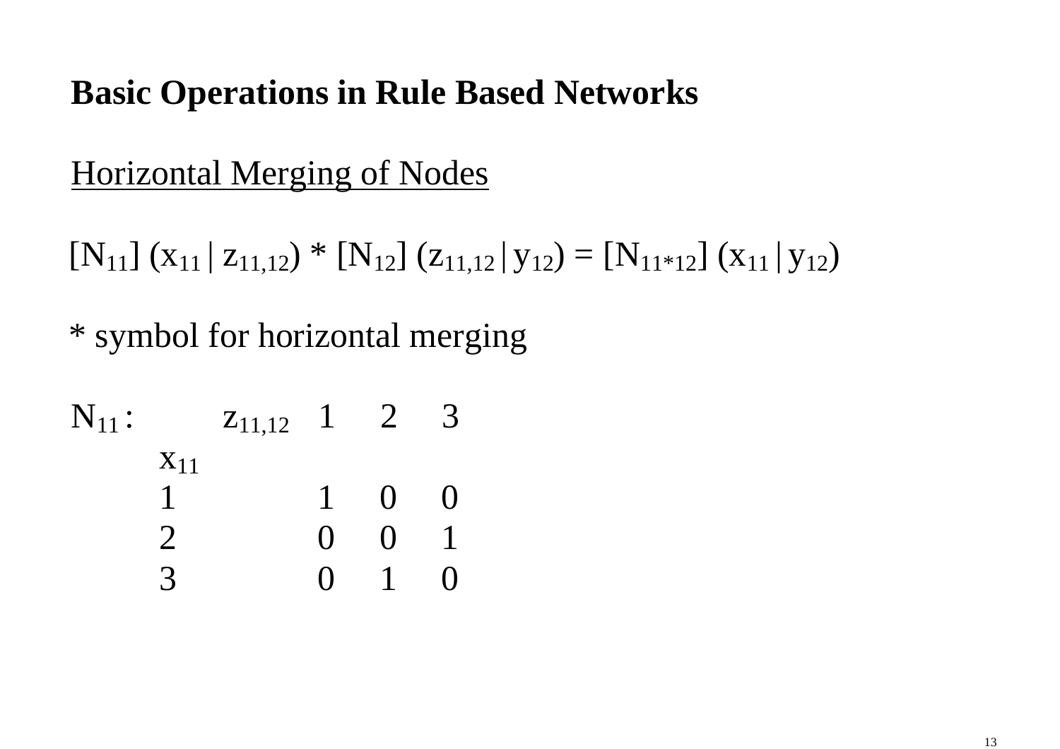**Basic Operations in Rule Based Networks**

<u>Horizontal Merging of Nodes</u>

$[N_{11}]\ (x_{11}\,|\,z_{11,12}) * [N_{12}]\ (z_{11,12}\,|\,y_{12}) = [N_{11*12}]\ (x_{11}\,|\,y_{12})$

* symbol for horizontal merging

$N_{11}$ :

| $x_{11}$ \ $z_{11,12}$ | 1 | 2 | 3 |
|---|---|---|---|
| 1 | 1 | 0 | 0 |
| 2 | 0 | 0 | 1 |
| 3 | 0 | 1 | 0 |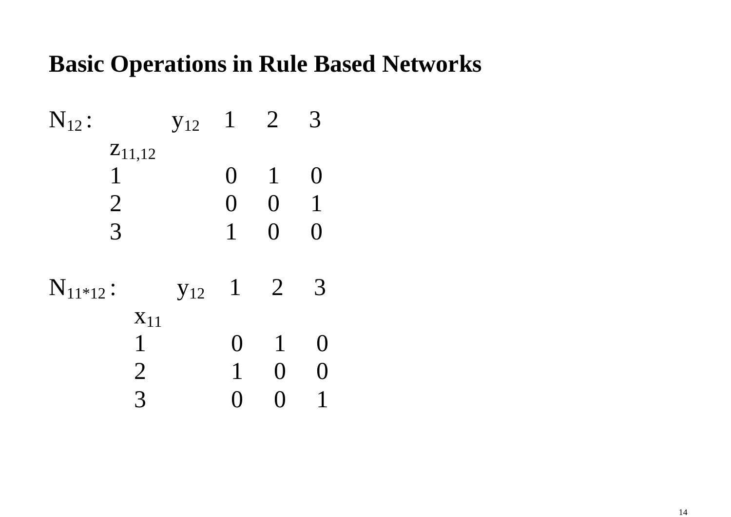# Basic Operations in Rule Based Networks

$N_{12}$ :

| $z_{11,12}$ \ $y_{12}$ | 1 | 2 | 3 |
|---|---|---|---|
| 1 | 0 | 1 | 0 |
| 2 | 0 | 0 | 1 |
| 3 | 1 | 0 | 0 |

$N_{11*12}$ :

| $x_{11}$ \ $y_{12}$ | 1 | 2 | 3 |
|---|---|---|---|
| 1 | 0 | 1 | 0 |
| 2 | 1 | 0 | 0 |
| 3 | 0 | 0 | 1 |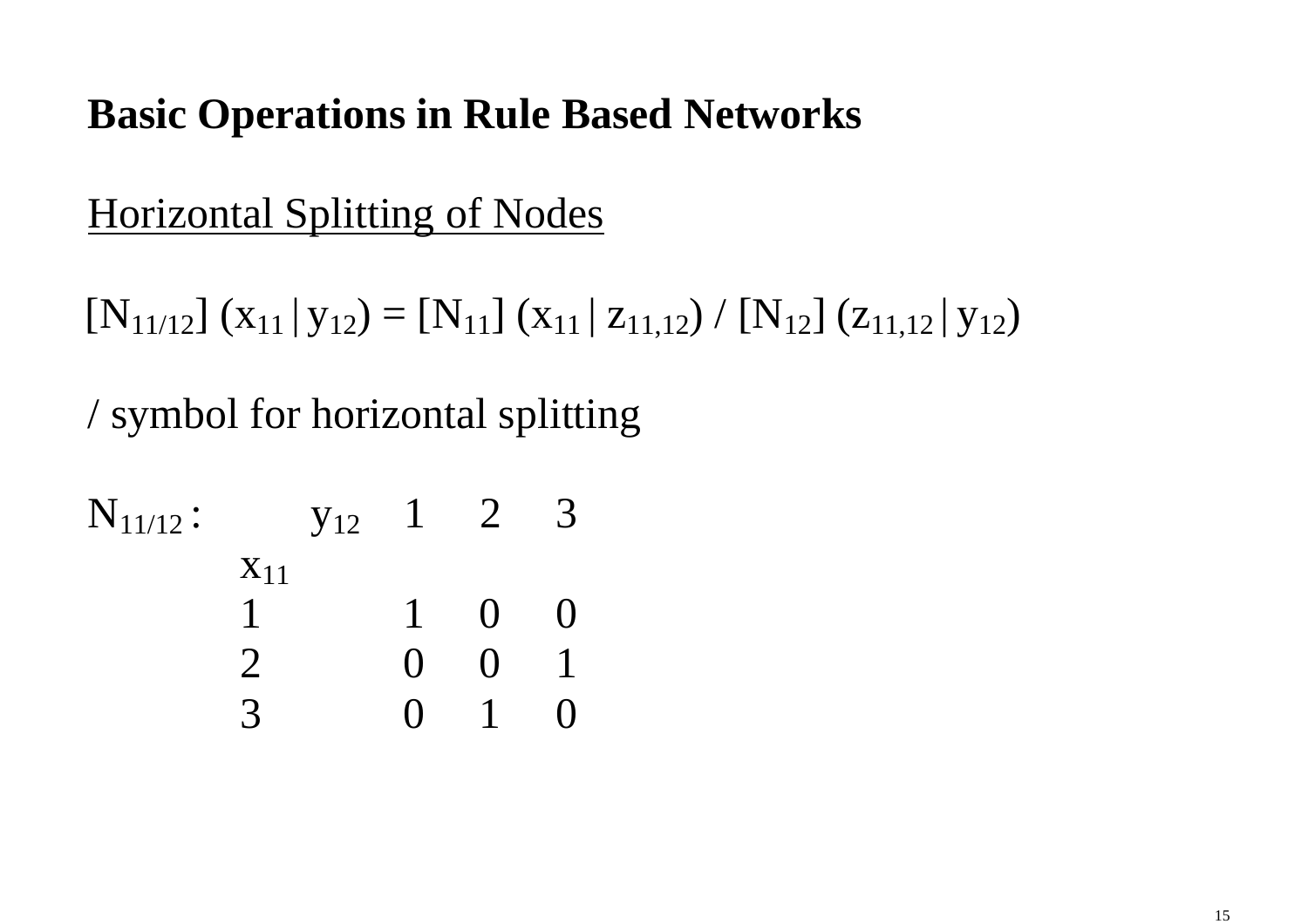# Basic Operations in Rule Based Networks

## Horizontal Splitting of Nodes

$$[N_{11/12}]\ (x_{11} \,|\, y_{12}) = [N_{11}]\ (x_{11} \,|\, z_{11,12})\ /\ [N_{12}]\ (z_{11,12} \,|\, y_{12})$$

/ symbol for horizontal splitting

$N_{11/12}$ :

| $x_{11}$ \ $y_{12}$ | 1 | 2 | 3 |
|---|---|---|---|
| 1 | 1 | 0 | 0 |
| 2 | 0 | 0 | 1 |
| 3 | 0 | 1 | 0 |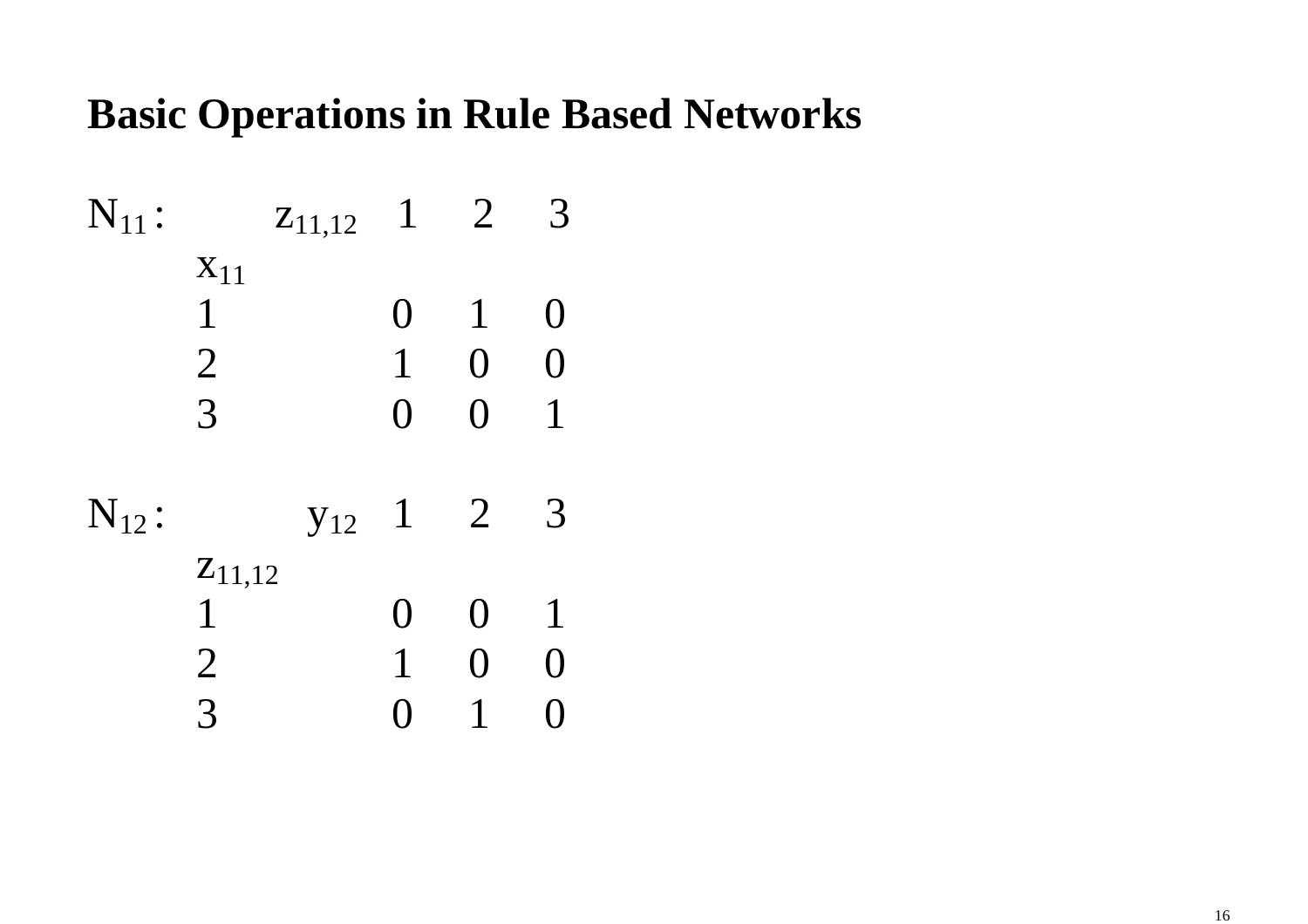## Basic Operations in Rule Based Networks

$N_{11}$ :

| $x_{11}$ \ $z_{11,12}$ | 1 | 2 | 3 |
|---|---|---|---|
| 1 | 0 | 1 | 0 |
| 2 | 1 | 0 | 0 |
| 3 | 0 | 0 | 1 |

$N_{12}$ :

| $z_{11,12}$ \ $y_{12}$ | 1 | 2 | 3 |
|---|---|---|---|
| 1 | 0 | 0 | 1 |
| 2 | 1 | 0 | 0 |
| 3 | 0 | 1 | 0 |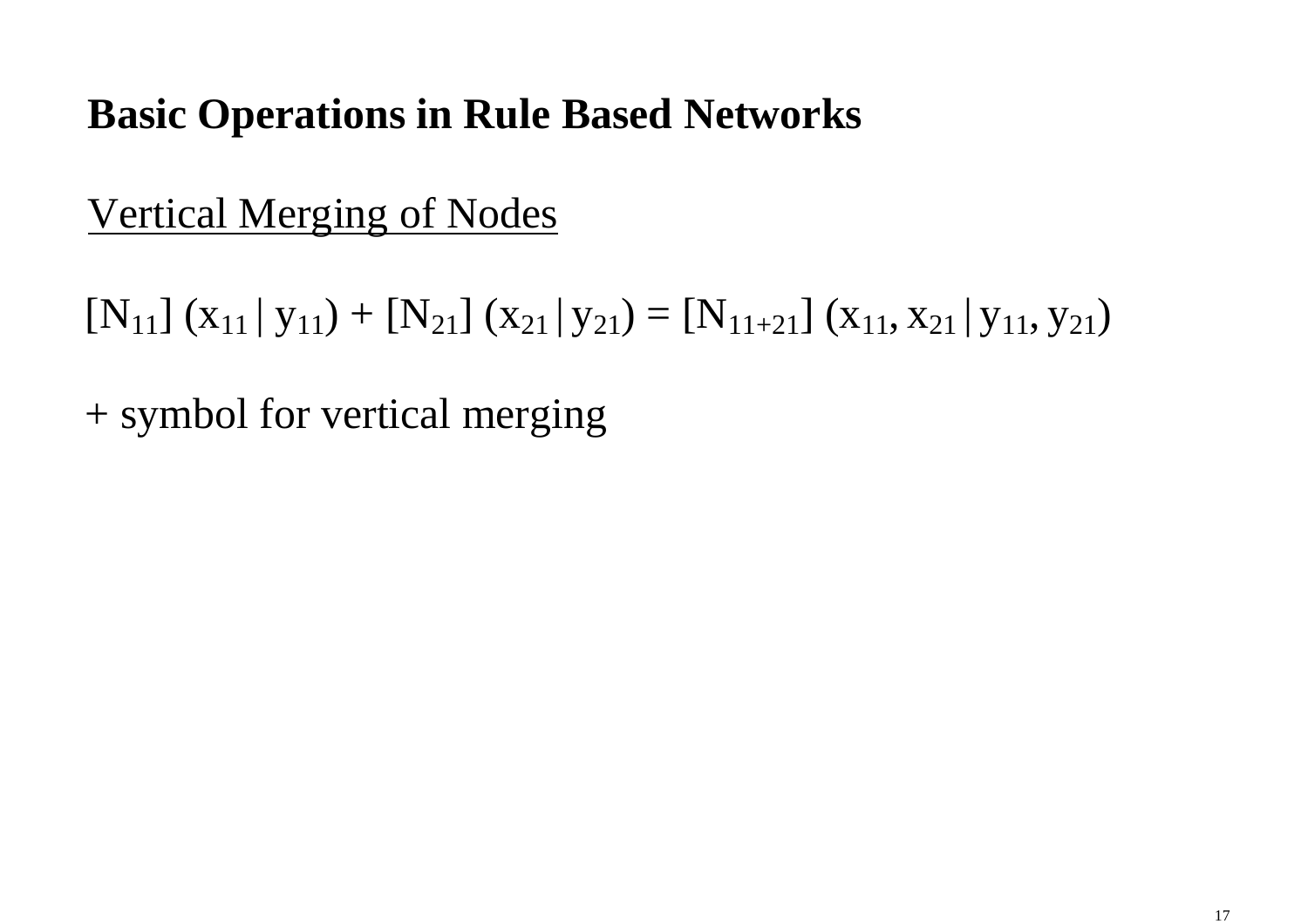## Basic Operations in Rule Based Networks

Vertical Merging of Nodes

$$[N_{11}]\ (x_{11}\,|\,y_{11}) + [N_{21}]\ (x_{21}\,|\,y_{21}) = [N_{11+21}]\ (x_{11}, x_{21}\,|\,y_{11}, y_{21})$$

+ symbol for vertical merging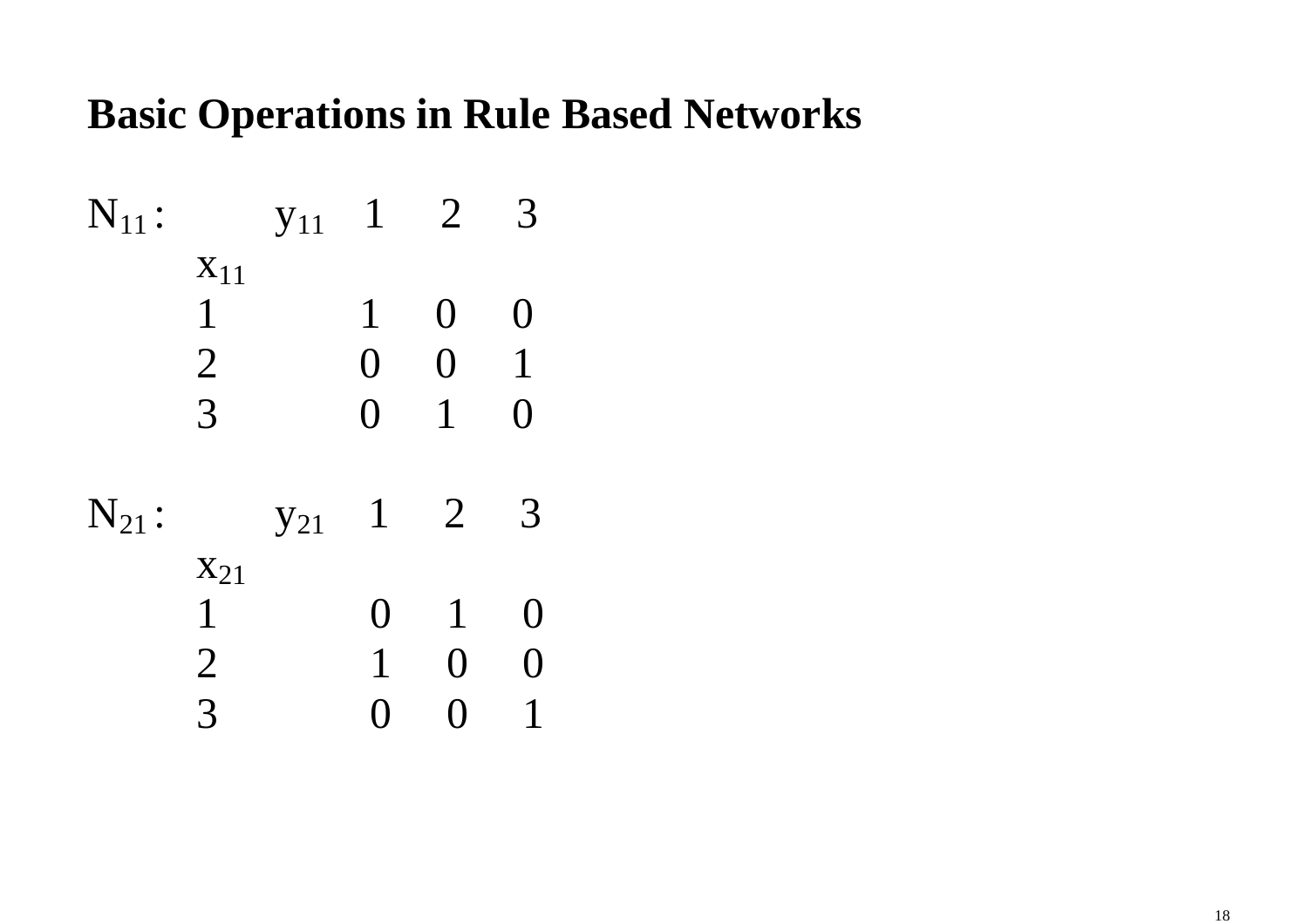## Basic Operations in Rule Based Networks

$N_{11}$ :

| $x_{11}$ \ $y_{11}$ | 1 | 2 | 3 |
|---|---|---|---|
| 1 | 1 | 0 | 0 |
| 2 | 0 | 0 | 1 |
| 3 | 0 | 1 | 0 |

$N_{21}$ :

| $x_{21}$ \ $y_{21}$ | 1 | 2 | 3 |
|---|---|---|---|
| 1 | 0 | 1 | 0 |
| 2 | 1 | 0 | 0 |
| 3 | 0 | 0 | 1 |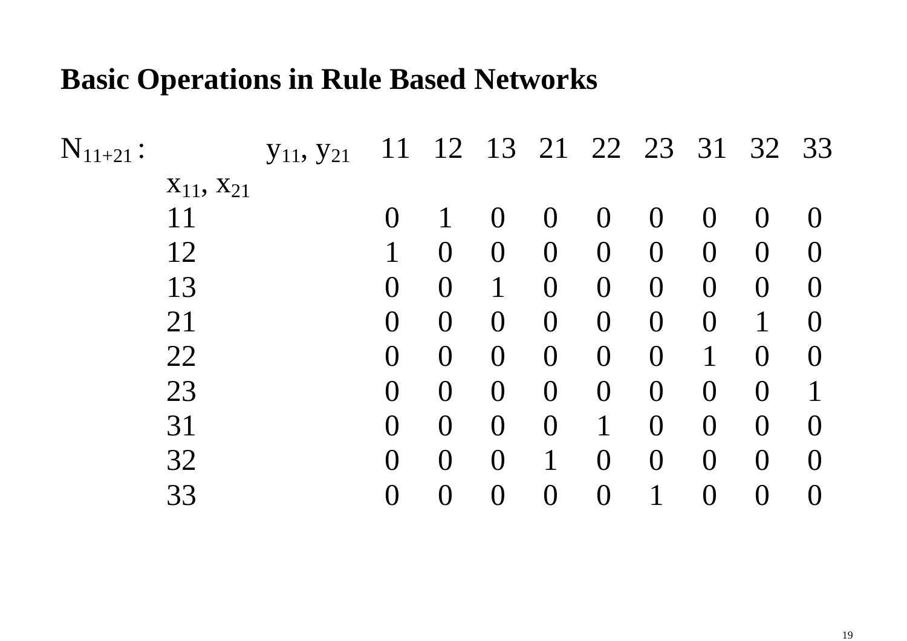## Basic Operations in Rule Based Networks

$N_{11+21}$ :

| $x_{11}, x_{21}$ \ $y_{11}, y_{21}$ | 11 | 12 | 13 | 21 | 22 | 23 | 31 | 32 | 33 |
|---|---|---|---|---|---|---|---|---|---|
| 11 | 0 | 1 | 0 | 0 | 0 | 0 | 0 | 0 | 0 |
| 12 | 1 | 0 | 0 | 0 | 0 | 0 | 0 | 0 | 0 |
| 13 | 0 | 0 | 1 | 0 | 0 | 0 | 0 | 0 | 0 |
| 21 | 0 | 0 | 0 | 0 | 0 | 0 | 0 | 1 | 0 |
| 22 | 0 | 0 | 0 | 0 | 0 | 0 | 1 | 0 | 0 |
| 23 | 0 | 0 | 0 | 0 | 0 | 0 | 0 | 0 | 1 |
| 31 | 0 | 0 | 0 | 0 | 1 | 0 | 0 | 0 | 0 |
| 32 | 0 | 0 | 0 | 1 | 0 | 0 | 0 | 0 | 0 |
| 33 | 0 | 0 | 0 | 0 | 0 | 1 | 0 | 0 | 0 |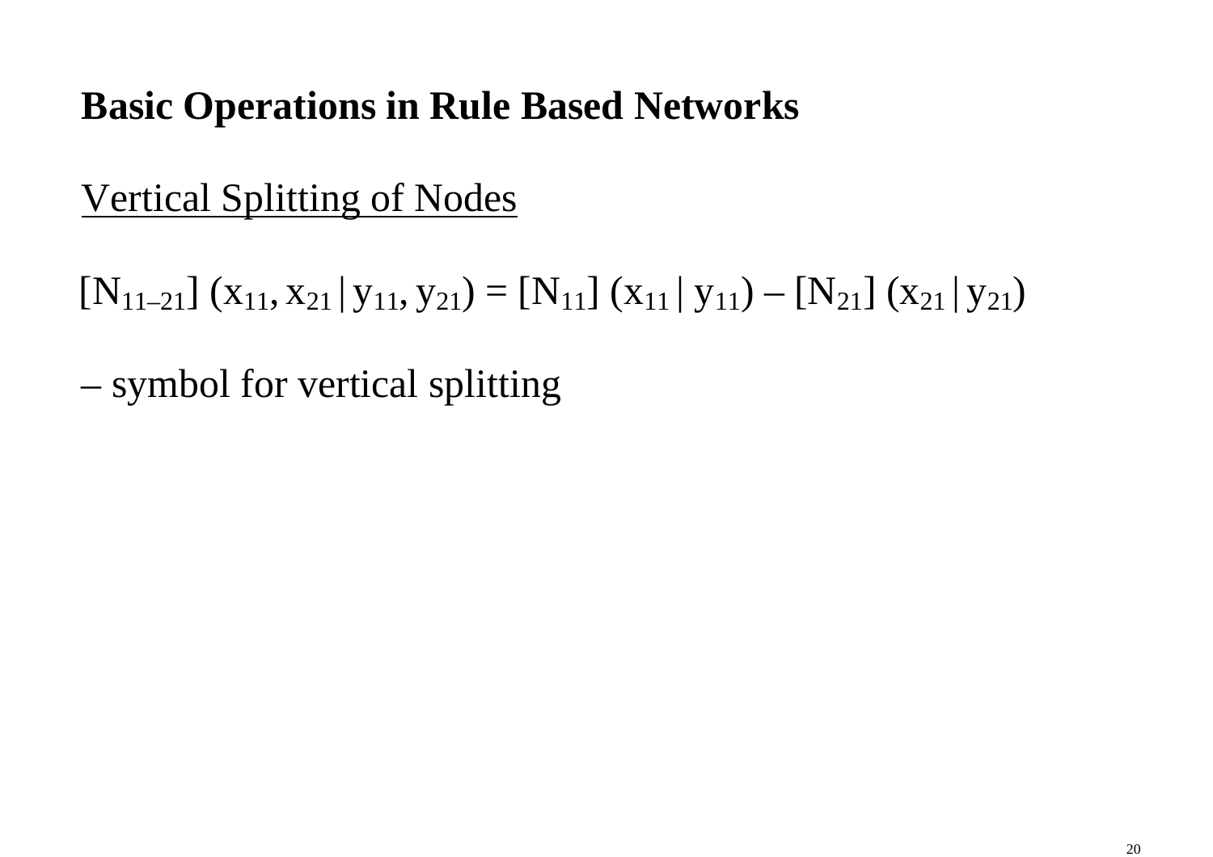# Basic Operations in Rule Based Networks

## Vertical Splitting of Nodes

$$[N_{11-21}]\ (x_{11}, x_{21} \,|\, y_{11}, y_{21}) = [N_{11}]\ (x_{11} \,|\, y_{11}) - [N_{21}]\ (x_{21} \,|\, y_{21})$$

– symbol for vertical splitting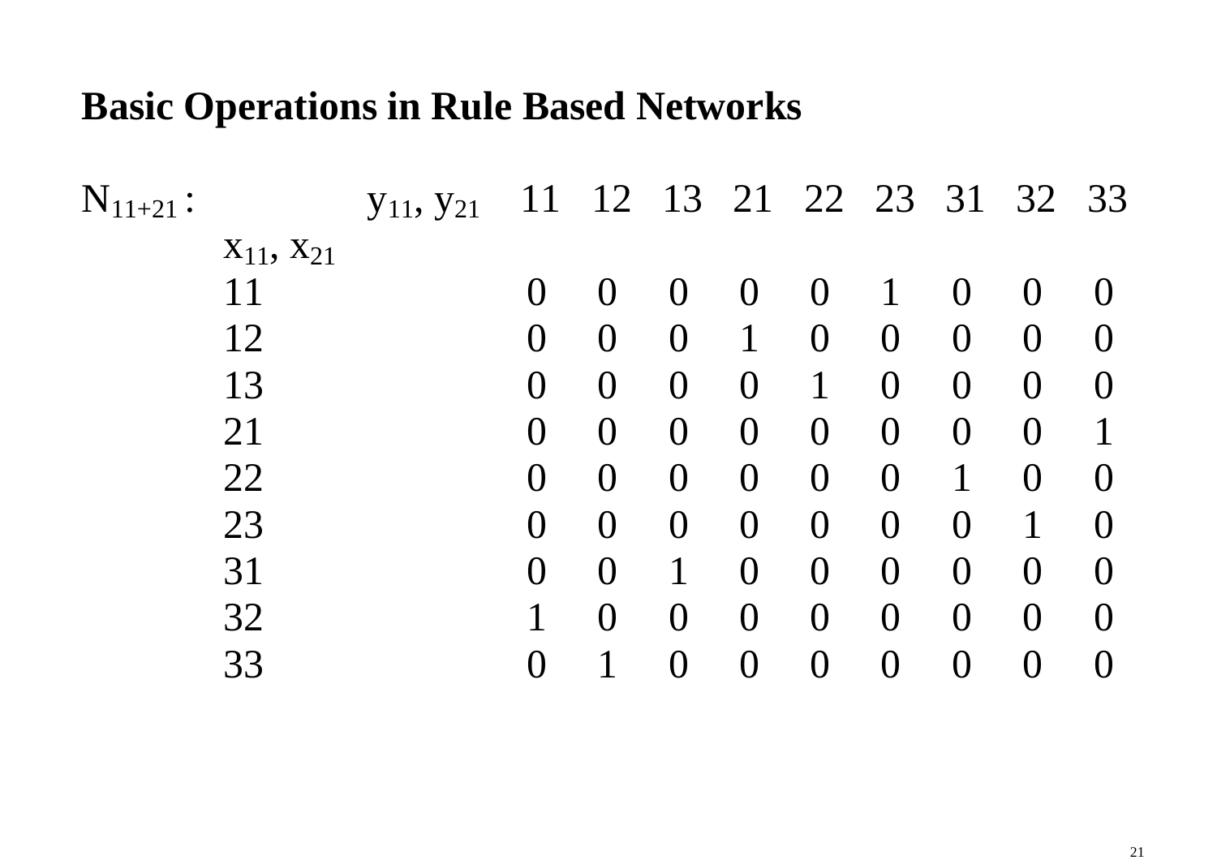# Basic Operations in Rule Based Networks

$N_{11+21}$ :

| $x_{11}, x_{21}$ \ $y_{11}, y_{21}$ | 11 | 12 | 13 | 21 | 22 | 23 | 31 | 32 | 33 |
|---|---|---|---|---|---|---|---|---|---|
| 11 | 0 | 0 | 0 | 0 | 0 | 1 | 0 | 0 | 0 |
| 12 | 0 | 0 | 0 | 1 | 0 | 0 | 0 | 0 | 0 |
| 13 | 0 | 0 | 0 | 0 | 1 | 0 | 0 | 0 | 0 |
| 21 | 0 | 0 | 0 | 0 | 0 | 0 | 0 | 0 | 1 |
| 22 | 0 | 0 | 0 | 0 | 0 | 0 | 1 | 0 | 0 |
| 23 | 0 | 0 | 0 | 0 | 0 | 0 | 0 | 1 | 0 |
| 31 | 0 | 0 | 1 | 0 | 0 | 0 | 0 | 0 | 0 |
| 32 | 1 | 0 | 0 | 0 | 0 | 0 | 0 | 0 | 0 |
| 33 | 0 | 1 | 0 | 0 | 0 | 0 | 0 | 0 | 0 |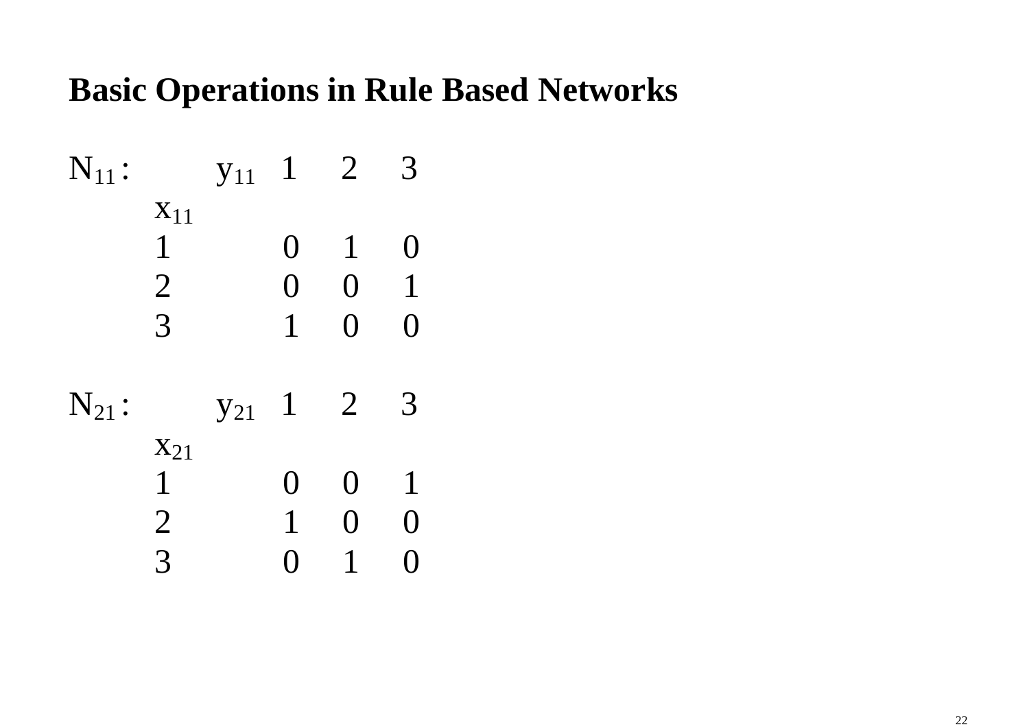## Basic Operations in Rule Based Networks

$N_{11}$ :

| $x_{11}$ \ $y_{11}$ | 1 | 2 | 3 |
|---|---|---|---|
| 1 | 0 | 1 | 0 |
| 2 | 0 | 0 | 1 |
| 3 | 1 | 0 | 0 |

$N_{21}$ :

| $x_{21}$ \ $y_{21}$ | 1 | 2 | 3 |
|---|---|---|---|
| 1 | 0 | 0 | 1 |
| 2 | 1 | 0 | 0 |
| 3 | 0 | 1 | 0 |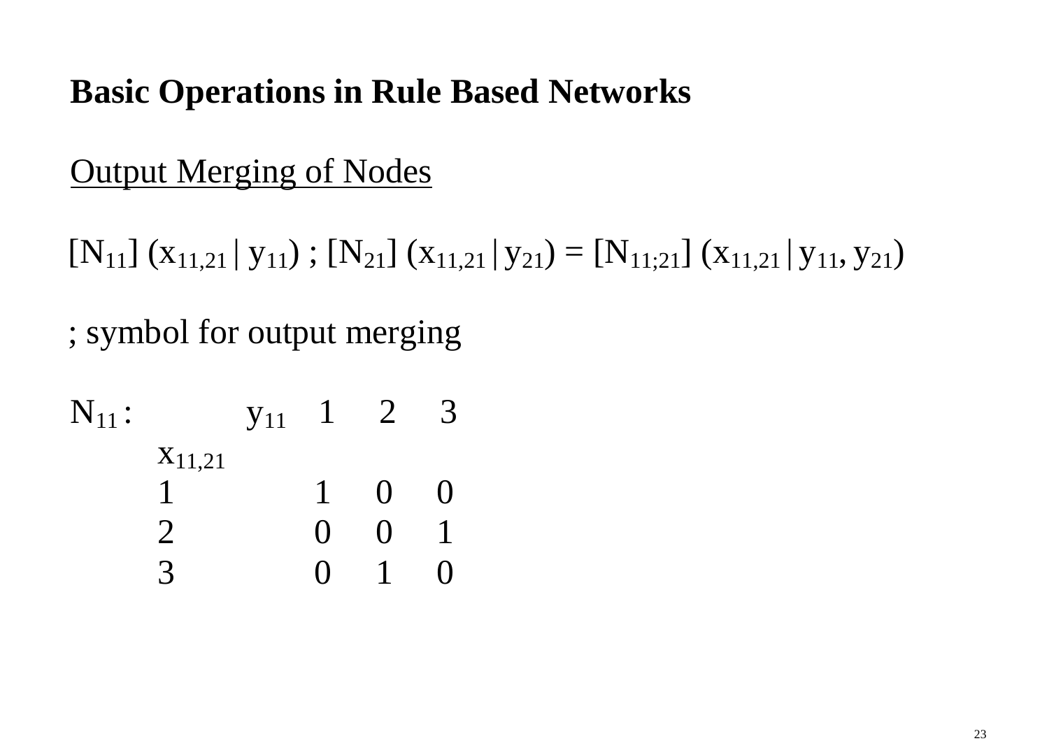## Basic Operations in Rule Based Networks

Output Merging of Nodes

$$[N_{11}]\ (x_{11,21} \,|\, y_{11})\ ;\ [N_{21}]\ (x_{11,21} \,|\, y_{21}) = [N_{11;21}]\ (x_{11,21} \,|\, y_{11}, y_{21})$$

; symbol for output merging

$N_{11}$ :

| $x_{11,21}$ \ $y_{11}$ | 1 | 2 | 3 |
|---|---|---|---|
| 1 | 1 | 0 | 0 |
| 2 | 0 | 0 | 1 |
| 3 | 0 | 1 | 0 |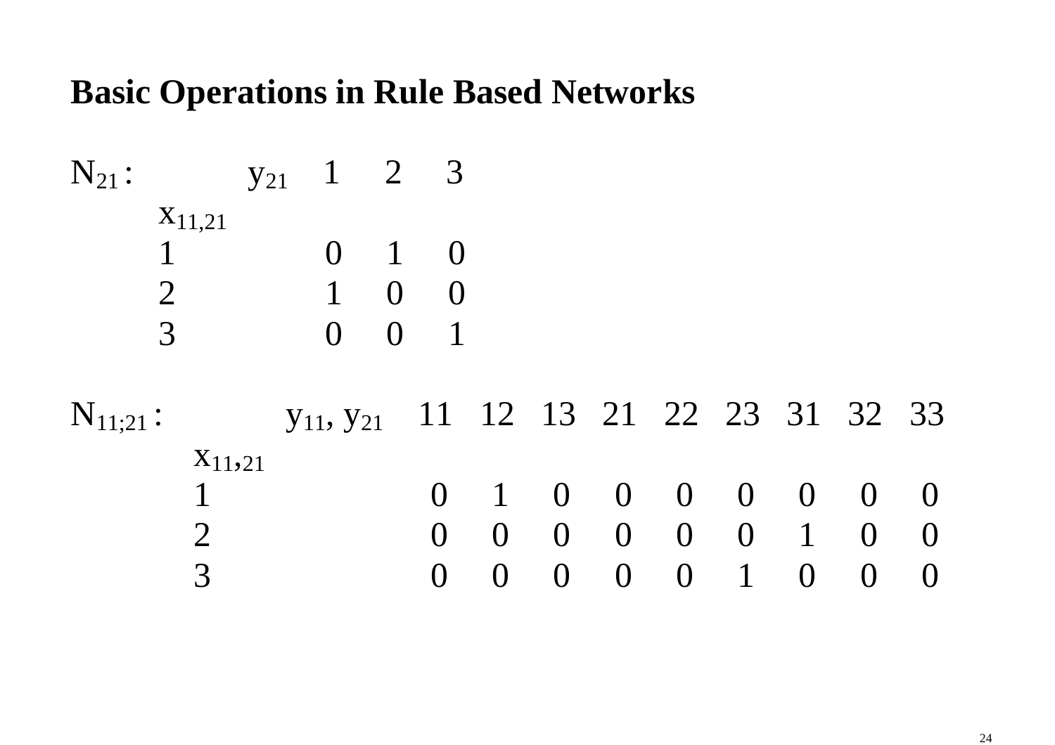## Basic Operations in Rule Based Networks

$N_{21}$ :

| $x_{11,21}$ \ $y_{21}$ | 1 | 2 | 3 |
|---|---|---|---|
| 1 | 0 | 1 | 0 |
| 2 | 1 | 0 | 0 |
| 3 | 0 | 0 | 1 |

$N_{11;21}$ :

| $x_{11,21}$ \ $y_{11}, y_{21}$ | 11 | 12 | 13 | 21 | 22 | 23 | 31 | 32 | 33 |
|---|---|---|---|---|---|---|---|---|---|
| 1 | 0 | 1 | 0 | 0 | 0 | 0 | 0 | 0 | 0 |
| 2 | 0 | 0 | 0 | 0 | 0 | 0 | 1 | 0 | 0 |
| 3 | 0 | 0 | 0 | 0 | 0 | 1 | 0 | 0 | 0 |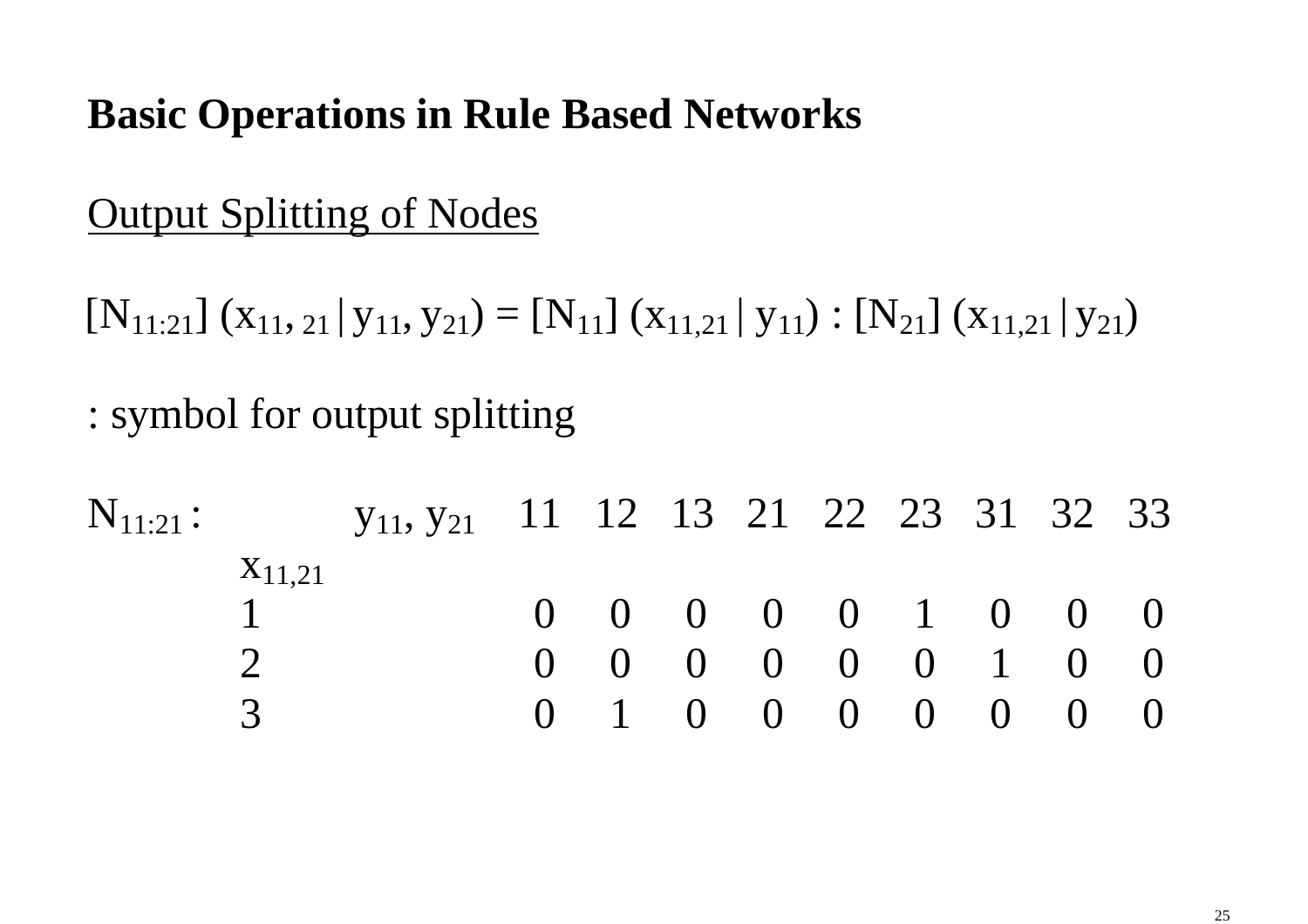**Basic Operations in Rule Based Networks**

<u>Output Splitting of Nodes</u>

$$[N_{11:21}]\ (x_{11,21} \,|\, y_{11}, y_{21}) = [N_{11}]\ (x_{11,21} \,|\, y_{11}) : [N_{21}]\ (x_{11,21} \,|\, y_{21})$$

: symbol for output splitting

$N_{11:21}$ :

| $x_{11,21}$ \ $y_{11}, y_{21}$ | 11 | 12 | 13 | 21 | 22 | 23 | 31 | 32 | 33 |
|---|---|---|---|---|---|---|---|---|---|
| 1 | 0 | 0 | 0 | 0 | 0 | 1 | 0 | 0 | 0 |
| 2 | 0 | 0 | 0 | 0 | 0 | 0 | 1 | 0 | 0 |
| 3 | 0 | 1 | 0 | 0 | 0 | 0 | 0 | 0 | 0 |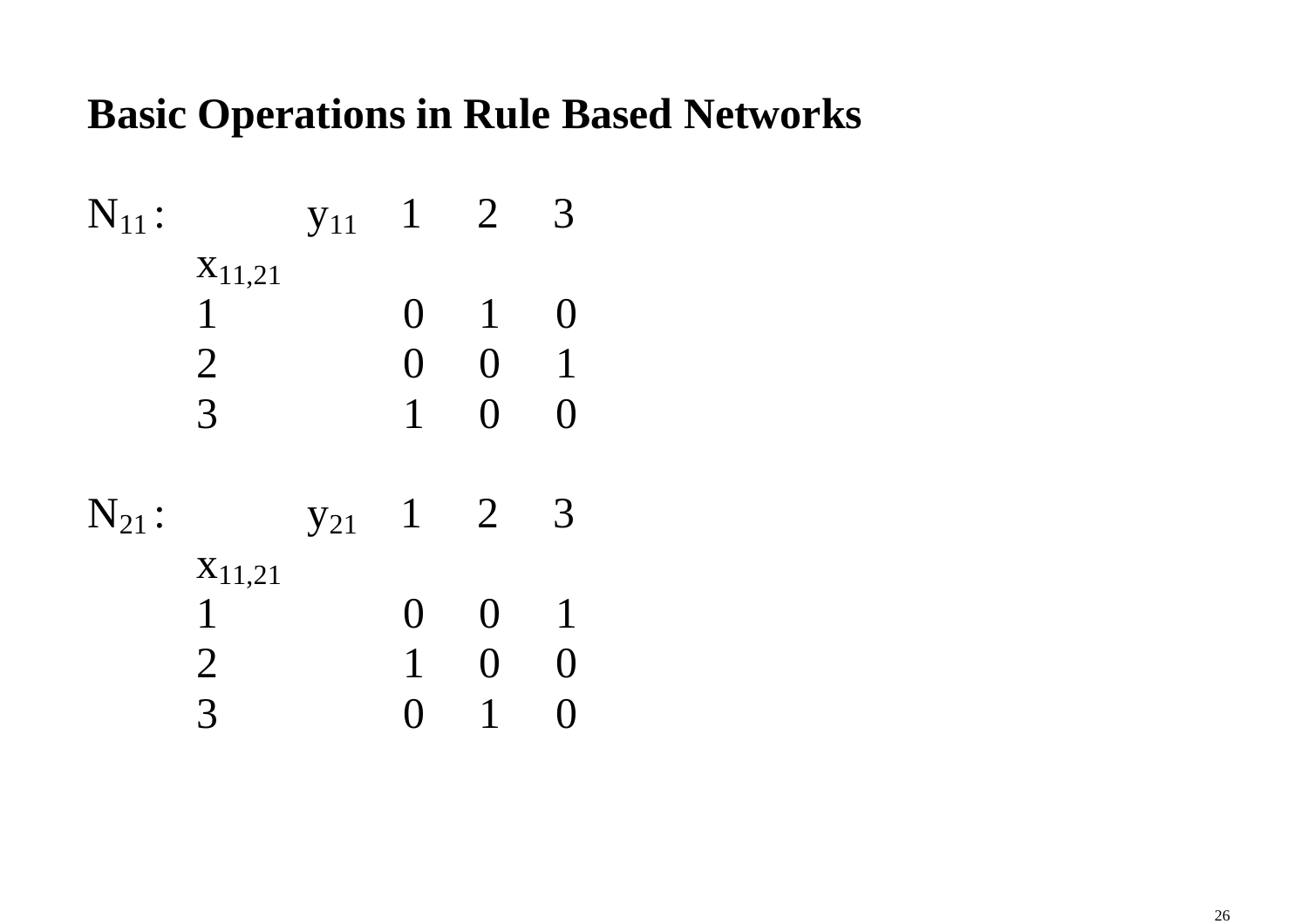## Basic Operations in Rule Based Networks

$N_{11}$ :

| $x_{11,21}$ \ $y_{11}$ | 1 | 2 | 3 |
|---|---|---|---|
| 1 | 0 | 1 | 0 |
| 2 | 0 | 0 | 1 |
| 3 | 1 | 0 | 0 |

$N_{21}$ :

| $x_{11,21}$ \ $y_{21}$ | 1 | 2 | 3 |
|---|---|---|---|
| 1 | 0 | 0 | 1 |
| 2 | 1 | 0 | 0 |
| 3 | 0 | 1 | 0 |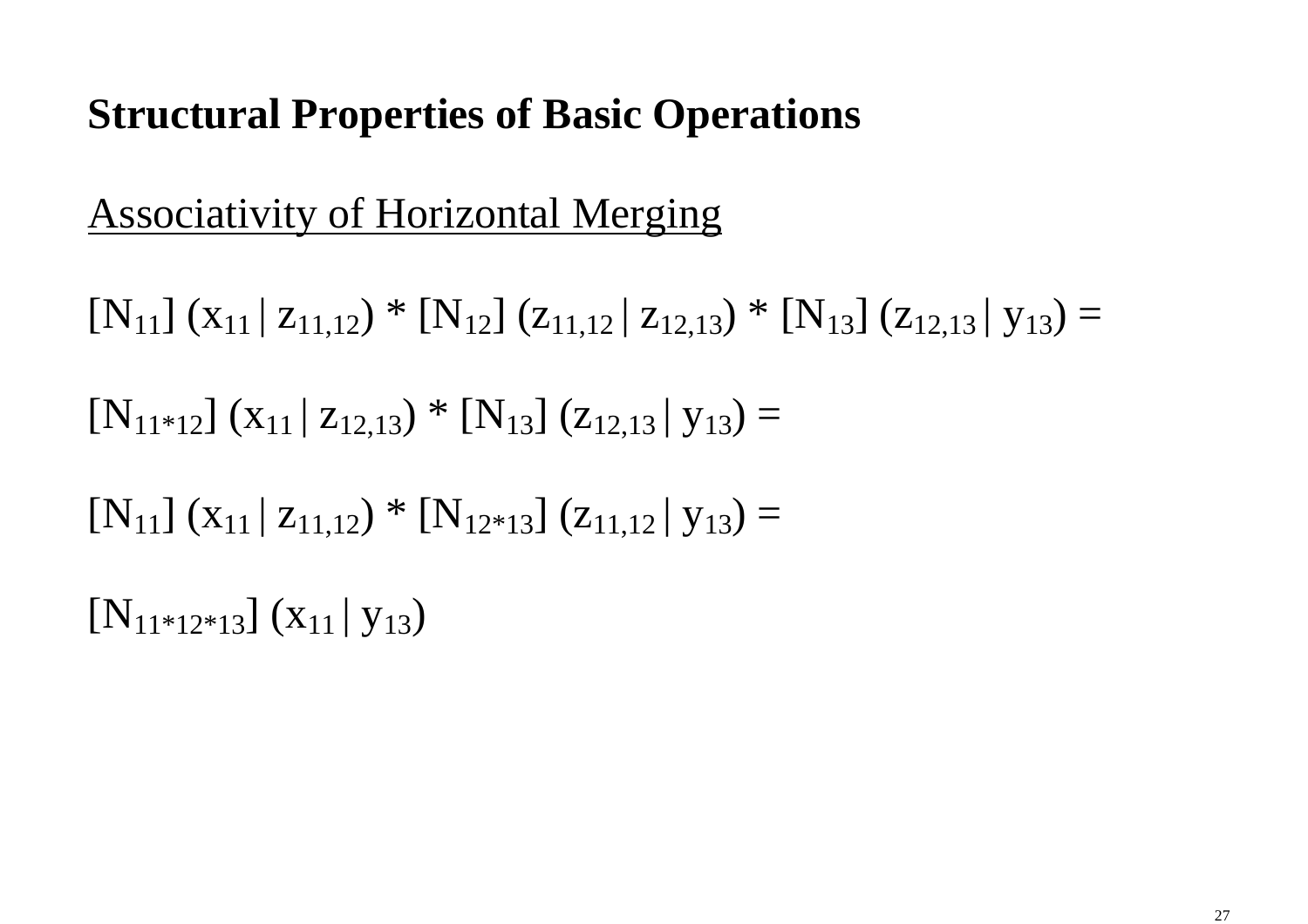## Structural Properties of Basic Operations

Associativity of Horizontal Merging

$[N_{11}]\ (x_{11} \mid z_{11,12}) * [N_{12}]\ (z_{11,12} \mid z_{12,13}) * [N_{13}]\ (z_{12,13} \mid y_{13}) =$

$[N_{11*12}]\ (x_{11} \mid z_{12,13}) * [N_{13}]\ (z_{12,13} \mid y_{13}) =$

$[N_{11}]\ (x_{11} \mid z_{11,12}) * [N_{12*13}]\ (z_{11,12} \mid y_{13}) =$

$[N_{11*12*13}]\ (x_{11} \mid y_{13})$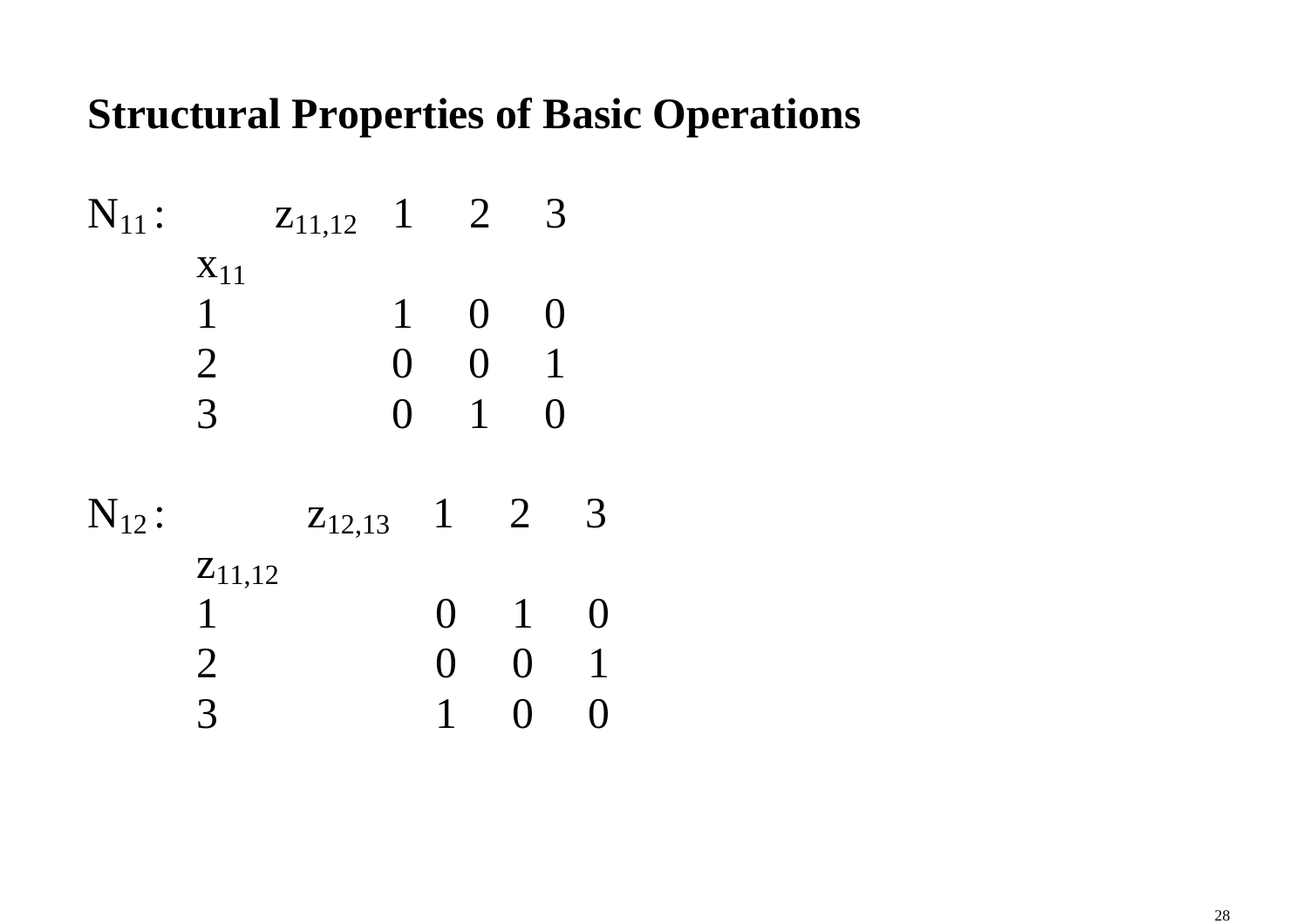## Structural Properties of Basic Operations

$N_{11}$ :

| $x_{11}$ \ $z_{11,12}$ | 1 | 2 | 3 |
|---|---|---|---|
| 1 | 1 | 0 | 0 |
| 2 | 0 | 0 | 1 |
| 3 | 0 | 1 | 0 |

$N_{12}$ :

| $z_{11,12}$ \ $z_{12,13}$ | 1 | 2 | 3 |
|---|---|---|---|
| 1 | 0 | 1 | 0 |
| 2 | 0 | 0 | 1 |
| 3 | 1 | 0 | 0 |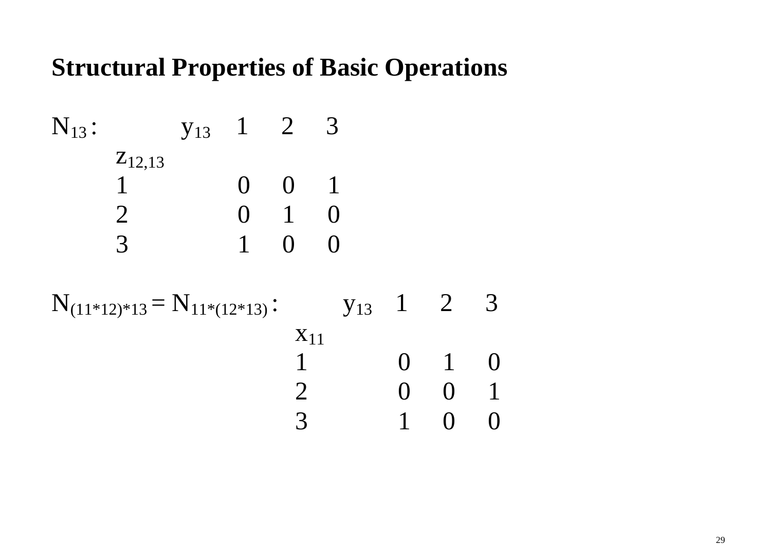## Structural Properties of Basic Operations

$N_{13}$ :

| $z_{12,13}$ \ $y_{13}$ | 1 | 2 | 3 |
|---|---|---|---|
| 1 | 0 | 0 | 1 |
| 2 | 0 | 1 | 0 |
| 3 | 1 | 0 | 0 |

$N_{(11*12)*13} = N_{11*(12*13)}$ :

| $x_{11}$ \ $y_{13}$ | 1 | 2 | 3 |
|---|---|---|---|
| 1 | 0 | 1 | 0 |
| 2 | 0 | 0 | 1 |
| 3 | 1 | 0 | 0 |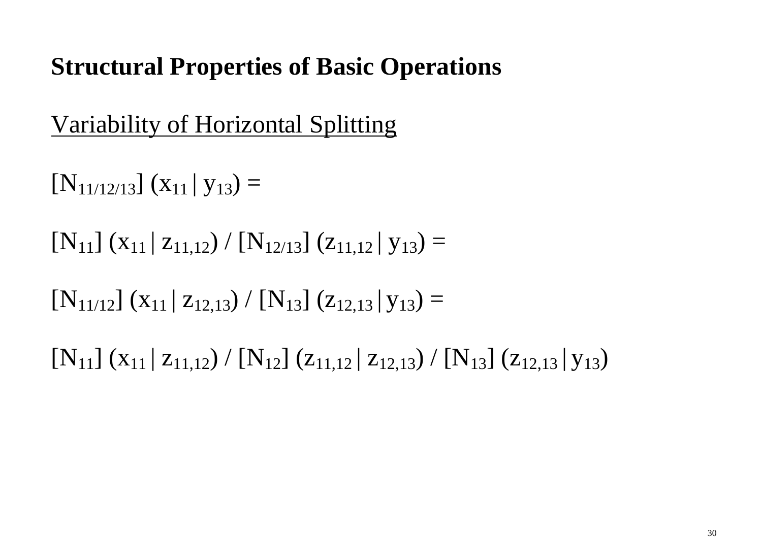## Structural Properties of Basic Operations

Variability of Horizontal Splitting

$[N_{11/12/13}]\ (x_{11}\,|\,y_{13}) =$

$[N_{11}]\ (x_{11}\,|\,z_{11,12})\ /\ [N_{12/13}]\ (z_{11,12}\,|\,y_{13}) =$

$[N_{11/12}]\ (x_{11}\,|\,z_{12,13})\ /\ [N_{13}]\ (z_{12,13}\,|\,y_{13}) =$

$[N_{11}]\ (x_{11}\,|\,z_{11,12})\ /\ [N_{12}]\ (z_{11,12}\,|\,z_{12,13})\ /\ [N_{13}]\ (z_{12,13}\,|\,y_{13})$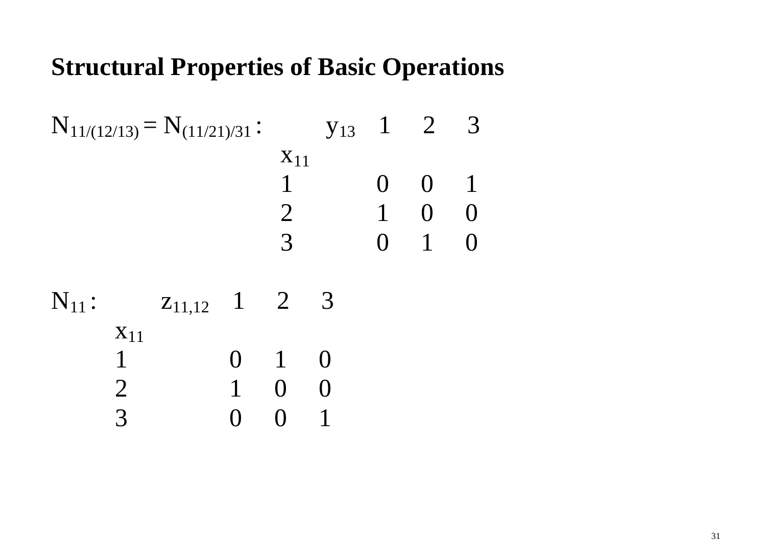# Structural Properties of Basic Operations

$N_{11/(12/13)} = N_{(11/21)/31}$ :

| $x_{11}$ \ $y_{13}$ | 1 | 2 | 3 |
|---|---|---|---|
| 1 | 0 | 0 | 1 |
| 2 | 1 | 0 | 0 |
| 3 | 0 | 1 | 0 |

$N_{11}$ :

| $x_{11}$ \ $z_{11,12}$ | 1 | 2 | 3 |
|---|---|---|---|
| 1 | 0 | 1 | 0 |
| 2 | 1 | 0 | 0 |
| 3 | 0 | 0 | 1 |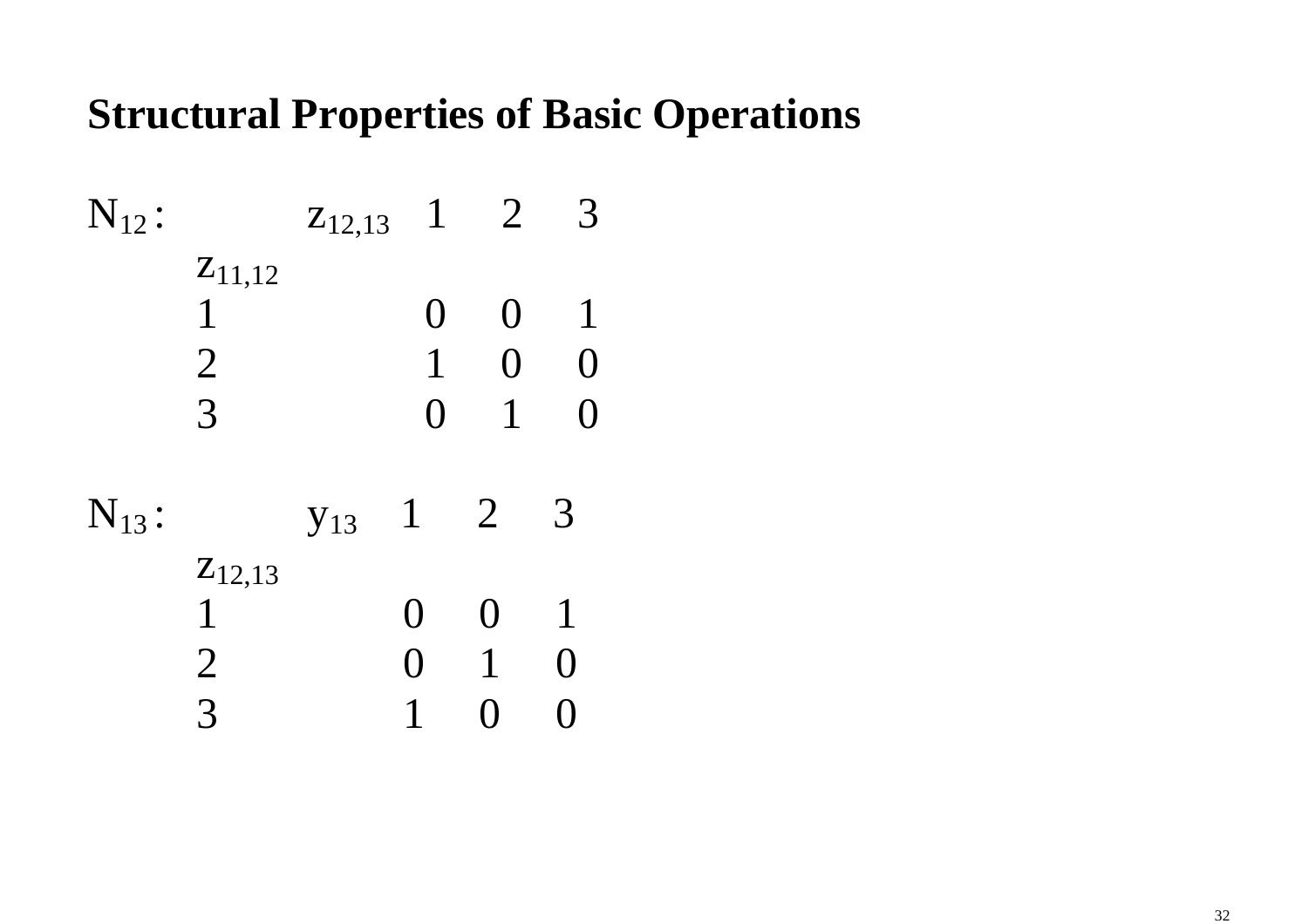# Structural Properties of Basic Operations

$N_{12}$ :

| $z_{11,12}$ \ $z_{12,13}$ | 1 | 2 | 3 |
|---|---|---|---|
| 1 | 0 | 0 | 1 |
| 2 | 1 | 0 | 0 |
| 3 | 0 | 1 | 0 |

$N_{13}$ :

| $z_{12,13}$ \ $y_{13}$ | 1 | 2 | 3 |
|---|---|---|---|
| 1 | 0 | 0 | 1 |
| 2 | 0 | 1 | 0 |
| 3 | 1 | 0 | 0 |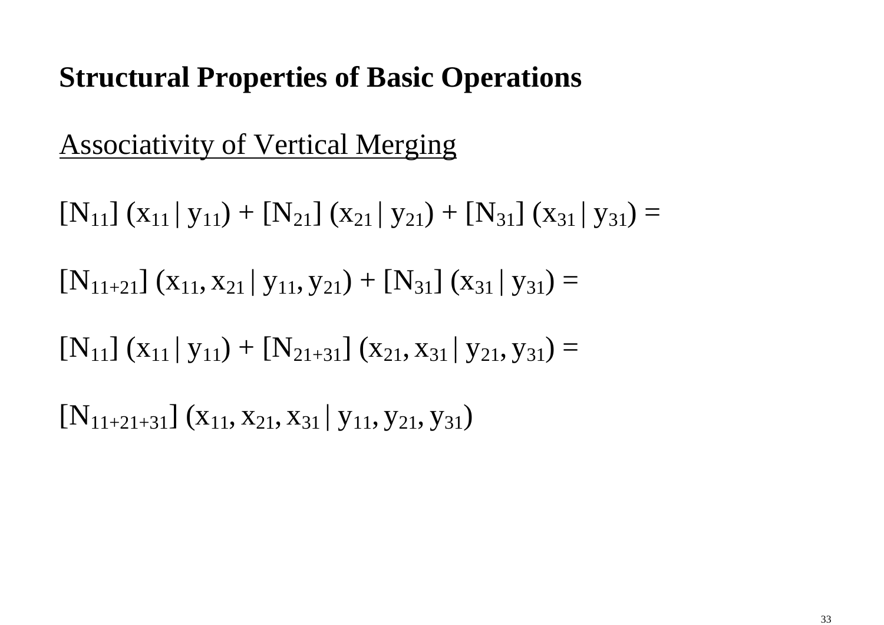## Structural Properties of Basic Operations

Associativity of Vertical Merging

$[N_{11}]\ (x_{11} \mid y_{11}) + [N_{21}]\ (x_{21} \mid y_{21}) + [N_{31}]\ (x_{31} \mid y_{31}) =$

$[N_{11+21}]\ (x_{11}, x_{21} \mid y_{11}, y_{21}) + [N_{31}]\ (x_{31} \mid y_{31}) =$

$[N_{11}]\ (x_{11} \mid y_{11}) + [N_{21+31}]\ (x_{21}, x_{31} \mid y_{21}, y_{31}) =$

$[N_{11+21+31}]\ (x_{11}, x_{21}, x_{31} \mid y_{11}, y_{21}, y_{31})$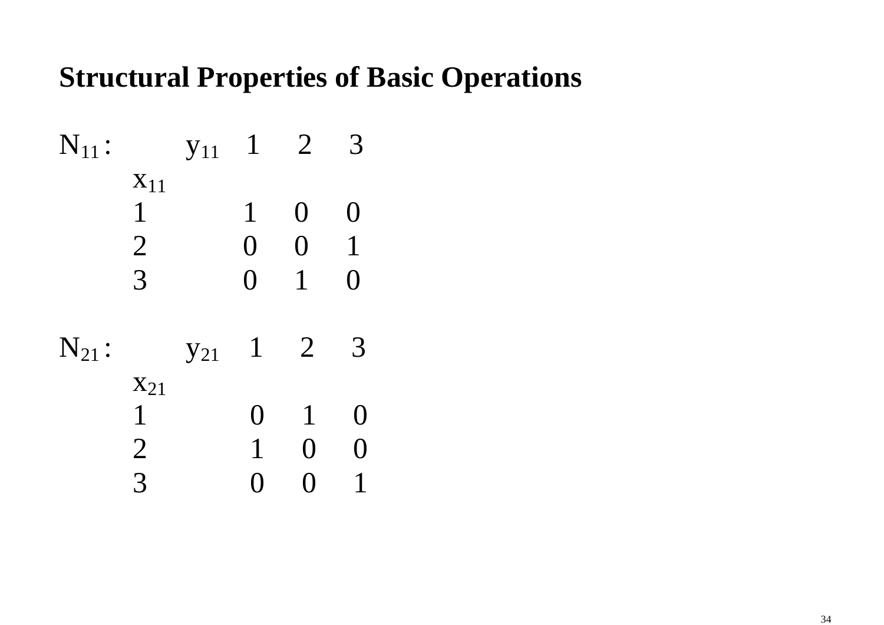## Structural Properties of Basic Operations

$N_{11}$ :

| $x_{11}$ \ $y_{11}$ | 1 | 2 | 3 |
|---|---|---|---|
| 1 | 1 | 0 | 0 |
| 2 | 0 | 0 | 1 |
| 3 | 0 | 1 | 0 |

$N_{21}$ :

| $x_{21}$ \ $y_{21}$ | 1 | 2 | 3 |
|---|---|---|---|
| 1 | 0 | 1 | 0 |
| 2 | 1 | 0 | 0 |
| 3 | 0 | 0 | 1 |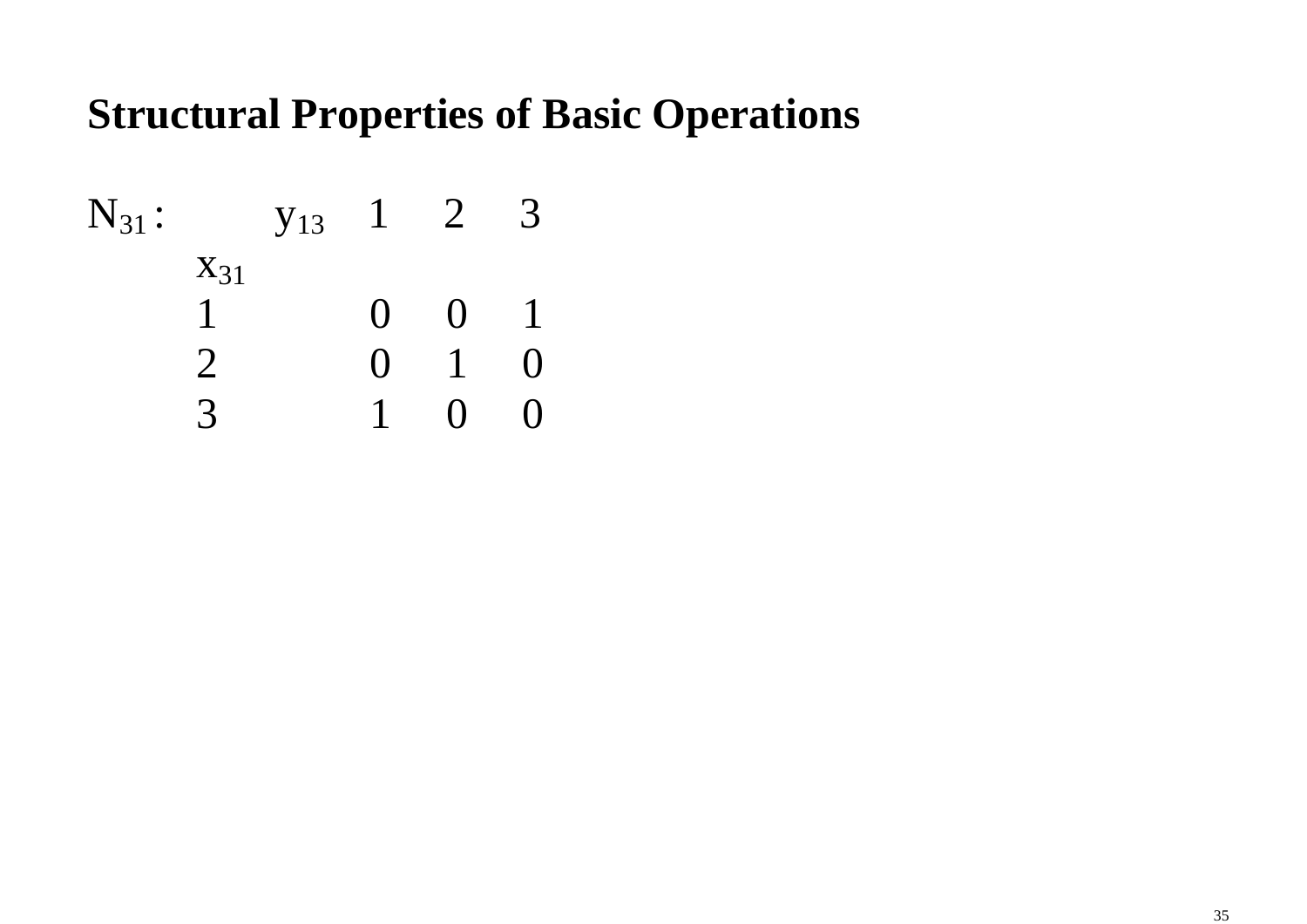## Structural Properties of Basic Operations

$N_{31}$ :

| $x_{31}$ \ $y_{13}$ | 1 | 2 | 3 |
|---|---|---|---|
| 1 | 0 | 0 | 1 |
| 2 | 0 | 1 | 0 |
| 3 | 1 | 0 | 0 |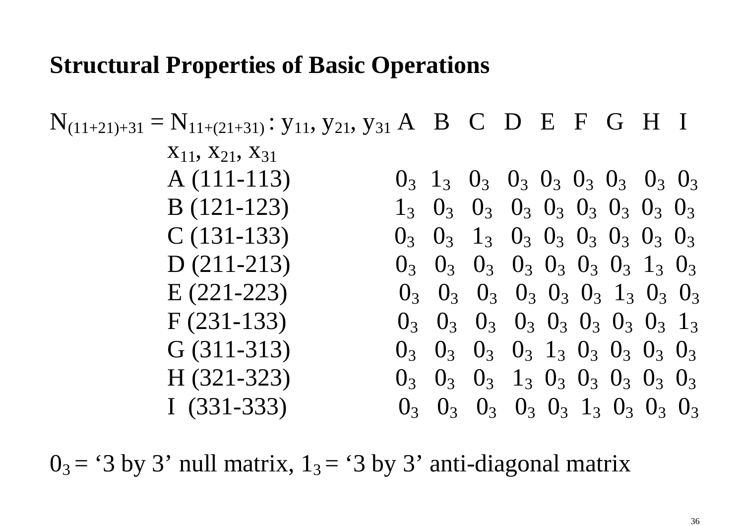## Structural Properties of Basic Operations

$N_{(11+21)+31} = N_{11+(21+31)}$ : $y_{11}$, $y_{21}$, $y_{31}$ A B C D E F G H I

| $x_{11}$, $x_{21}$, $x_{31}$ | A | B | C | D | E | F | G | H | I |
|---|---|---|---|---|---|---|---|---|---|
| A (111-113) | $0_3$ | $1_3$ | $0_3$ | $0_3$ | $0_3$ | $0_3$ | $0_3$ | $0_3$ | $0_3$ |
| B (121-123) | $1_3$ | $0_3$ | $0_3$ | $0_3$ | $0_3$ | $0_3$ | $0_3$ | $0_3$ | $0_3$ |
| C (131-133) | $0_3$ | $0_3$ | $1_3$ | $0_3$ | $0_3$ | $0_3$ | $0_3$ | $0_3$ | $0_3$ |
| D (211-213) | $0_3$ | $0_3$ | $0_3$ | $0_3$ | $0_3$ | $0_3$ | $0_3$ | $1_3$ | $0_3$ |
| E (221-223) | $0_3$ | $0_3$ | $0_3$ | $0_3$ | $0_3$ | $0_3$ | $1_3$ | $0_3$ | $0_3$ |
| F (231-133) | $0_3$ | $0_3$ | $0_3$ | $0_3$ | $0_3$ | $0_3$ | $0_3$ | $0_3$ | $1_3$ |
| G (311-313) | $0_3$ | $0_3$ | $0_3$ | $0_3$ | $1_3$ | $0_3$ | $0_3$ | $0_3$ | $0_3$ |
| H (321-323) | $0_3$ | $0_3$ | $0_3$ | $1_3$ | $0_3$ | $0_3$ | $0_3$ | $0_3$ | $0_3$ |
| I (331-333) | $0_3$ | $0_3$ | $0_3$ | $0_3$ | $0_3$ | $1_3$ | $0_3$ | $0_3$ | $0_3$ |

$0_3$ = '3 by 3' null matrix, $1_3$ = '3 by 3' anti-diagonal matrix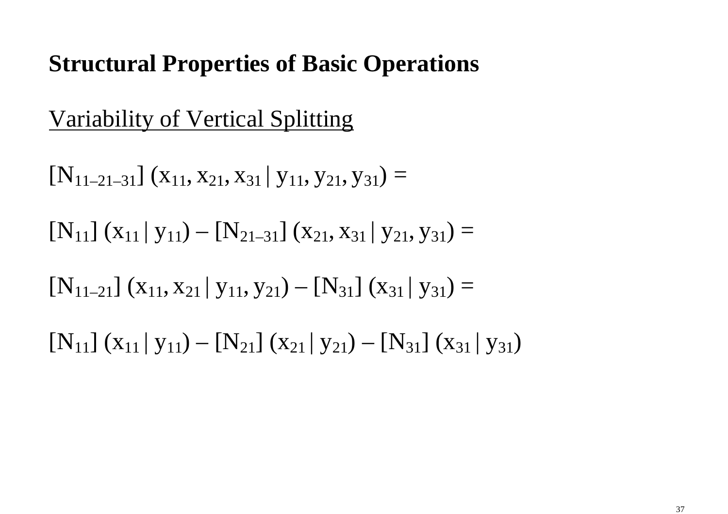## Structural Properties of Basic Operations

Variability of Vertical Splitting

$[N_{11–21–31}]\ (x_{11}, x_{21}, x_{31} \mid y_{11}, y_{21}, y_{31}) =$

$[N_{11}]\ (x_{11} \mid y_{11}) – [N_{21–31}]\ (x_{21}, x_{31} \mid y_{21}, y_{31}) =$

$[N_{11–21}]\ (x_{11}, x_{21} \mid y_{11}, y_{21}) – [N_{31}]\ (x_{31} \mid y_{31}) =$

$[N_{11}]\ (x_{11} \mid y_{11}) – [N_{21}]\ (x_{21} \mid y_{21}) – [N_{31}]\ (x_{31} \mid y_{31})$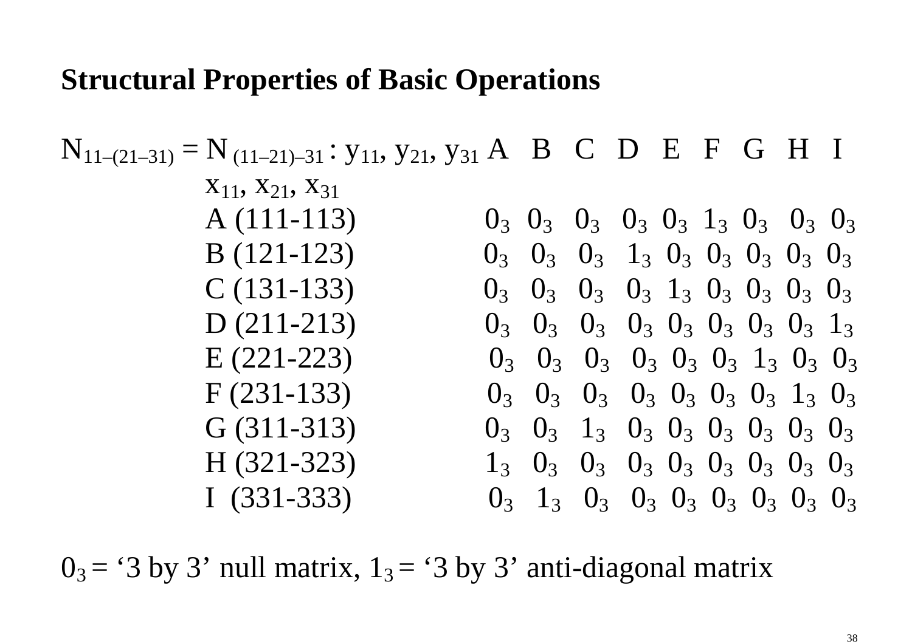## Structural Properties of Basic Operations

$N_{11-(21-31)} = N_{(11-21)-31}$ : $y_{11}, y_{21}, y_{31}$ A B C D E F G H I

| $x_{11}, x_{21}, x_{31}$ | A | B | C | D | E | F | G | H | I |
|---|---|---|---|---|---|---|---|---|---|
| A (111-113) | $0_3$ | $0_3$ | $0_3$ | $0_3$ | $0_3$ | $1_3$ | $0_3$ | $0_3$ | $0_3$ |
| B (121-123) | $0_3$ | $0_3$ | $0_3$ | $1_3$ | $0_3$ | $0_3$ | $0_3$ | $0_3$ | $0_3$ |
| C (131-133) | $0_3$ | $0_3$ | $0_3$ | $0_3$ | $1_3$ | $0_3$ | $0_3$ | $0_3$ | $0_3$ |
| D (211-213) | $0_3$ | $0_3$ | $0_3$ | $0_3$ | $0_3$ | $0_3$ | $0_3$ | $0_3$ | $1_3$ |
| E (221-223) | $0_3$ | $0_3$ | $0_3$ | $0_3$ | $0_3$ | $0_3$ | $1_3$ | $0_3$ | $0_3$ |
| F (231-133) | $0_3$ | $0_3$ | $0_3$ | $0_3$ | $0_3$ | $0_3$ | $0_3$ | $1_3$ | $0_3$ |
| G (311-313) | $0_3$ | $0_3$ | $1_3$ | $0_3$ | $0_3$ | $0_3$ | $0_3$ | $0_3$ | $0_3$ |
| H (321-323) | $1_3$ | $0_3$ | $0_3$ | $0_3$ | $0_3$ | $0_3$ | $0_3$ | $0_3$ | $0_3$ |
| I (331-333) | $0_3$ | $1_3$ | $0_3$ | $0_3$ | $0_3$ | $0_3$ | $0_3$ | $0_3$ | $0_3$ |

$0_3$ = '3 by 3' null matrix, $1_3$ = '3 by 3' anti-diagonal matrix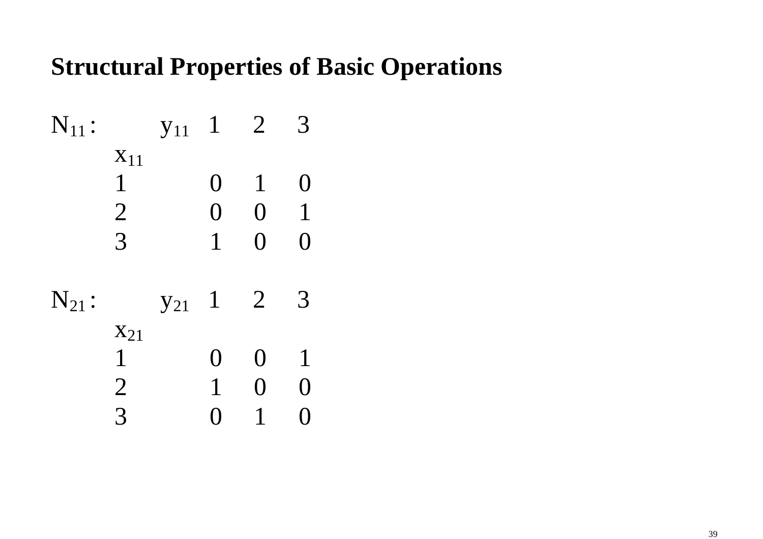# Structural Properties of Basic Operations

$N_{11}$ :

| $x_{11}$ \ $y_{11}$ | 1 | 2 | 3 |
|---|---|---|---|
| 1 | 0 | 1 | 0 |
| 2 | 0 | 0 | 1 |
| 3 | 1 | 0 | 0 |

$N_{21}$ :

| $x_{21}$ \ $y_{21}$ | 1 | 2 | 3 |
|---|---|---|---|
| 1 | 0 | 0 | 1 |
| 2 | 1 | 0 | 0 |
| 3 | 0 | 1 | 0 |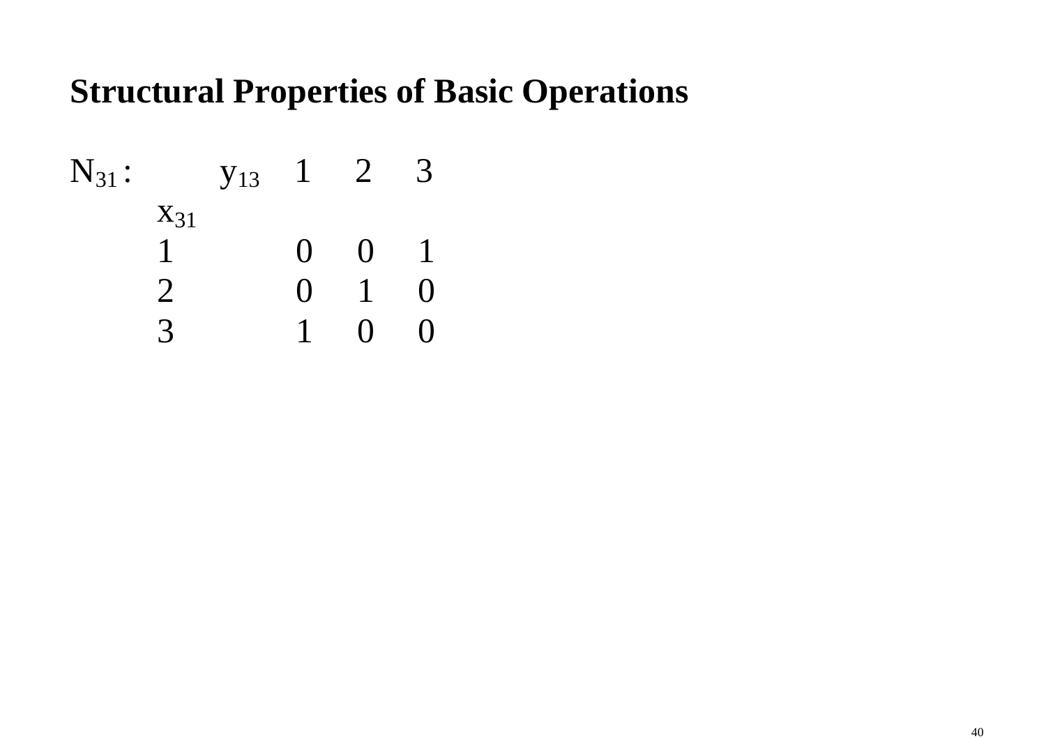# Structural Properties of Basic Operations

$N_{31}$ :

| $x_{31}$ \ $y_{13}$ | 1 | 2 | 3 |
|---|---|---|---|
| 1 | 0 | 0 | 1 |
| 2 | 0 | 1 | 0 |
| 3 | 1 | 0 | 0 |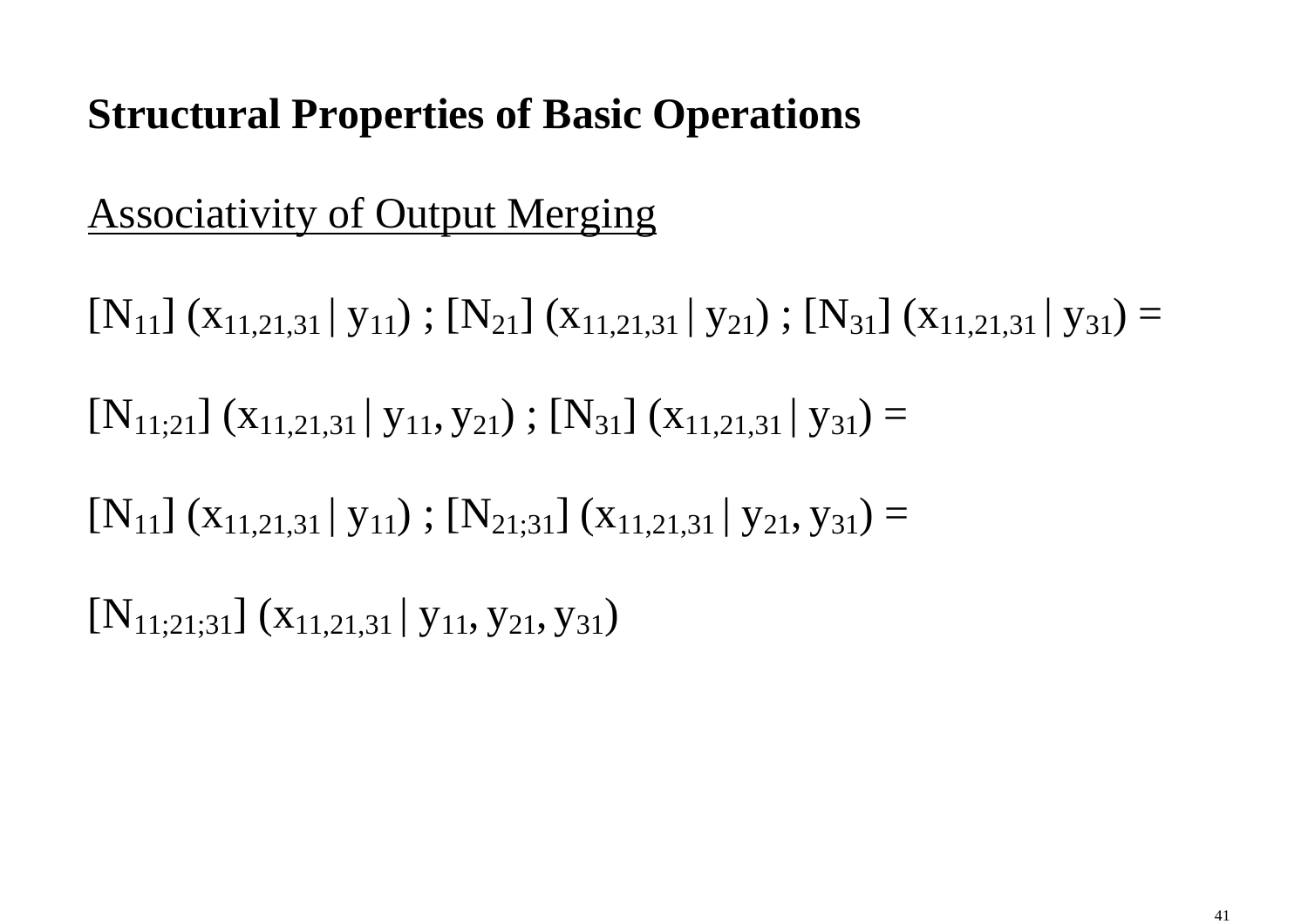## Structural Properties of Basic Operations

Associativity of Output Merging

$[N_{11}]\ (x_{11,21,31} \,|\, y_{11})\ ;\ [N_{21}]\ (x_{11,21,31} \,|\, y_{21})\ ;\ [N_{31}]\ (x_{11,21,31} \,|\, y_{31}) =$

$[N_{11;21}]\ (x_{11,21,31} \,|\, y_{11}, y_{21})\ ;\ [N_{31}]\ (x_{11,21,31} \,|\, y_{31}) =$

$[N_{11}]\ (x_{11,21,31} \,|\, y_{11})\ ;\ [N_{21;31}]\ (x_{11,21,31} \,|\, y_{21}, y_{31}) =$

$[N_{11;21;31}]\ (x_{11,21,31} \,|\, y_{11}, y_{21}, y_{31})$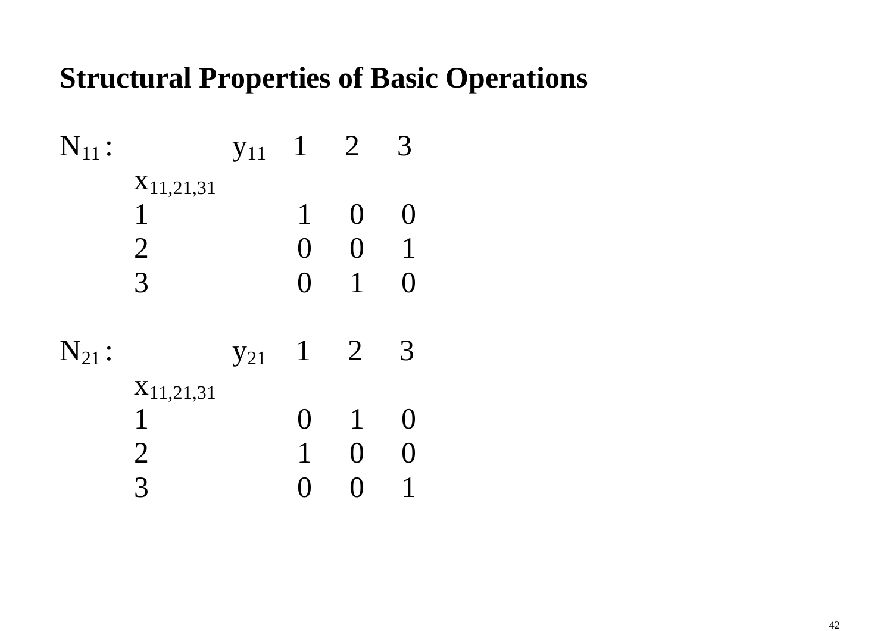# Structural Properties of Basic Operations

$N_{11}$ :

| $x_{11,21,31}$ \ $y_{11}$ | 1 | 2 | 3 |
|---|---|---|---|
| 1 | 1 | 0 | 0 |
| 2 | 0 | 0 | 1 |
| 3 | 0 | 1 | 0 |

$N_{21}$ :

| $x_{11,21,31}$ \ $y_{21}$ | 1 | 2 | 3 |
|---|---|---|---|
| 1 | 0 | 1 | 0 |
| 2 | 1 | 0 | 0 |
| 3 | 0 | 0 | 1 |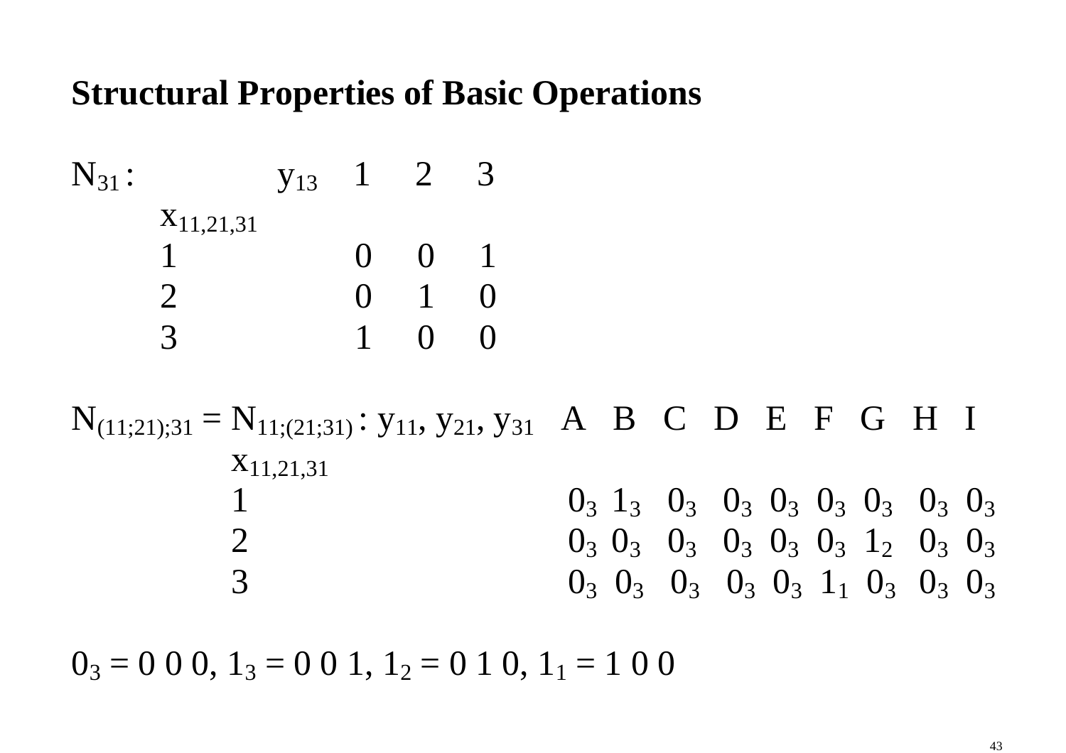## Structural Properties of Basic Operations

$N_{31}$ :

| $x_{11,21,31}$ \ $y_{13}$ | 1 | 2 | 3 |
|---|---|---|---|
| 1 | 0 | 0 | 1 |
| 2 | 0 | 1 | 0 |
| 3 | 1 | 0 | 0 |

$N_{(11;21);31} = N_{11;(21;31)}$ :

| $x_{11,21,31}$ \ $y_{11}, y_{21}, y_{31}$ | A | B | C | D | E | F | G | H | I |
|---|---|---|---|---|---|---|---|---|---|
| 1 | $0_3$ | $1_3$ | $0_3$ | $0_3$ | $0_3$ | $0_3$ | $0_3$ | $0_3$ | $0_3$ |
| 2 | $0_3$ | $0_3$ | $0_3$ | $0_3$ | $0_3$ | $0_3$ | $1_2$ | $0_3$ | $0_3$ |
| 3 | $0_3$ | $0_3$ | $0_3$ | $0_3$ | $0_3$ | $1_1$ | $0_3$ | $0_3$ | $0_3$ |

$0_3$ = 0 0 0, $1_3$ = 0 0 1, $1_2$ = 0 1 0, $1_1$ = 1 0 0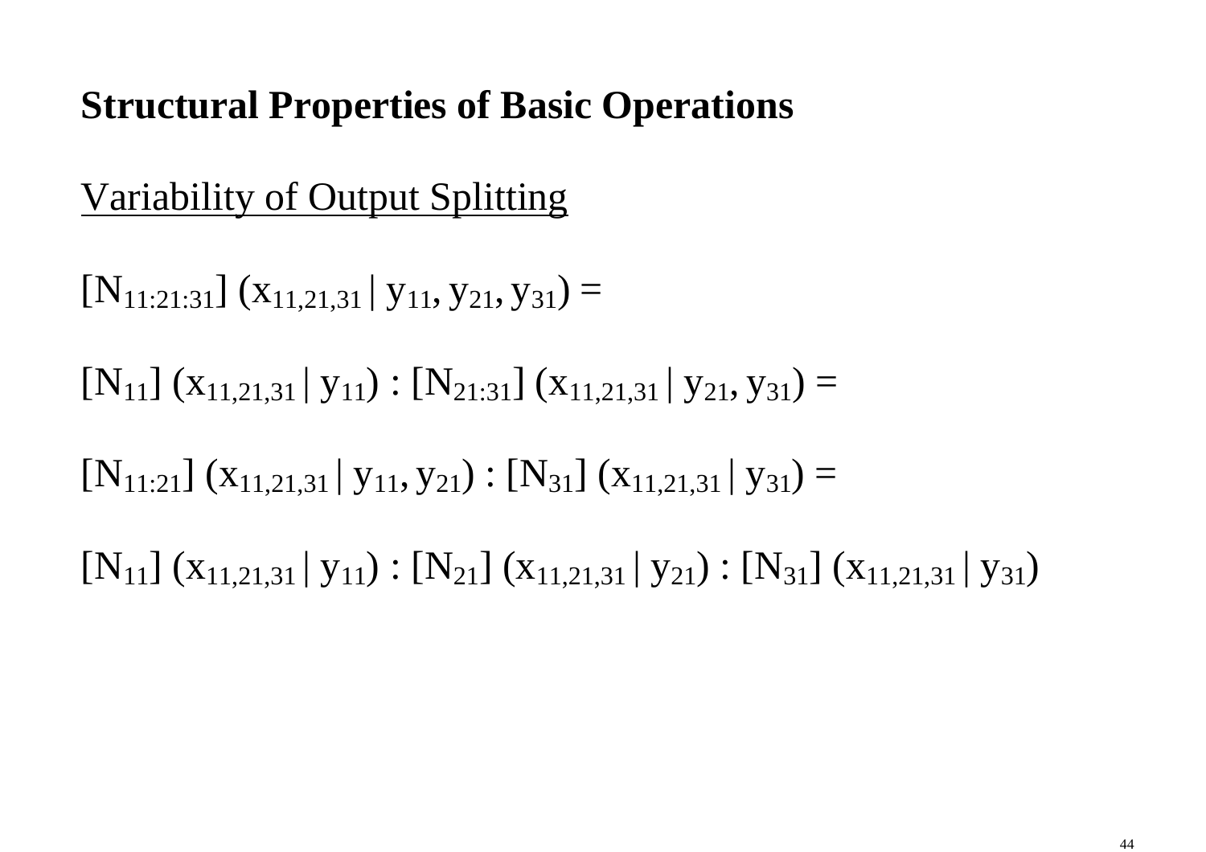**Structural Properties of Basic Operations**

Variability of Output Splitting

$[N_{11:21:31}]\ (x_{11,21,31} \mid y_{11}, y_{21}, y_{31}) =$

$[N_{11}]\ (x_{11,21,31} \mid y_{11}) : [N_{21:31}]\ (x_{11,21,31} \mid y_{21}, y_{31}) =$

$[N_{11:21}]\ (x_{11,21,31} \mid y_{11}, y_{21}) : [N_{31}]\ (x_{11,21,31} \mid y_{31}) =$

$[N_{11}]\ (x_{11,21,31} \mid y_{11}) : [N_{21}]\ (x_{11,21,31} \mid y_{21}) : [N_{31}]\ (x_{11,21,31} \mid y_{31})$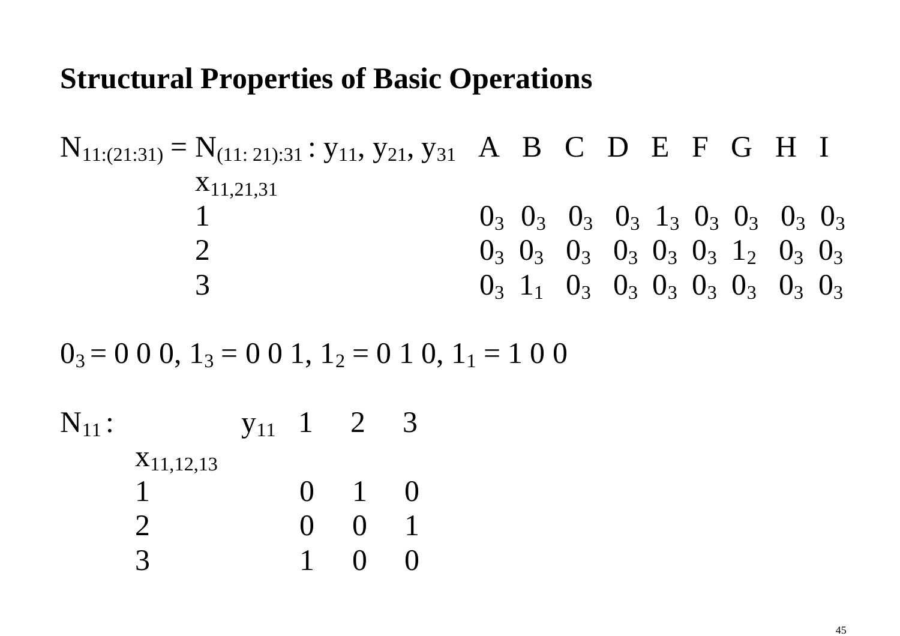## Structural Properties of Basic Operations

$N_{11:(21:31)} = N_{(11:21):31}$ : $y_{11}, y_{21}, y_{31}$

| $x_{11,21,31}$ | A | B | C | D | E | F | G | H | I |
|---|---|---|---|---|---|---|---|---|---|
| 1 | $0_3$ | $0_3$ | $0_3$ | $0_3$ | $1_3$ | $0_3$ | $0_3$ | $0_3$ | $0_3$ |
| 2 | $0_3$ | $0_3$ | $0_3$ | $0_3$ | $0_3$ | $0_3$ | $1_2$ | $0_3$ | $0_3$ |
| 3 | $0_3$ | $1_1$ | $0_3$ | $0_3$ | $0_3$ | $0_3$ | $0_3$ | $0_3$ | $0_3$ |

$0_3$ = 0 0 0, $1_3$ = 0 0 1, $1_2$ = 0 1 0, $1_1$ = 1 0 0

$N_{11}$ :

| $x_{11,12,13}$ \ $y_{11}$ | 1 | 2 | 3 |
|---|---|---|---|
| 1 | 0 | 1 | 0 |
| 2 | 0 | 0 | 1 |
| 3 | 1 | 0 | 0 |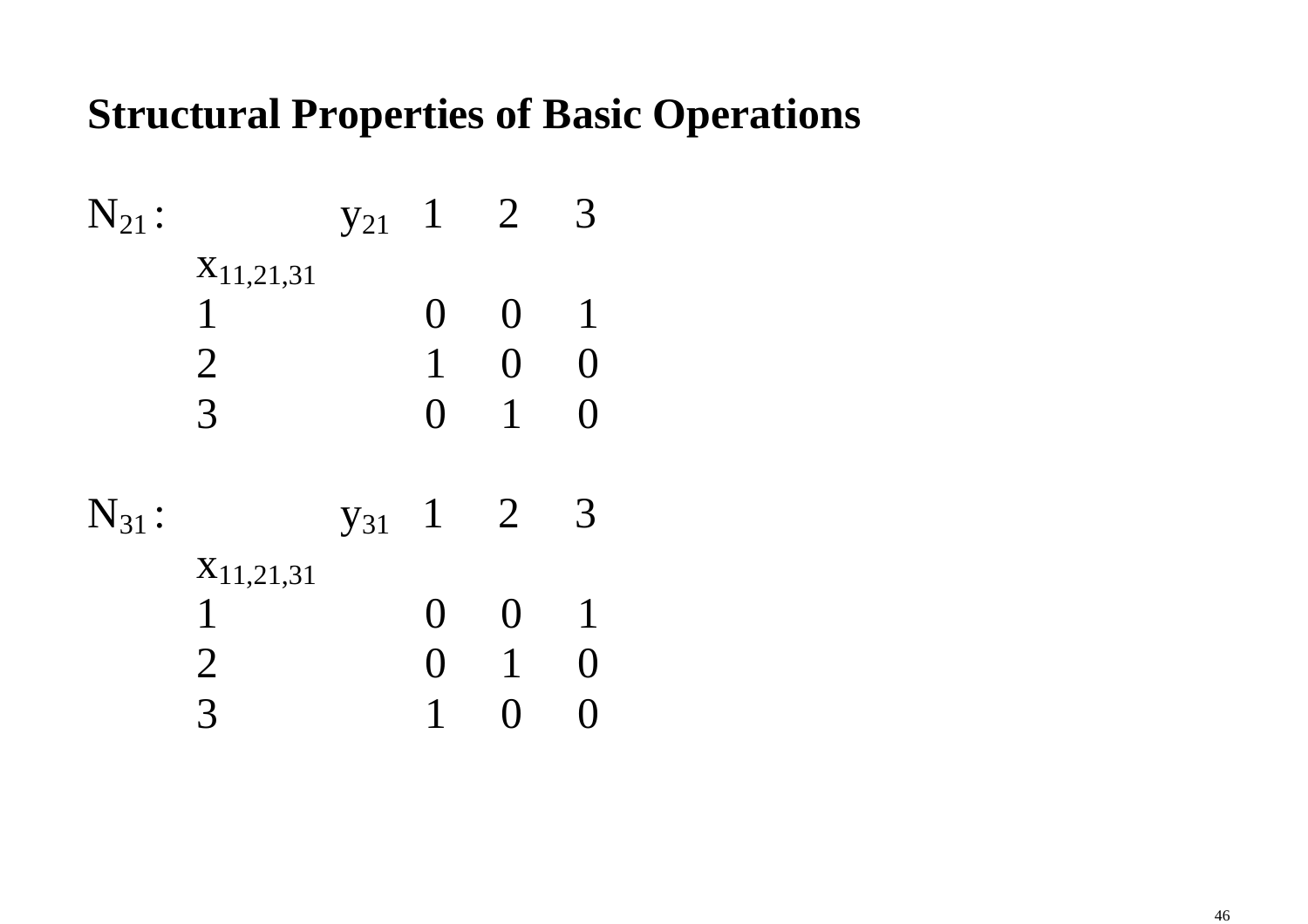## Structural Properties of Basic Operations

$N_{21}$ :

| $x_{11,21,31}$ \ $y_{21}$ | 1 | 2 | 3 |
|---|---|---|---|
| 1 | 0 | 0 | 1 |
| 2 | 1 | 0 | 0 |
| 3 | 0 | 1 | 0 |

$N_{31}$ :

| $x_{11,21,31}$ \ $y_{31}$ | 1 | 2 | 3 |
|---|---|---|---|
| 1 | 0 | 0 | 1 |
| 2 | 0 | 1 | 0 |
| 3 | 1 | 0 | 0 |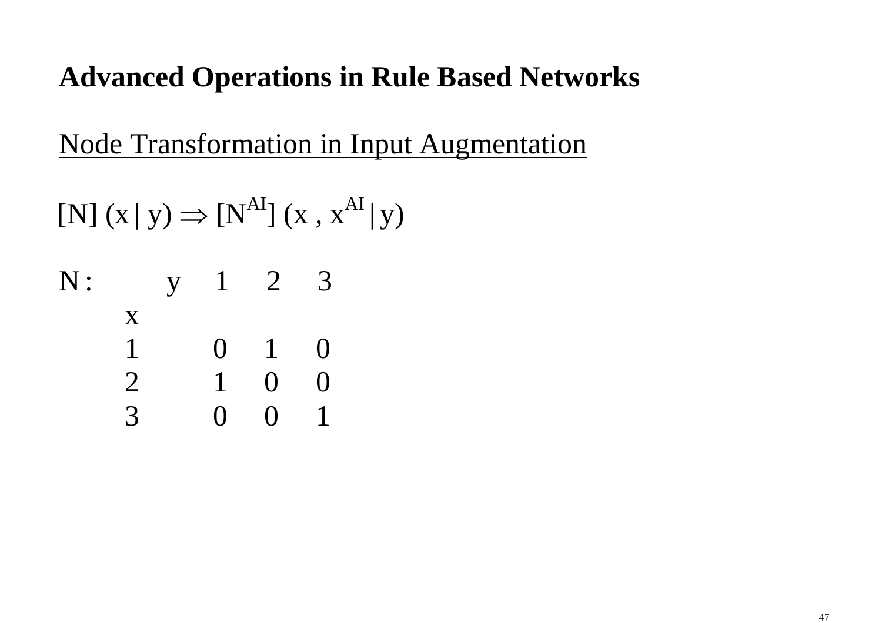## Advanced Operations in Rule Based Networks

Node Transformation in Input Augmentation

$$[N]\ (x\,|\,y) \Rightarrow [N^{AI}]\ (x\ ,\ x^{AI}\,|\,y)$$

N :

| x \ y | 1 | 2 | 3 |
|---|---|---|---|
| 1 | 0 | 1 | 0 |
| 2 | 1 | 0 | 0 |
| 3 | 0 | 0 | 1 |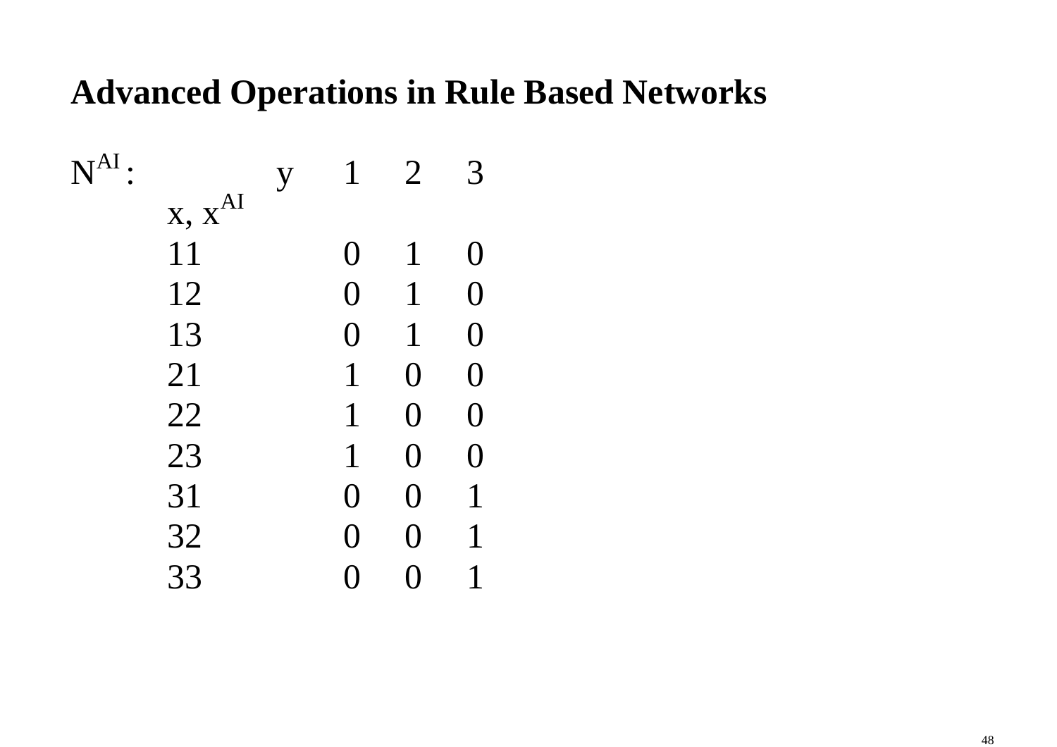## Advanced Operations in Rule Based Networks

$N^{AI}$:

| $x, x^{AI}$ \ y | 1 | 2 | 3 |
|---|---|---|---|
| 11 | 0 | 1 | 0 |
| 12 | 0 | 1 | 0 |
| 13 | 0 | 1 | 0 |
| 21 | 1 | 0 | 0 |
| 22 | 1 | 0 | 0 |
| 23 | 1 | 0 | 0 |
| 31 | 0 | 0 | 1 |
| 32 | 0 | 0 | 1 |
| 33 | 0 | 0 | 1 |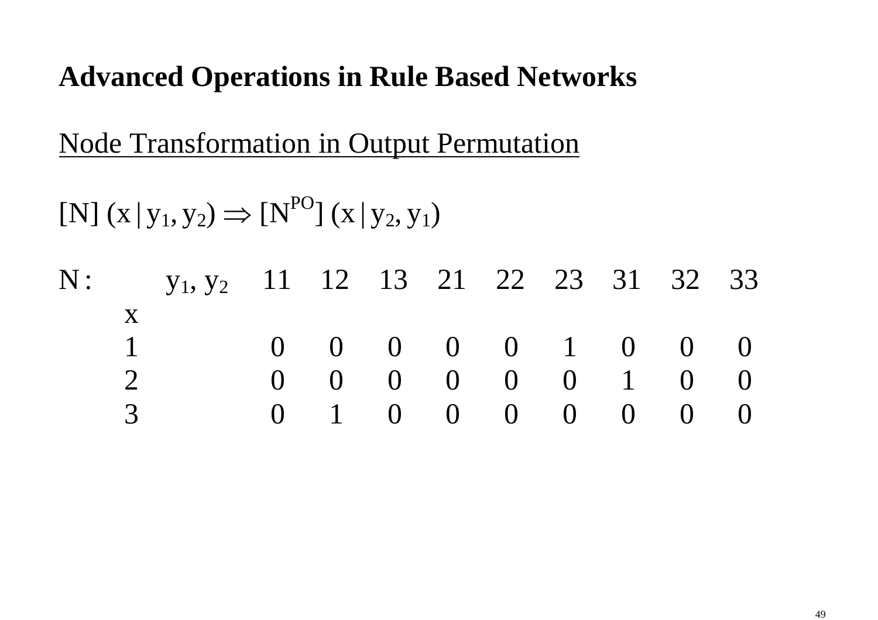**Advanced Operations in Rule Based Networks**

Node Transformation in Output Permutation

$[N]\ (x\,|\,y_1, y_2) \Rightarrow [N^{PO}]\ (x\,|\,y_2, y_1)$

N :

| x \ $y_1, y_2$ | 11 | 12 | 13 | 21 | 22 | 23 | 31 | 32 | 33 |
|---|---|---|---|---|---|---|---|---|---|
| 1 | 0 | 0 | 0 | 0 | 0 | 1 | 0 | 0 | 0 |
| 2 | 0 | 0 | 0 | 0 | 0 | 0 | 1 | 0 | 0 |
| 3 | 0 | 1 | 0 | 0 | 0 | 0 | 0 | 0 | 0 |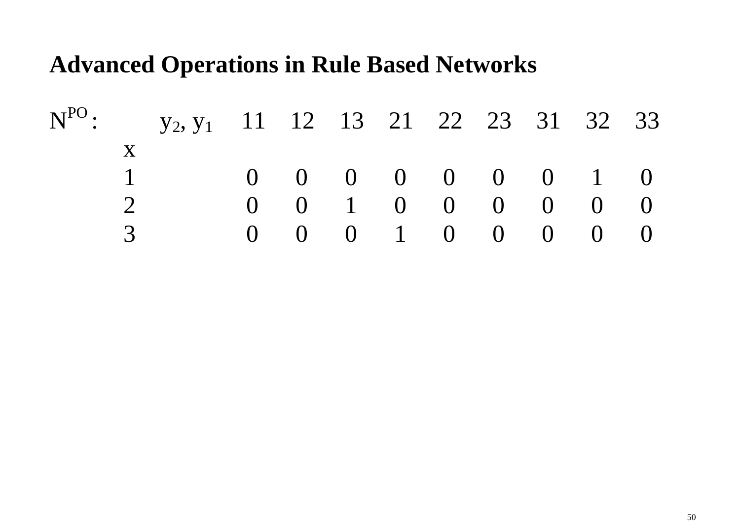## Advanced Operations in Rule Based Networks

$N^{PO}$:

| x \ $y_2, y_1$ | 11 | 12 | 13 | 21 | 22 | 23 | 31 | 32 | 33 |
|---|---|---|---|---|---|---|---|---|---|
| 1 | 0 | 0 | 0 | 0 | 0 | 0 | 0 | 1 | 0 |
| 2 | 0 | 0 | 1 | 0 | 0 | 0 | 0 | 0 | 0 |
| 3 | 0 | 0 | 0 | 1 | 0 | 0 | 0 | 0 | 0 |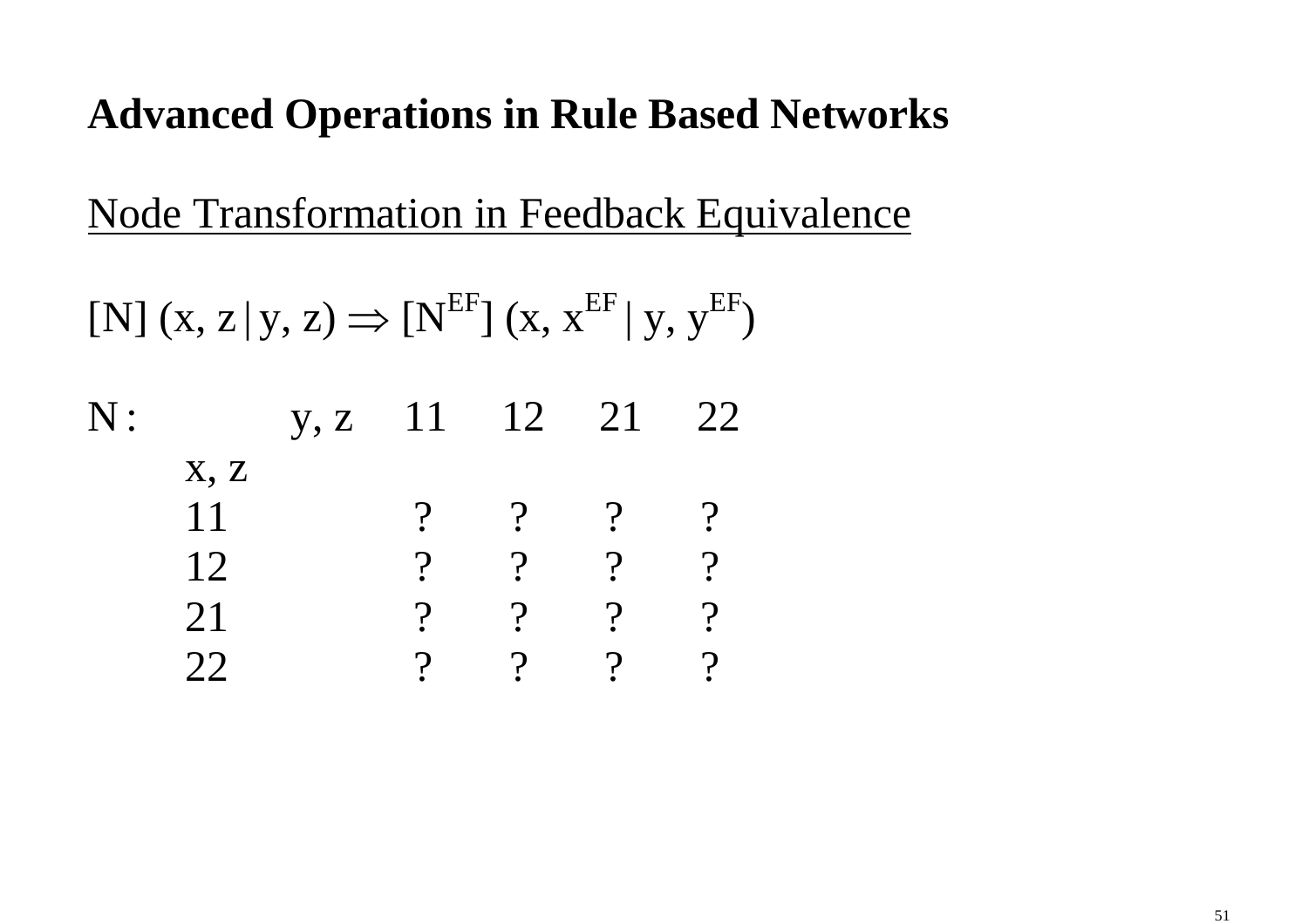## Advanced Operations in Rule Based Networks

Node Transformation in Feedback Equivalence

$[N]\ (x, z\,|\,y, z) \Rightarrow [N^{EF}]\ (x, x^{EF}\,|\,y, y^{EF})$

N :

| x, z \ y, z | 11 | 12 | 21 | 22 |
|---|---|---|---|---|
| 11 | ? | ? | ? | ? |
| 12 | ? | ? | ? | ? |
| 21 | ? | ? | ? | ? |
| 22 | ? | ? | ? | ? |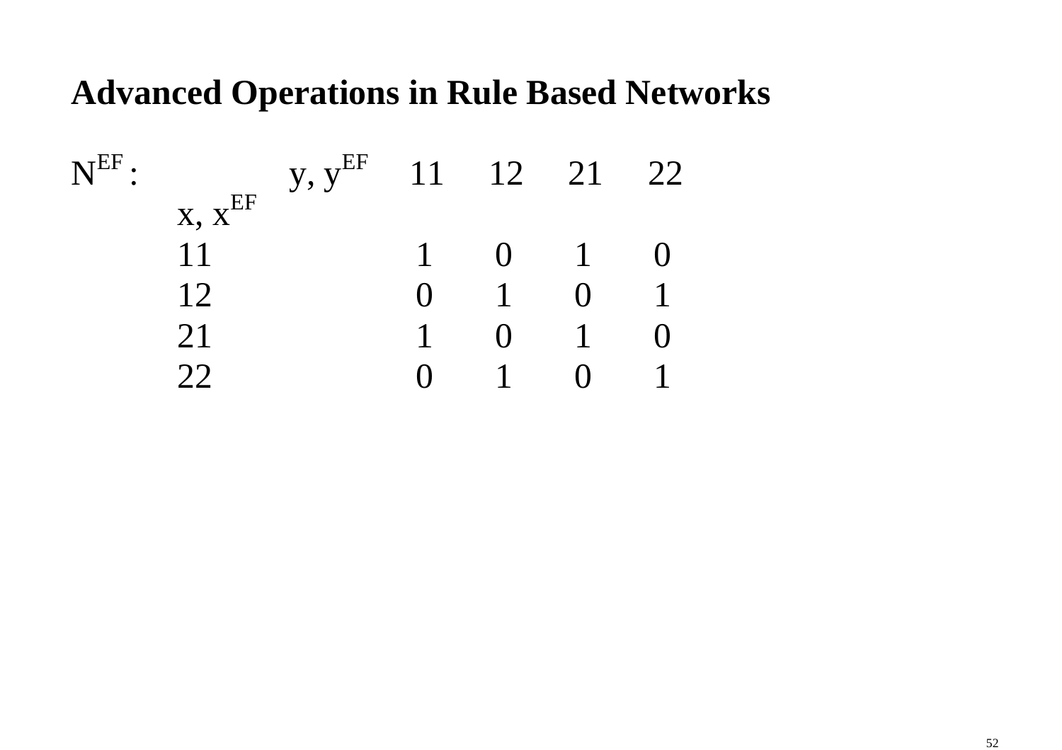## Advanced Operations in Rule Based Networks

$N^{EF}$ :

| x, $x^{EF}$ \ y, $y^{EF}$ | 11 | 12 | 21 | 22 |
|---|---|---|---|---|
| 11 | 1 | 0 | 1 | 0 |
| 12 | 0 | 1 | 0 | 1 |
| 21 | 1 | 0 | 1 | 0 |
| 22 | 0 | 1 | 0 | 1 |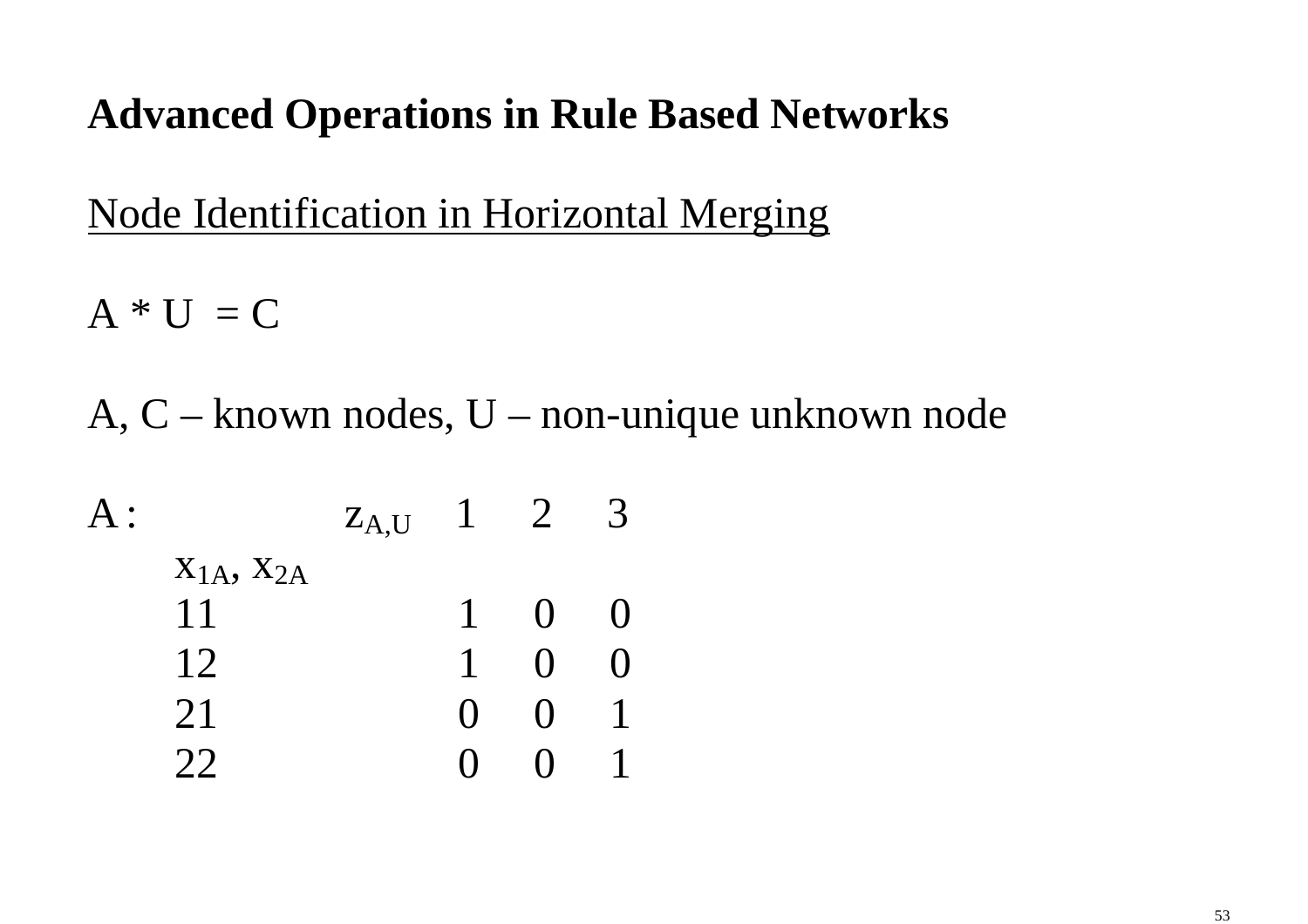**Advanced Operations in Rule Based Networks**

Node Identification in Horizontal Merging

A * U = C

A, C – known nodes, U – non-unique unknown node

A :

| $x_{1A}, x_{2A}$ \ $z_{A,U}$ | 1 | 2 | 3 |
|---|---|---|---|
| 11 | 1 | 0 | 0 |
| 12 | 1 | 0 | 0 |
| 21 | 0 | 0 | 1 |
| 22 | 0 | 0 | 1 |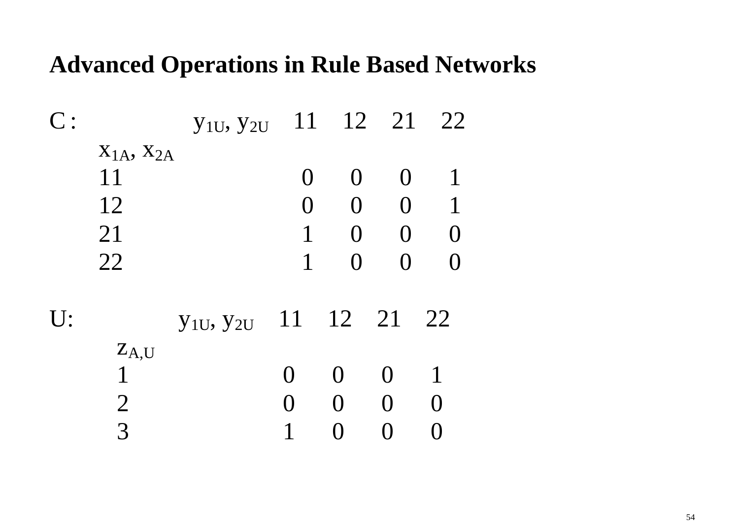**Advanced Operations in Rule Based Networks**

C :

| $x_{1A}, x_{2A}$ \ $y_{1U}, y_{2U}$ | 11 | 12 | 21 | 22 |
|---|---|---|---|---|
| 11 | 0 | 0 | 0 | 1 |
| 12 | 0 | 0 | 0 | 1 |
| 21 | 1 | 0 | 0 | 0 |
| 22 | 1 | 0 | 0 | 0 |

U:

| $z_{A,U}$ \ $y_{1U}, y_{2U}$ | 11 | 12 | 21 | 22 |
|---|---|---|---|---|
| 1 | 0 | 0 | 0 | 1 |
| 2 | 0 | 0 | 0 | 0 |
| 3 | 1 | 0 | 0 | 0 |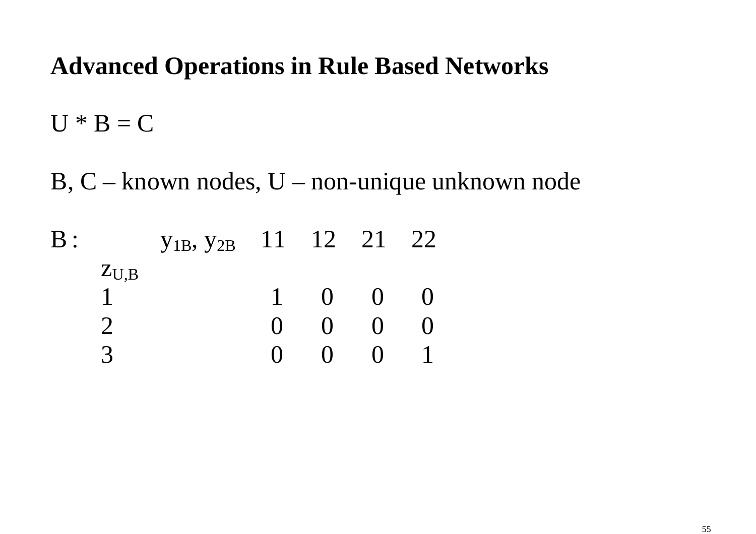**Advanced Operations in Rule Based Networks**

U * B = C

B, C – known nodes, U – non-unique unknown node

B :

| $z_{U,B}$ \ $y_{1B}$, $y_{2B}$ | 11 | 12 | 21 | 22 |
|---|---|---|---|---|
| 1 | 1 | 0 | 0 | 0 |
| 2 | 0 | 0 | 0 | 0 |
| 3 | 0 | 0 | 0 | 1 |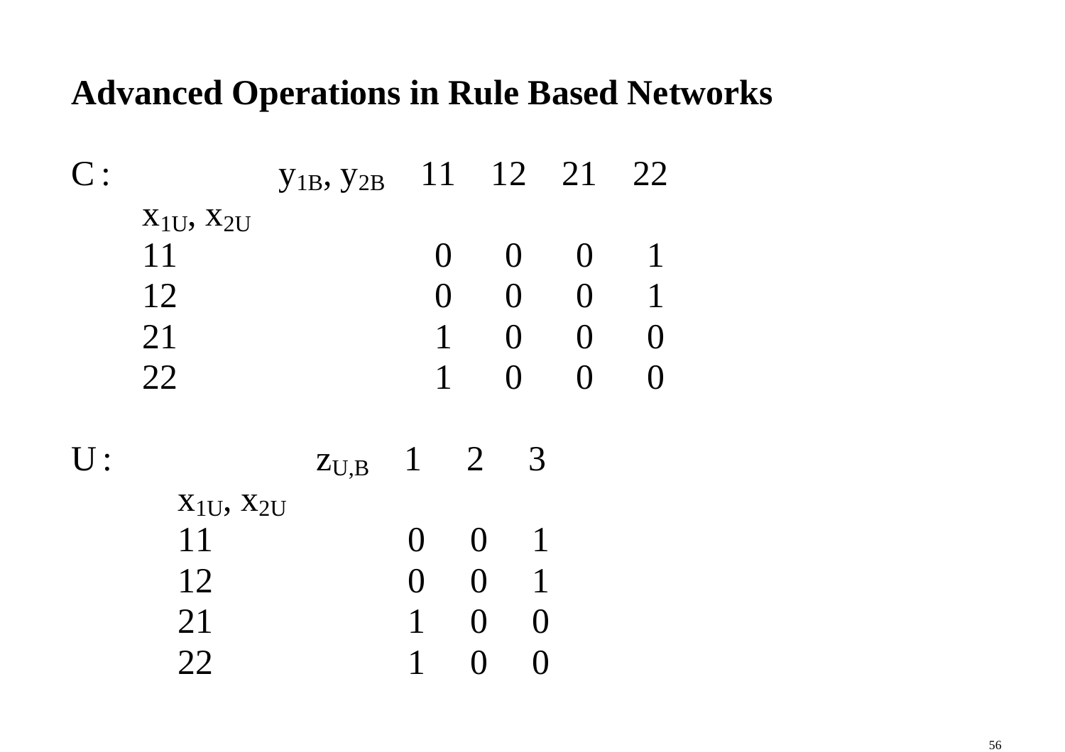## Advanced Operations in Rule Based Networks

C :

| $x_{1U}, x_{2U}$ \ $y_{1B}, y_{2B}$ | 11 | 12 | 21 | 22 |
|---|---|---|---|---|
| 11 | 0 | 0 | 0 | 1 |
| 12 | 0 | 0 | 0 | 1 |
| 21 | 1 | 0 | 0 | 0 |
| 22 | 1 | 0 | 0 | 0 |

U :

| $x_{1U}, x_{2U}$ \ $z_{U,B}$ | 1 | 2 | 3 |
|---|---|---|---|
| 11 | 0 | 0 | 1 |
| 12 | 0 | 0 | 1 |
| 21 | 1 | 0 | 0 |
| 22 | 1 | 0 | 0 |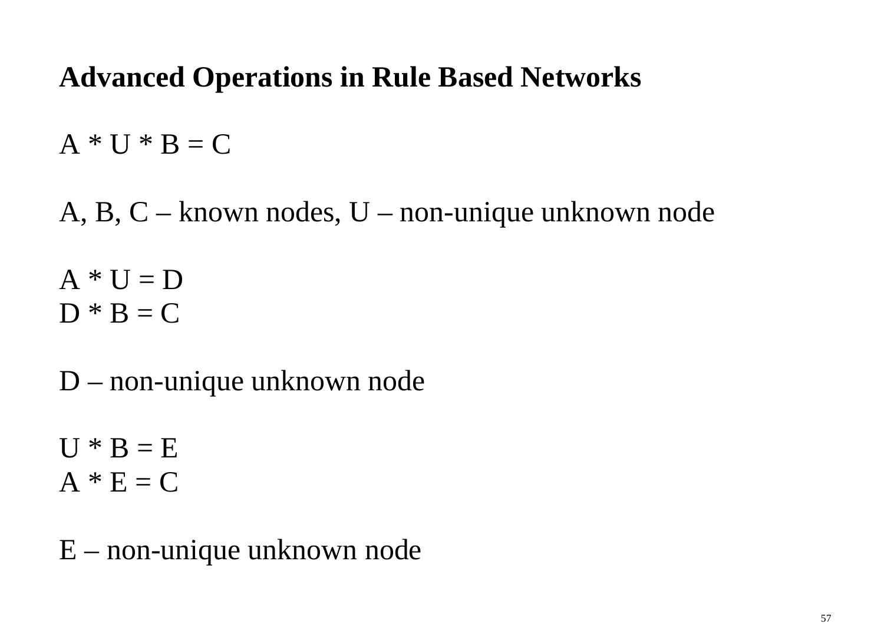**Advanced Operations in Rule Based Networks**

A * U * B = C

A, B, C – known nodes, U – non-unique unknown node

A * U = D
D * B = C

D – non-unique unknown node

U * B = E
A * E = C

E – non-unique unknown node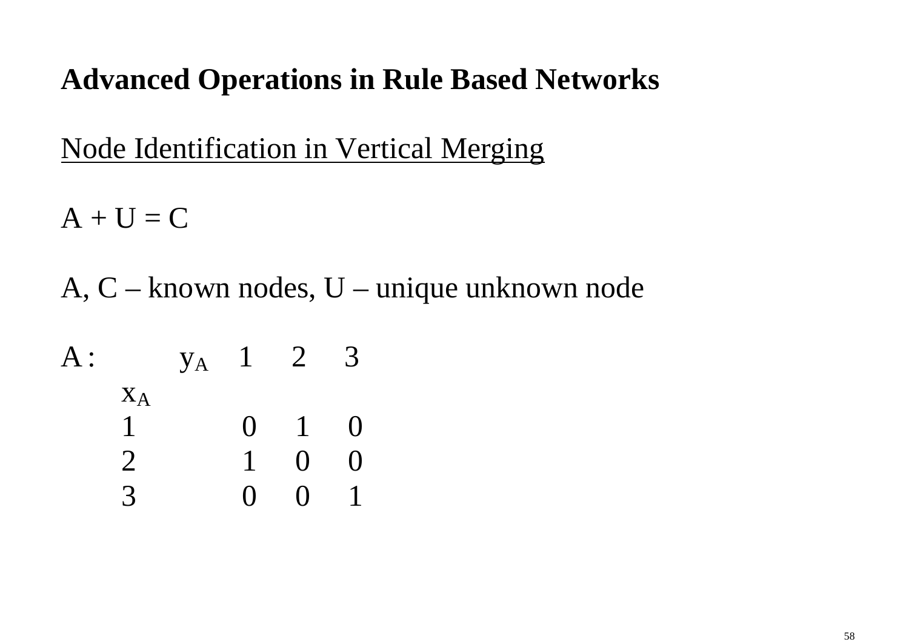**Advanced Operations in Rule Based Networks**

<u>Node Identification in Vertical Merging</u>

A + U = C

A, C – known nodes, U – unique unknown node

A :

| $x_A$ \ $y_A$ | 1 | 2 | 3 |
|---|---|---|---|
| 1 | 0 | 1 | 0 |
| 2 | 1 | 0 | 0 |
| 3 | 0 | 0 | 1 |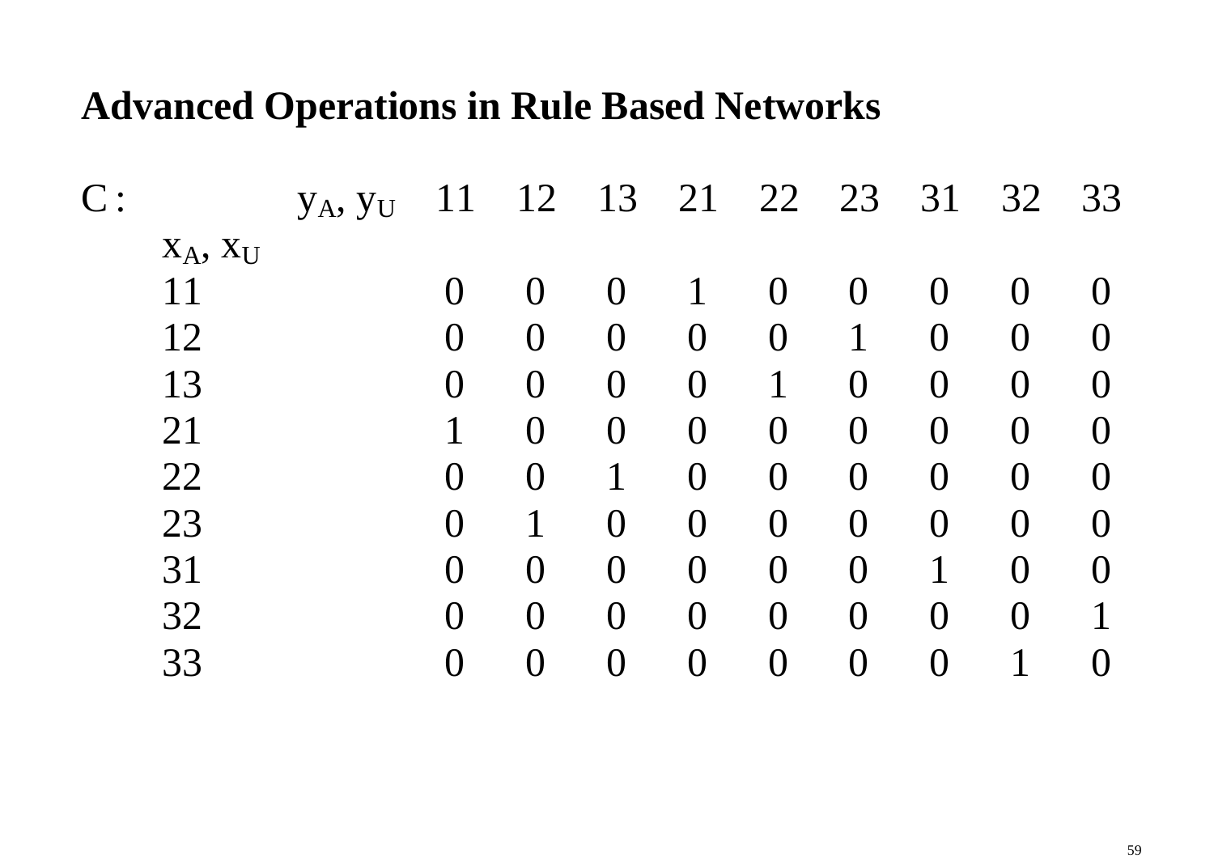## Advanced Operations in Rule Based Networks

C :

| $x_A, x_U$ \ $y_A, y_U$ | 11 | 12 | 13 | 21 | 22 | 23 | 31 | 32 | 33 |
|---|---|---|---|---|---|---|---|---|---|
| 11 | 0 | 0 | 0 | 1 | 0 | 0 | 0 | 0 | 0 |
| 12 | 0 | 0 | 0 | 0 | 0 | 1 | 0 | 0 | 0 |
| 13 | 0 | 0 | 0 | 0 | 1 | 0 | 0 | 0 | 0 |
| 21 | 1 | 0 | 0 | 0 | 0 | 0 | 0 | 0 | 0 |
| 22 | 0 | 0 | 1 | 0 | 0 | 0 | 0 | 0 | 0 |
| 23 | 0 | 1 | 0 | 0 | 0 | 0 | 0 | 0 | 0 |
| 31 | 0 | 0 | 0 | 0 | 0 | 0 | 1 | 0 | 0 |
| 32 | 0 | 0 | 0 | 0 | 0 | 0 | 0 | 0 | 1 |
| 33 | 0 | 0 | 0 | 0 | 0 | 0 | 0 | 1 | 0 |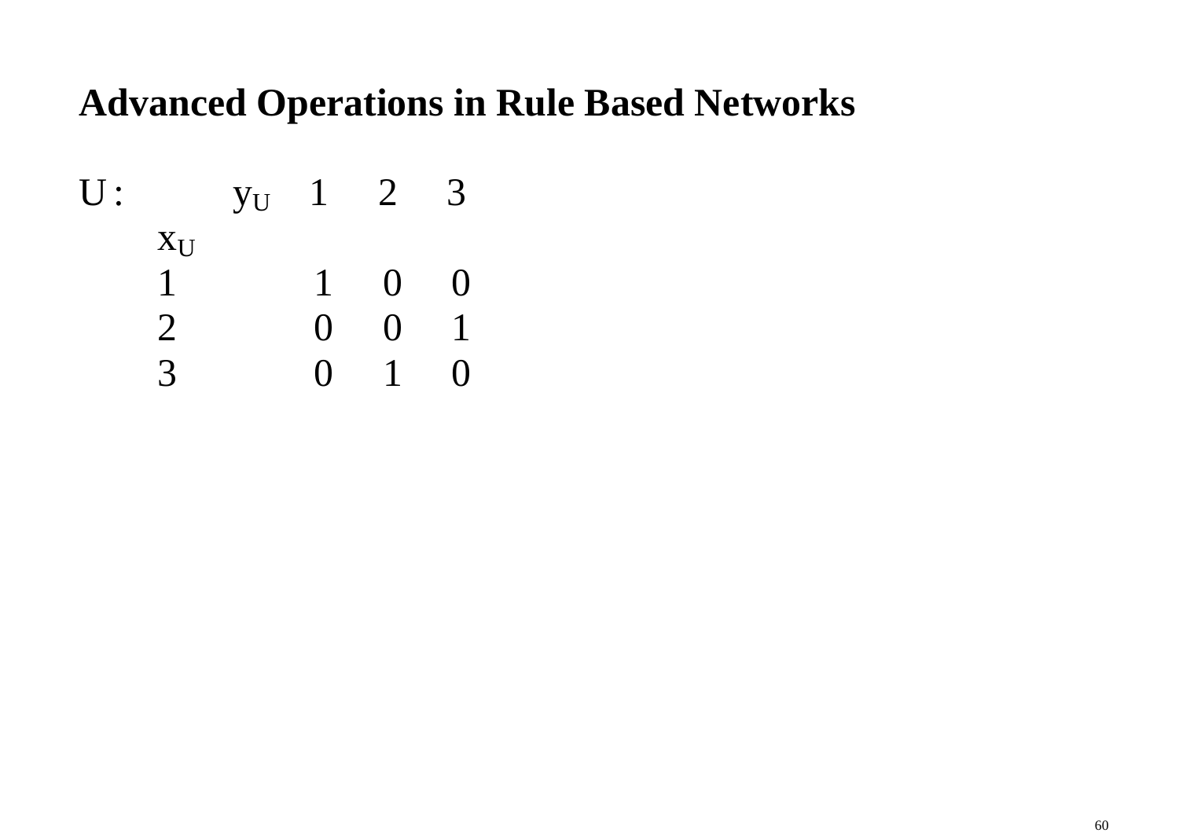## Advanced Operations in Rule Based Networks

U :

| $x_U$ \ $y_U$ | 1 | 2 | 3 |
|---|---|---|---|
| 1 | 1 | 0 | 0 |
| 2 | 0 | 0 | 1 |
| 3 | 0 | 1 | 0 |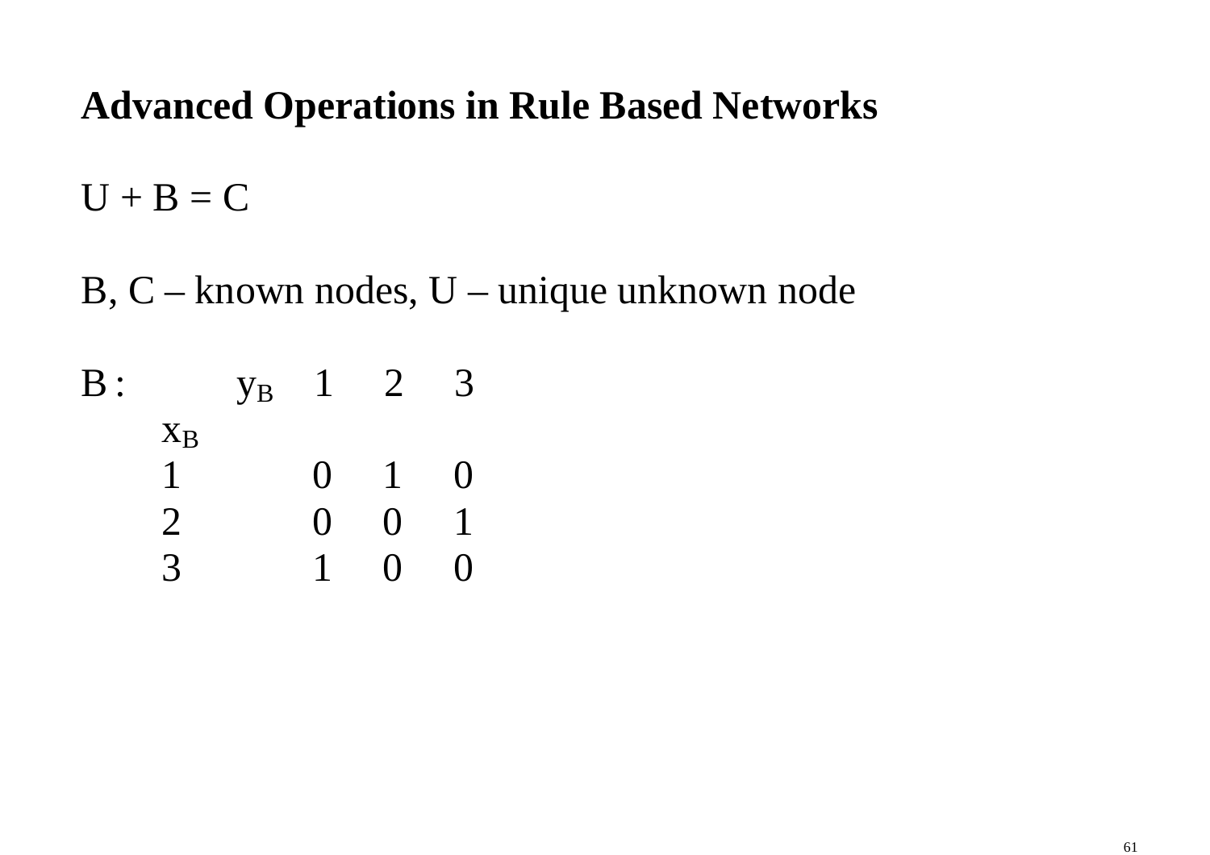# Advanced Operations in Rule Based Networks

U + B = C

B, C – known nodes, U – unique unknown node

B :

| $x_B$ \ $y_B$ | 1 | 2 | 3 |
|---|---|---|---|
| 1 | 0 | 1 | 0 |
| 2 | 0 | 0 | 1 |
| 3 | 1 | 0 | 0 |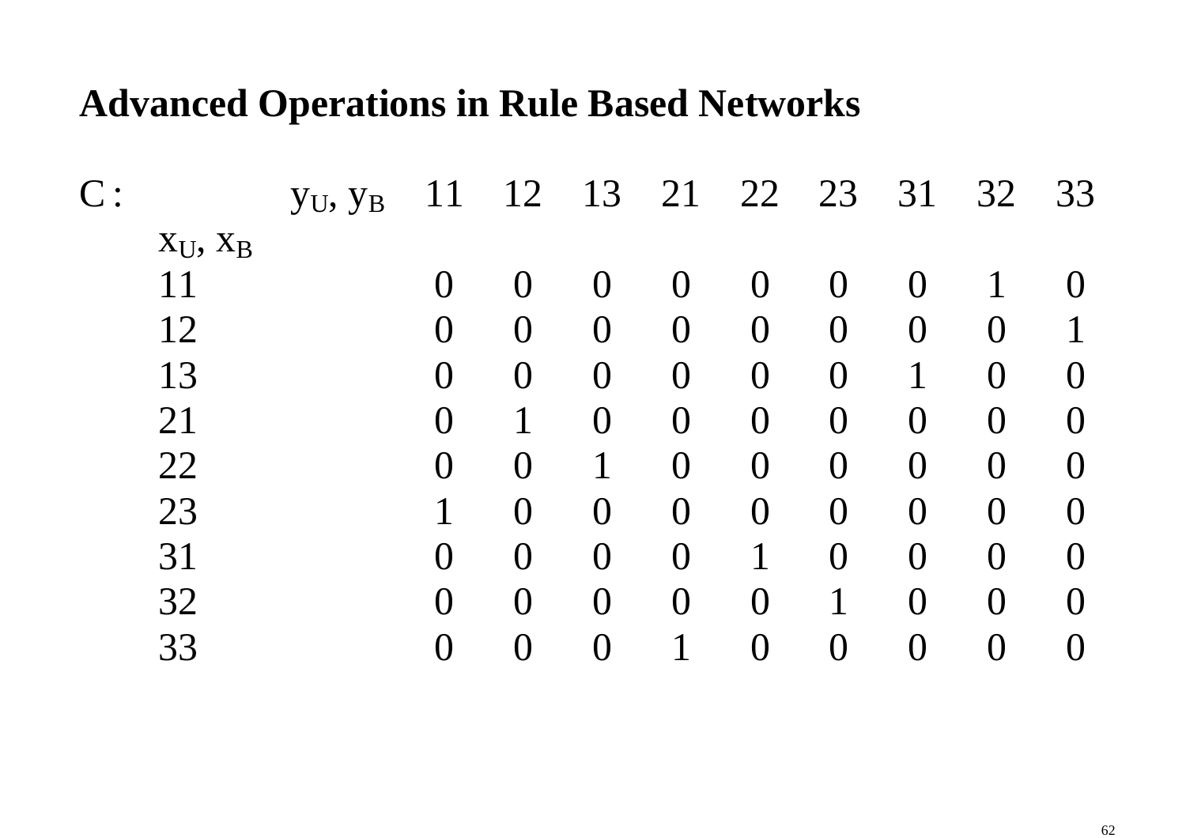## Advanced Operations in Rule Based Networks

C :

| $x_U, x_B$ \ $y_U, y_B$ | 11 | 12 | 13 | 21 | 22 | 23 | 31 | 32 | 33 |
|---|---|---|---|---|---|---|---|---|---|
| 11 | 0 | 0 | 0 | 0 | 0 | 0 | 0 | 1 | 0 |
| 12 | 0 | 0 | 0 | 0 | 0 | 0 | 0 | 0 | 1 |
| 13 | 0 | 0 | 0 | 0 | 0 | 0 | 1 | 0 | 0 |
| 21 | 0 | 1 | 0 | 0 | 0 | 0 | 0 | 0 | 0 |
| 22 | 0 | 0 | 1 | 0 | 0 | 0 | 0 | 0 | 0 |
| 23 | 1 | 0 | 0 | 0 | 0 | 0 | 0 | 0 | 0 |
| 31 | 0 | 0 | 0 | 0 | 1 | 0 | 0 | 0 | 0 |
| 32 | 0 | 0 | 0 | 0 | 0 | 1 | 0 | 0 | 0 |
| 33 | 0 | 0 | 0 | 1 | 0 | 0 | 0 | 0 | 0 |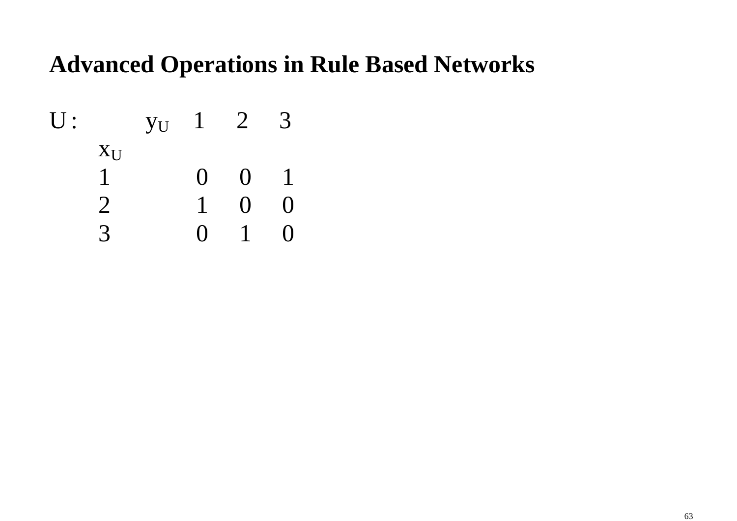## Advanced Operations in Rule Based Networks

U :

| $x_U$ \ $y_U$ | 1 | 2 | 3 |
|---|---|---|---|
| 1 | 0 | 0 | 1 |
| 2 | 1 | 0 | 0 |
| 3 | 0 | 1 | 0 |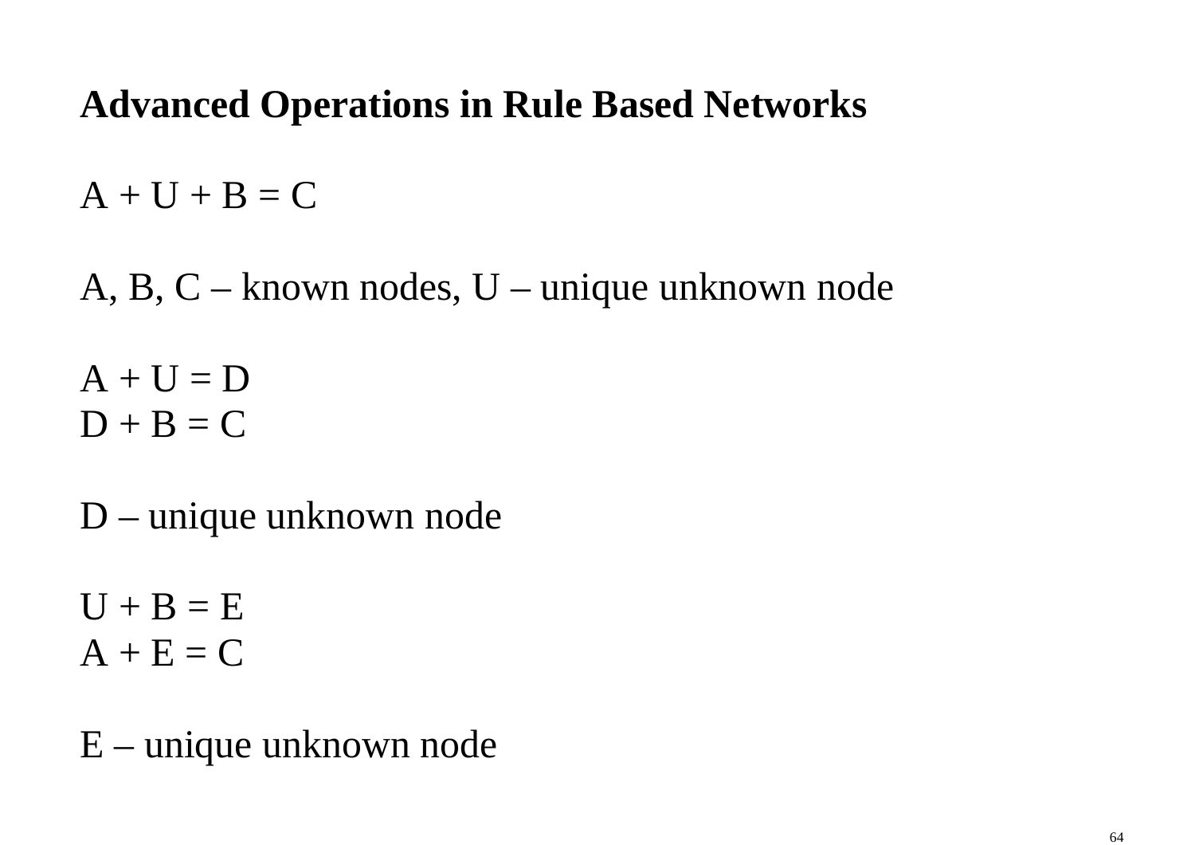**Advanced Operations in Rule Based Networks**

A + U + B = C

A, B, C – known nodes, U – unique unknown node

A + U = D
D + B = C

D – unique unknown node

U + B = E
A + E = C

E – unique unknown node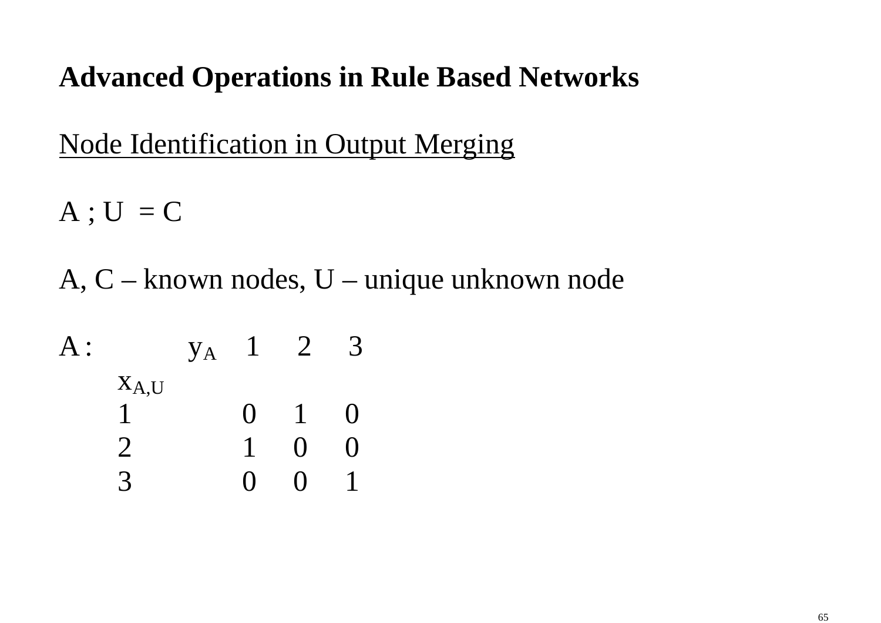**Advanced Operations in Rule Based Networks**

Node Identification in Output Merging

A ; U = C

A, C – known nodes, U – unique unknown node

A :

| $x_{A,U}$ \ $y_A$ | 1 | 2 | 3 |
|---|---|---|---|
| 1 | 0 | 1 | 0 |
| 2 | 1 | 0 | 0 |
| 3 | 0 | 0 | 1 |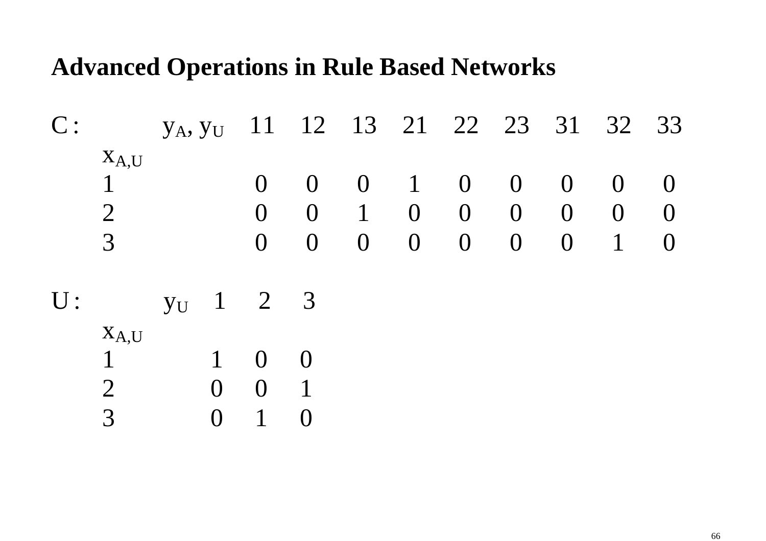## Advanced Operations in Rule Based Networks

C :

| $x_{A,U}$ \ $y_A, y_U$ | 11 | 12 | 13 | 21 | 22 | 23 | 31 | 32 | 33 |
|---|---|---|---|---|---|---|---|---|---|
| 1 | 0 | 0 | 0 | 1 | 0 | 0 | 0 | 0 | 0 |
| 2 | 0 | 0 | 1 | 0 | 0 | 0 | 0 | 0 | 0 |
| 3 | 0 | 0 | 0 | 0 | 0 | 0 | 0 | 1 | 0 |

U :

| $x_{A,U}$ \ $y_U$ | 1 | 2 | 3 |
|---|---|---|---|
| 1 | 1 | 0 | 0 |
| 2 | 0 | 0 | 1 |
| 3 | 0 | 1 | 0 |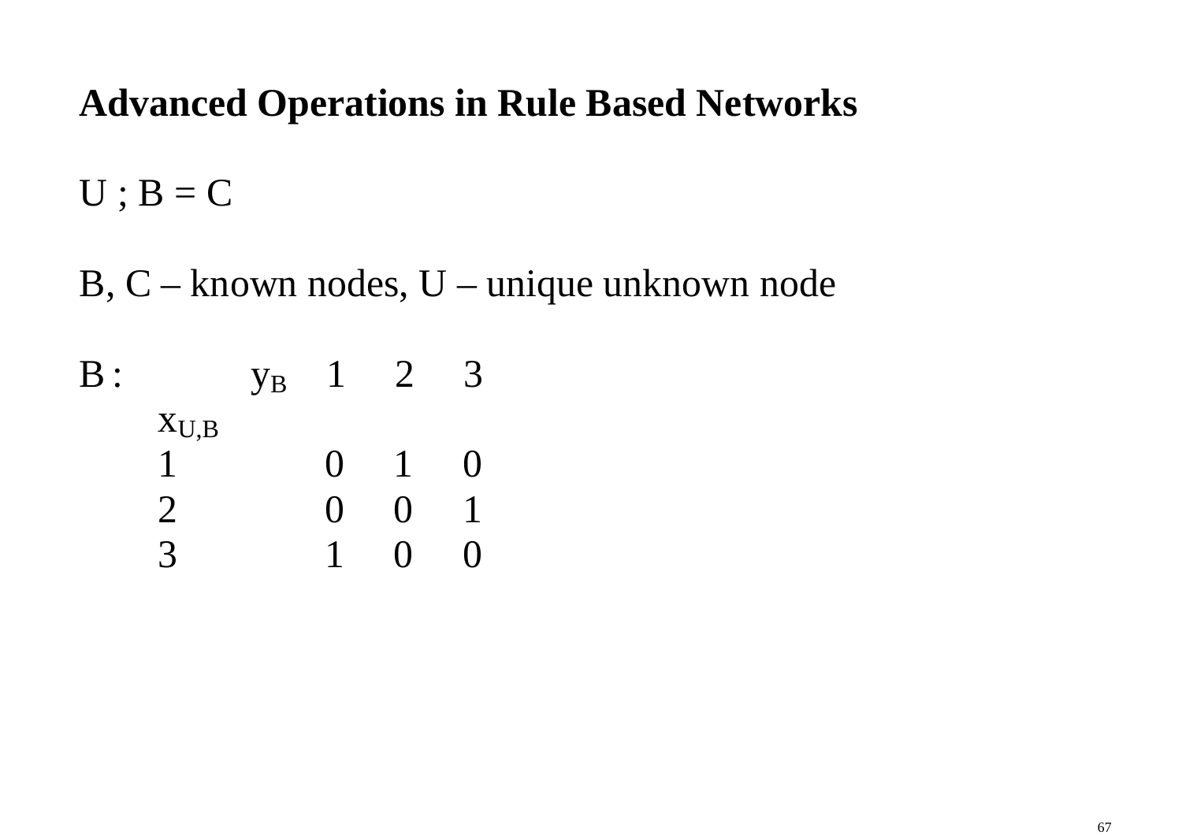**Advanced Operations in Rule Based Networks**

U ; B = C

B, C – known nodes, U – unique unknown node

B :

| $x_{U,B}$ \ $y_B$ | 1 | 2 | 3 |
|---|---|---|---|
| 1 | 0 | 1 | 0 |
| 2 | 0 | 0 | 1 |
| 3 | 1 | 0 | 0 |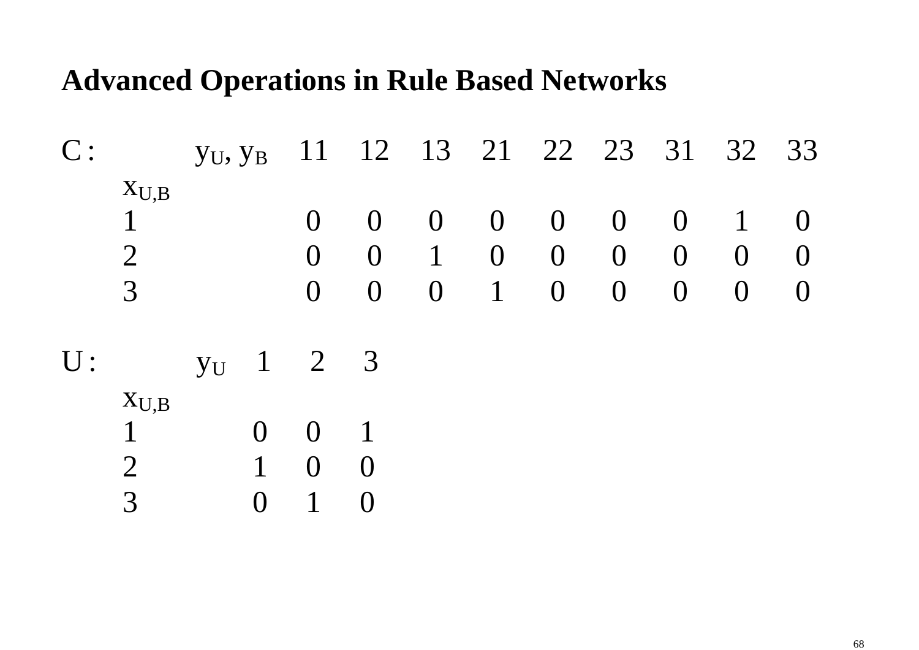# Advanced Operations in Rule Based Networks

C :

| $x_{U,B}$ \ $y_U, y_B$ | 11 | 12 | 13 | 21 | 22 | 23 | 31 | 32 | 33 |
|---|---|---|---|---|---|---|---|---|---|
| 1 | 0 | 0 | 0 | 0 | 0 | 0 | 0 | 1 | 0 |
| 2 | 0 | 0 | 1 | 0 | 0 | 0 | 0 | 0 | 0 |
| 3 | 0 | 0 | 0 | 1 | 0 | 0 | 0 | 0 | 0 |

U :

| $x_{U,B}$ \ $y_U$ | 1 | 2 | 3 |
|---|---|---|---|
| 1 | 0 | 0 | 1 |
| 2 | 1 | 0 | 0 |
| 3 | 0 | 1 | 0 |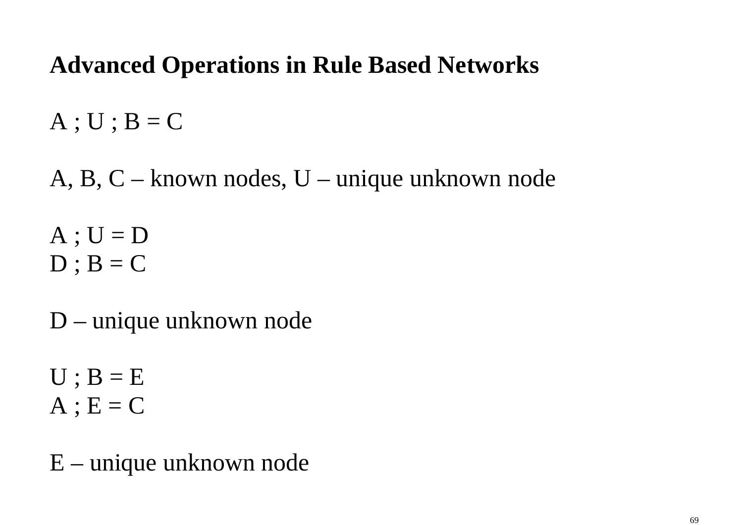**Advanced Operations in Rule Based Networks**

A ; U ; B = C

A, B, C – known nodes, U – unique unknown node

A ; U = D
D ; B = C

D – unique unknown node

U ; B = E
A ; E = C

E – unique unknown node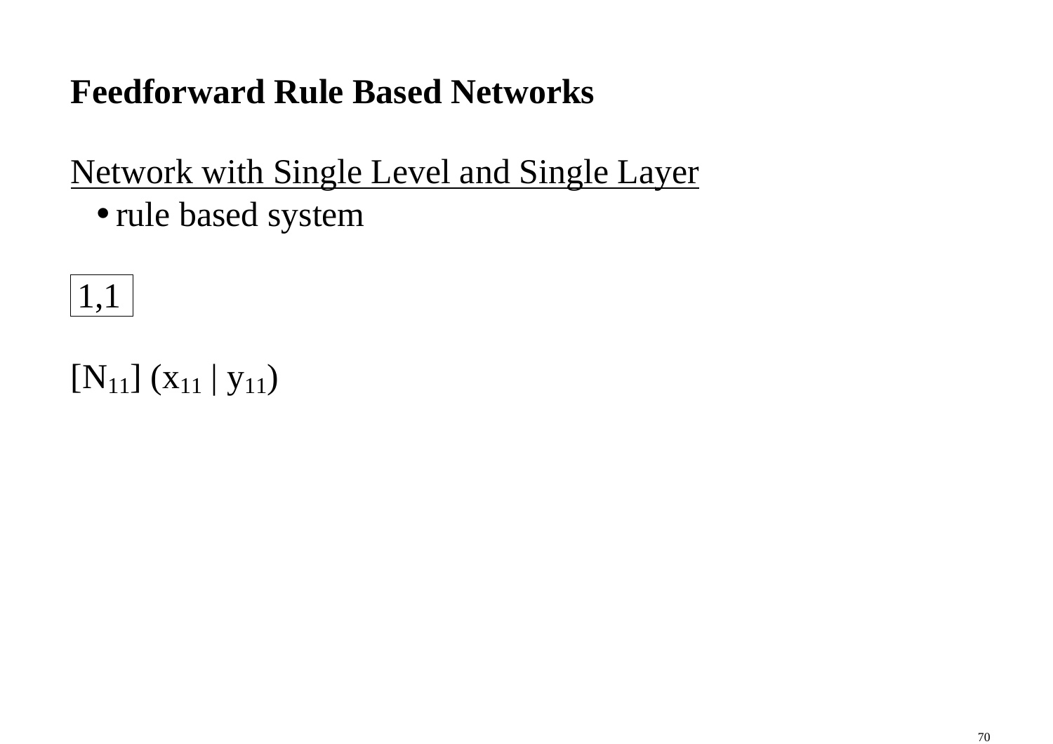# Feedforward Rule Based Networks

<u>Network with Single Level and Single Layer</u>

- rule based system

| 1,1 |
|---|

$[N_{11}]$ $(x_{11} \mid y_{11})$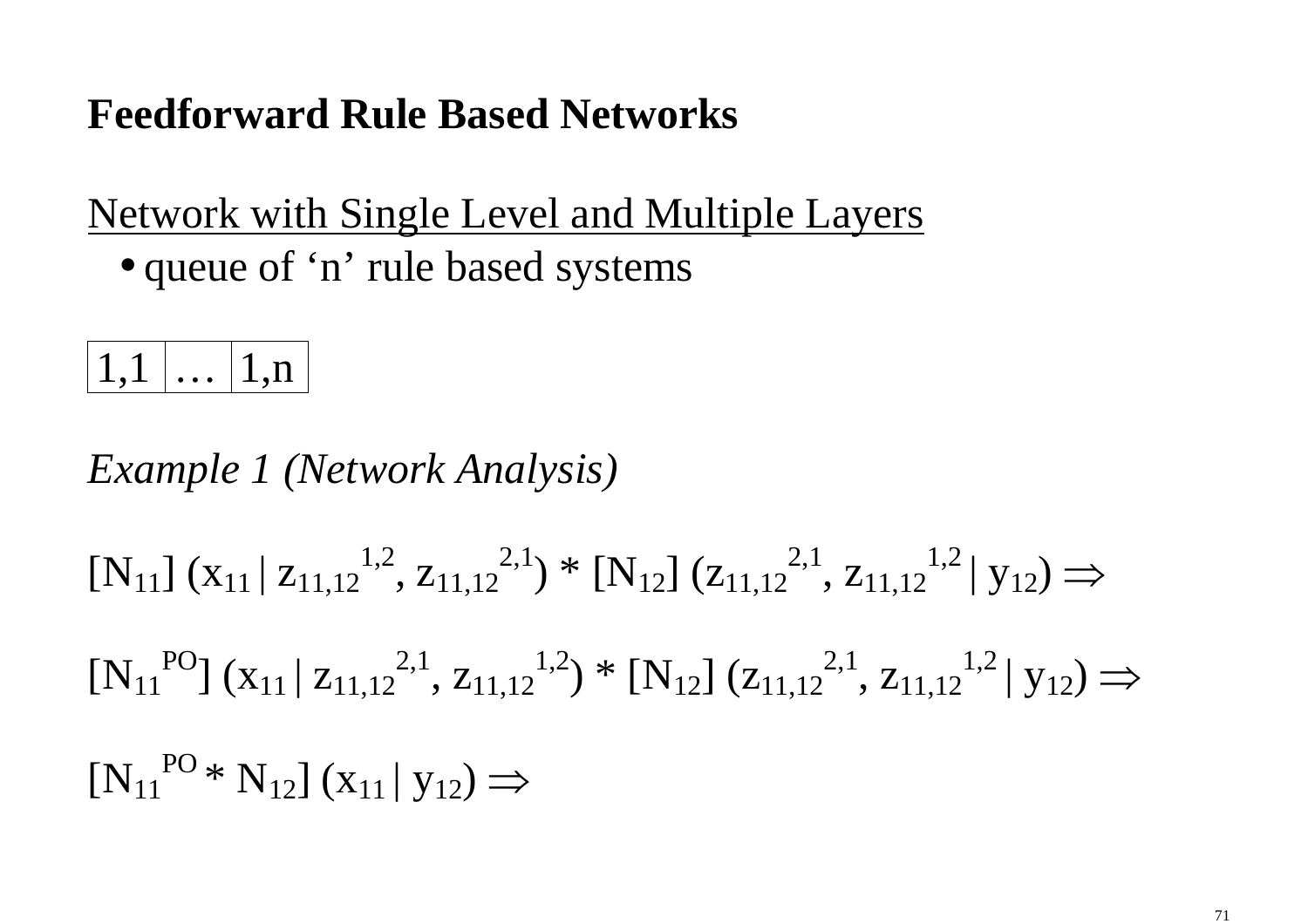# Feedforward Rule Based Networks

## Network with Single Level and Multiple Layers

- queue of 'n' rule based systems

| 1,1 | … | 1,n |
|---|---|---|

*Example 1 (Network Analysis)*

$$[N_{11}]\ (x_{11} \,|\, z_{11,12}{}^{1,2}, z_{11,12}{}^{2,1}) * [N_{12}]\ (z_{11,12}{}^{2,1}, z_{11,12}{}^{1,2} \,|\, y_{12}) \Rightarrow$$

$$[N_{11}{}^{PO}]\ (x_{11} \,|\, z_{11,12}{}^{2,1}, z_{11,12}{}^{1,2}) * [N_{12}]\ (z_{11,12}{}^{2,1}, z_{11,12}{}^{1,2} \,|\, y_{12}) \Rightarrow$$

$$[N_{11}{}^{PO} * N_{12}]\ (x_{11} \,|\, y_{12}) \Rightarrow$$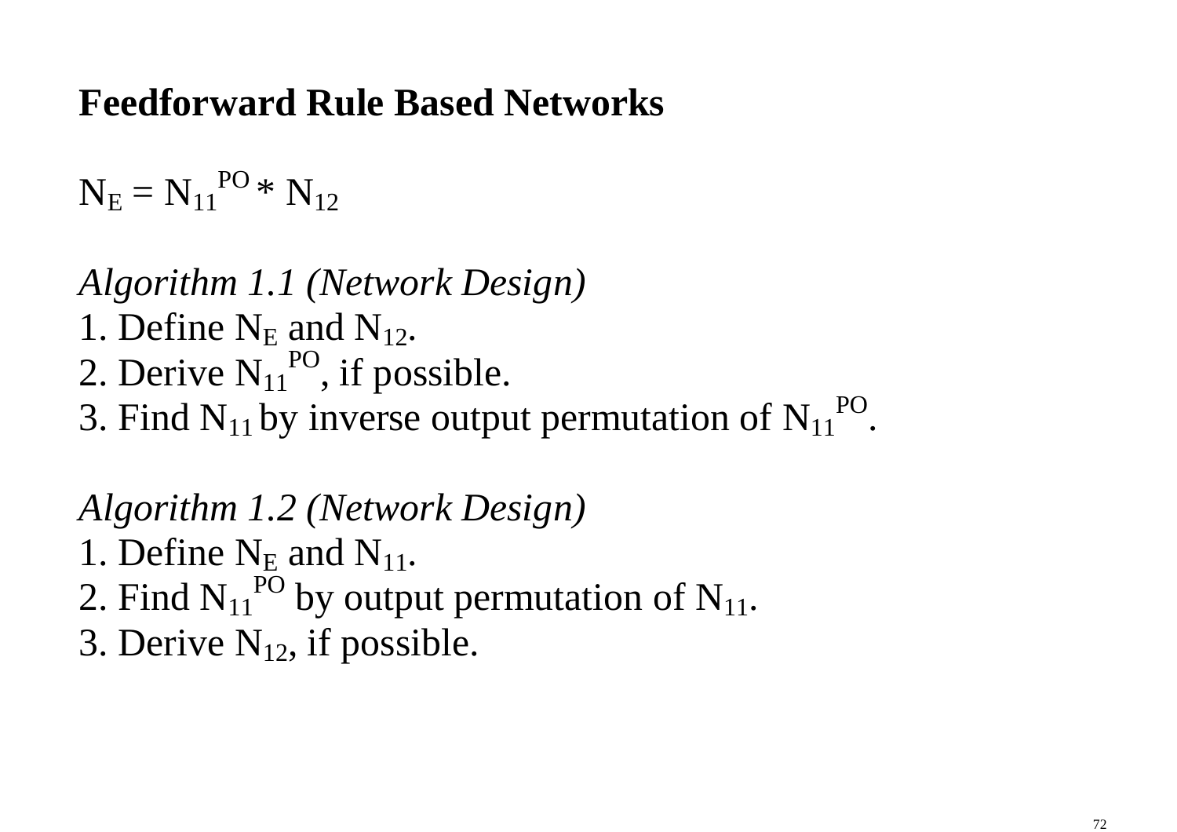## Feedforward Rule Based Networks

$N_E = N_{11}^{PO} * N_{12}$

*Algorithm 1.1 (Network Design)*

1. Define $N_E$ and $N_{12}$.
2. Derive $N_{11}^{PO}$, if possible.
3. Find $N_{11}$ by inverse output permutation of $N_{11}^{PO}$.

*Algorithm 1.2 (Network Design)*

1. Define $N_E$ and $N_{11}$.
2. Find $N_{11}^{PO}$ by output permutation of $N_{11}$.
3. Derive $N_{12}$, if possible.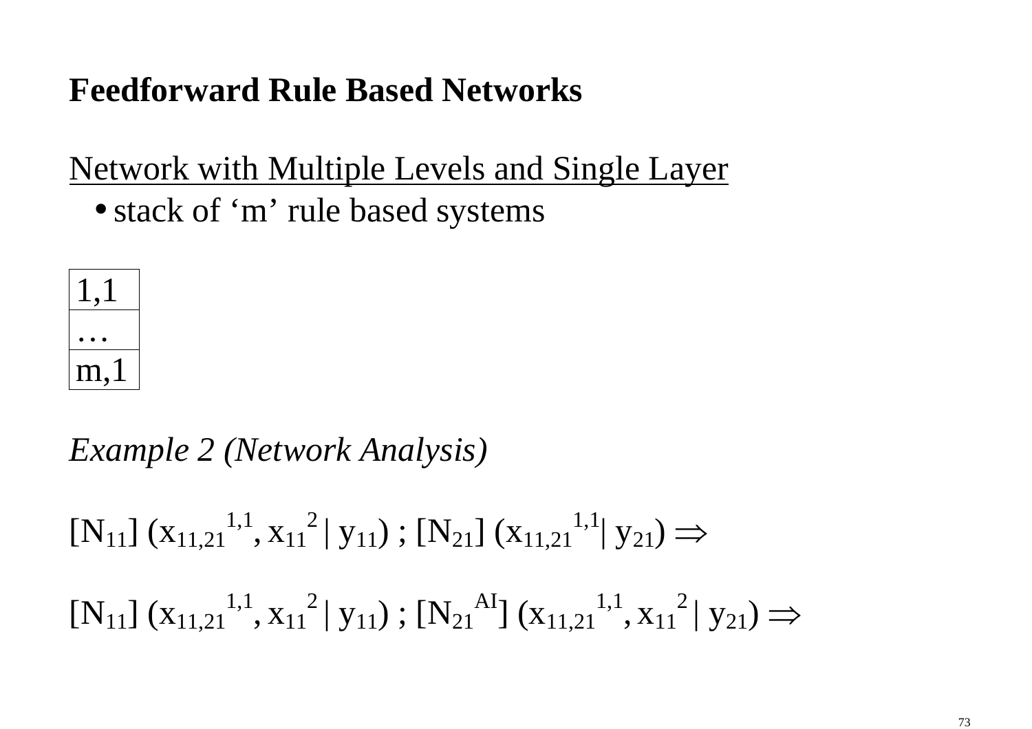## Feedforward Rule Based Networks

Network with Multiple Levels and Single Layer

- stack of ‘m’ rule based systems

| 1,1 |
|---|
| … |
| m,1 |

*Example 2 (Network Analysis)*

$[N_{11}]\ (x_{11,21}^{1,1}, x_{11}^{2} \,|\, y_{11})\ ;\ [N_{21}]\ (x_{11,21}^{1,1} | \, y_{21}) \Rightarrow$

$[N_{11}]\ (x_{11,21}^{1,1}, x_{11}^{2} \,|\, y_{11})\ ;\ [N_{21}^{AI}]\ (x_{11,21}^{1,1}, x_{11}^{2} \,|\, y_{21}) \Rightarrow$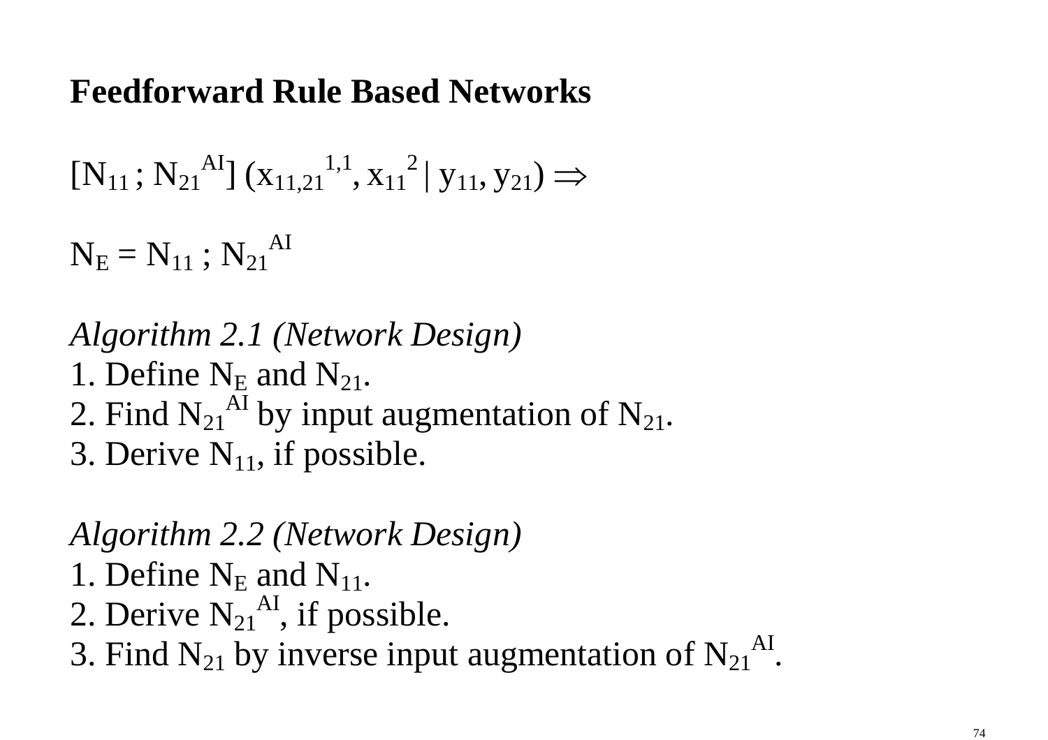## Feedforward Rule Based Networks

$[N_{11}\,;\,N_{21}^{AI}]\,(x_{11,21}^{1,1}, x_{11}^{2}\,|\,y_{11}, y_{21}) \Rightarrow$

$N_E = N_{11}\,;\,N_{21}^{AI}$

*Algorithm 2.1 (Network Design)*

1. Define $N_E$ and $N_{21}$.
2. Find $N_{21}^{AI}$ by input augmentation of $N_{21}$.
3. Derive $N_{11}$, if possible.

*Algorithm 2.2 (Network Design)*

1. Define $N_E$ and $N_{11}$.
2. Derive $N_{21}^{AI}$, if possible.
3. Find $N_{21}$ by inverse input augmentation of $N_{21}^{AI}$.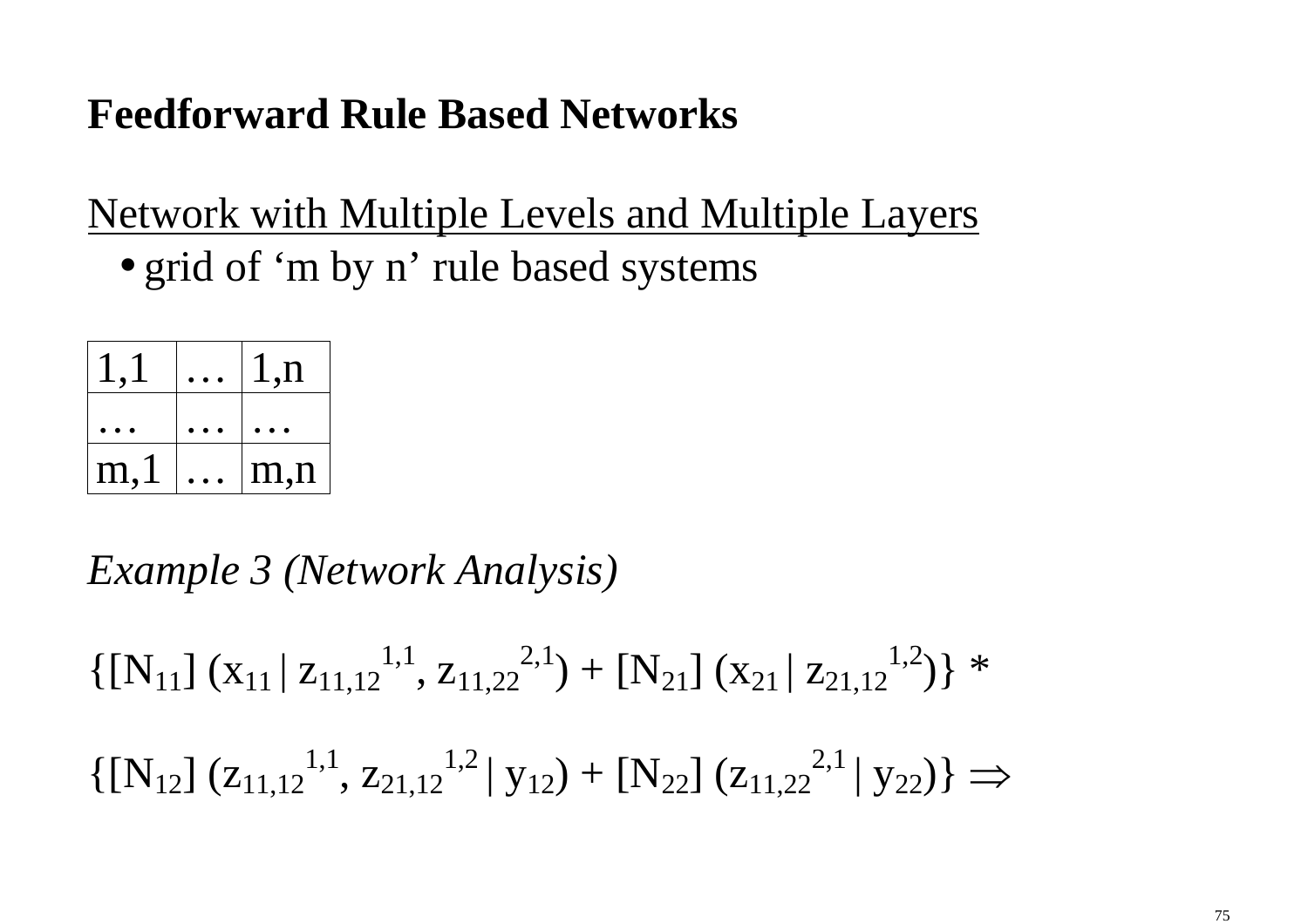## Feedforward Rule Based Networks

Network with Multiple Levels and Multiple Layers

- grid of ‘m by n’ rule based systems

| 1,1 | … | 1,n |
|---|---|---|
| … | … | … |
| m,1 | … | m,n |

*Example 3 (Network Analysis)*

$$\{[N_{11}]\,(x_{11}\,|\,z_{11,12}^{1,1},\, z_{11,22}^{2,1}) + [N_{21}]\,(x_{21}\,|\,z_{21,12}^{1,2})\} \ast$$

$$\{[N_{12}]\,(z_{11,12}^{1,1},\, z_{21,12}^{1,2}\,|\,y_{12}) + [N_{22}]\,(z_{11,22}^{2,1}\,|\,y_{22})\} \Rightarrow$$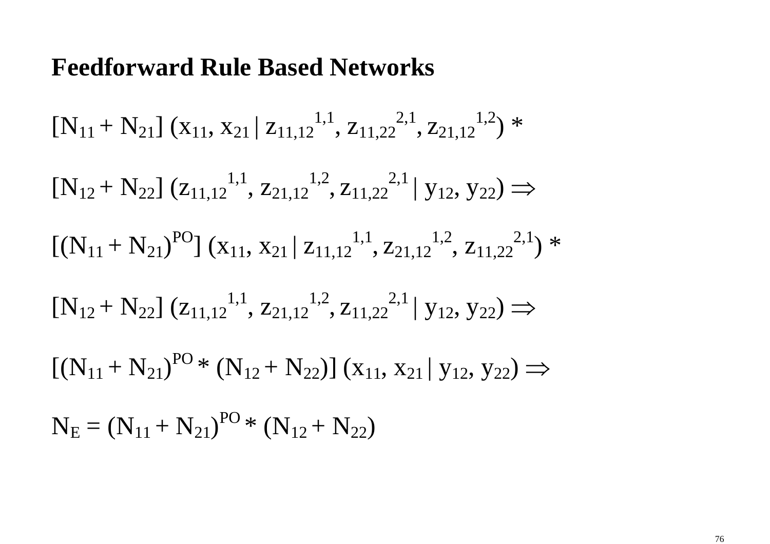# Feedforward Rule Based Networks

$[N_{11} + N_{21}]\ (x_{11}, x_{21} \mid z_{11,12}{}^{1,1}, z_{11,22}{}^{2,1}, z_{21,12}{}^{1,2})\ *$

$[N_{12} + N_{22}]\ (z_{11,12}{}^{1,1}, z_{21,12}{}^{1,2}, z_{11,22}{}^{2,1} \mid y_{12}, y_{22}) \Rightarrow$

$[(N_{11} + N_{21})^{PO}]\ (x_{11}, x_{21} \mid z_{11,12}{}^{1,1}, z_{21,12}{}^{1,2}, z_{11,22}{}^{2,1})\ *$

$[N_{12} + N_{22}]\ (z_{11,12}{}^{1,1}, z_{21,12}{}^{1,2}, z_{11,22}{}^{2,1} \mid y_{12}, y_{22}) \Rightarrow$

$[(N_{11} + N_{21})^{PO} * (N_{12} + N_{22})]\ (x_{11}, x_{21} \mid y_{12}, y_{22}) \Rightarrow$

$N_E = (N_{11} + N_{21})^{PO} * (N_{12} + N_{22})$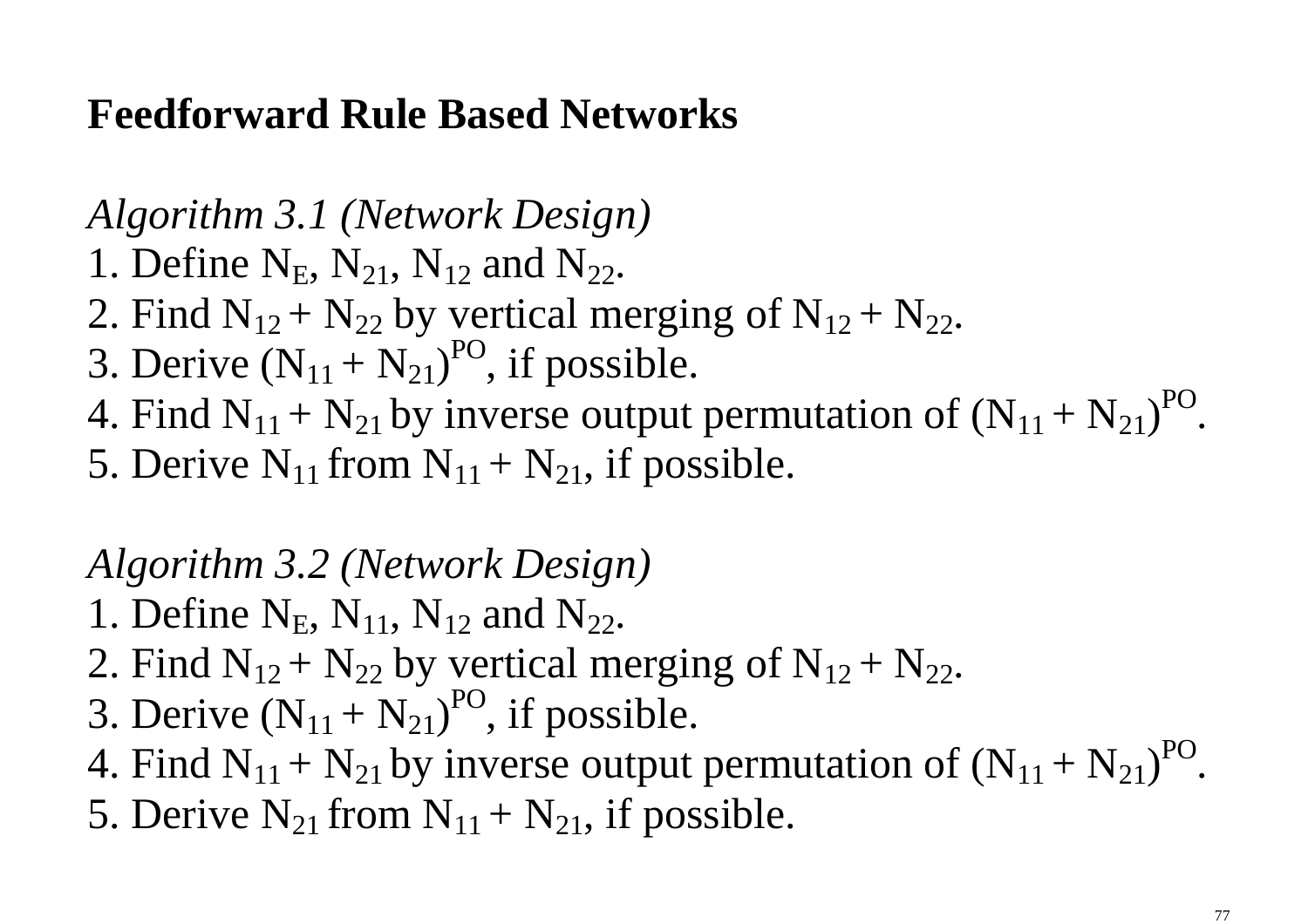**Feedforward Rule Based Networks**

*Algorithm 3.1 (Network Design)*

1. Define $N_E$, $N_{21}$, $N_{12}$ and $N_{22}$.
2. Find $N_{12} + N_{22}$ by vertical merging of $N_{12} + N_{22}$.
3. Derive $(N_{11} + N_{21})^{PO}$, if possible.
4. Find $N_{11} + N_{21}$ by inverse output permutation of $(N_{11} + N_{21})^{PO}$.
5. Derive $N_{11}$ from $N_{11} + N_{21}$, if possible.

*Algorithm 3.2 (Network Design)*

1. Define $N_E$, $N_{11}$, $N_{12}$ and $N_{22}$.
2. Find $N_{12} + N_{22}$ by vertical merging of $N_{12} + N_{22}$.
3. Derive $(N_{11} + N_{21})^{PO}$, if possible.
4. Find $N_{11} + N_{21}$ by inverse output permutation of $(N_{11} + N_{21})^{PO}$.
5. Derive $N_{21}$ from $N_{11} + N_{21}$, if possible.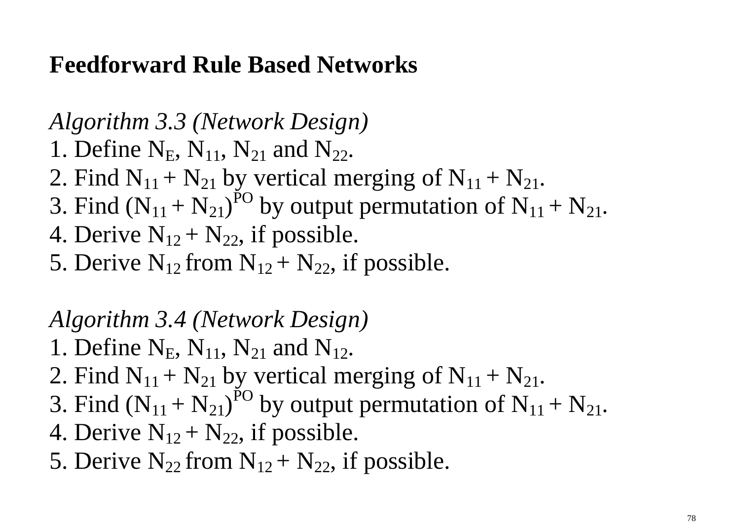# Feedforward Rule Based Networks

*Algorithm 3.3 (Network Design)*

1. Define $N_E$, $N_{11}$, $N_{21}$ and $N_{22}$.
2. Find $N_{11} + N_{21}$ by vertical merging of $N_{11} + N_{21}$.
3. Find $(N_{11} + N_{21})^{PO}$ by output permutation of $N_{11} + N_{21}$.
4. Derive $N_{12} + N_{22}$, if possible.
5. Derive $N_{12}$ from $N_{12} + N_{22}$, if possible.

*Algorithm 3.4 (Network Design)*

1. Define $N_E$, $N_{11}$, $N_{21}$ and $N_{12}$.
2. Find $N_{11} + N_{21}$ by vertical merging of $N_{11} + N_{21}$.
3. Find $(N_{11} + N_{21})^{PO}$ by output permutation of $N_{11} + N_{21}$.
4. Derive $N_{12} + N_{22}$, if possible.
5. Derive $N_{22}$ from $N_{12} + N_{22}$, if possible.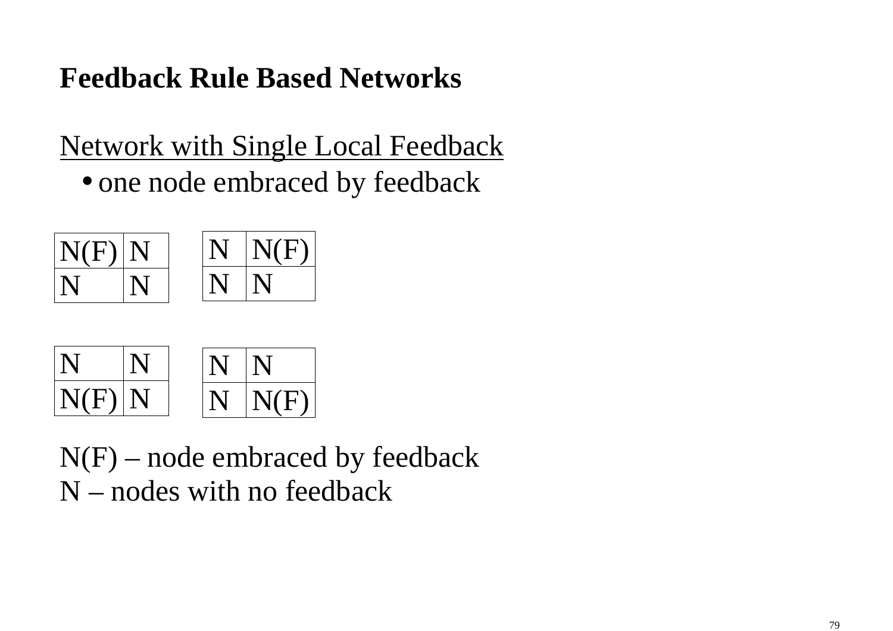## Feedback Rule Based Networks

Network with Single Local Feedback

- one node embraced by feedback

| N(F) | N |
|---|---|
| N | N |

| N | N(F) |
|---|---|
| N | N |

| N | N |
|---|---|
| N(F) | N |

| N | N |
|---|---|
| N | N(F) |

N(F) – node embraced by feedback
N – nodes with no feedback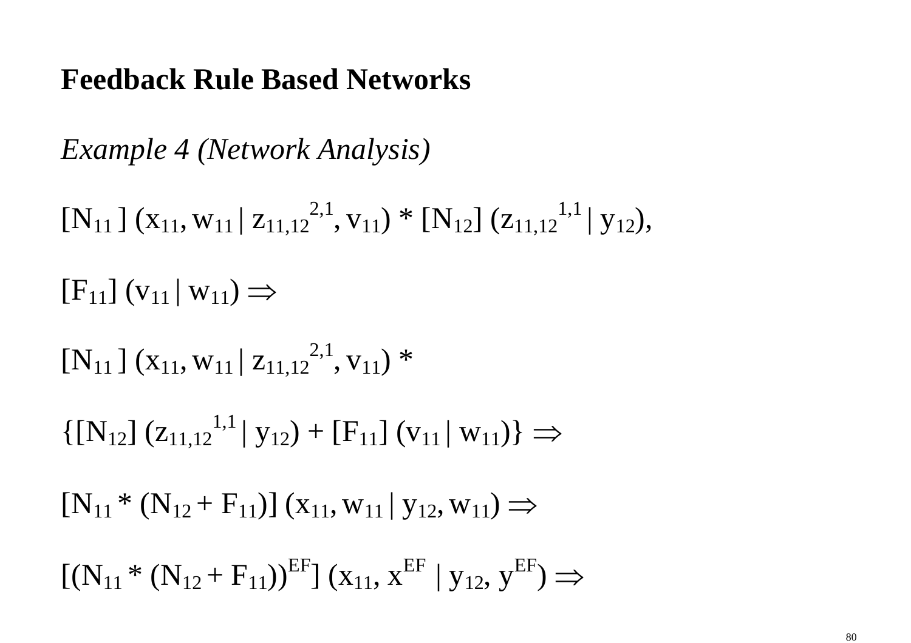**Feedback Rule Based Networks**

*Example 4 (Network Analysis)*

$[N_{11}]\ (x_{11}, w_{11} \mid z_{11,12}^{2,1}, v_{11}) * [N_{12}]\ (z_{11,12}^{1,1} \mid y_{12}),$

$[F_{11}]\ (v_{11} \mid w_{11}) \Rightarrow$

$[N_{11}]\ (x_{11}, w_{11} \mid z_{11,12}^{2,1}, v_{11}) *$

$\{[N_{12}]\ (z_{11,12}^{1,1} \mid y_{12}) + [F_{11}]\ (v_{11} \mid w_{11})\} \Rightarrow$

$[N_{11} * (N_{12} + F_{11})]\ (x_{11}, w_{11} \mid y_{12}, w_{11}) \Rightarrow$

$[(N_{11} * (N_{12} + F_{11}))^{EF}]\ (x_{11}, x^{EF} \mid y_{12}, y^{EF}) \Rightarrow$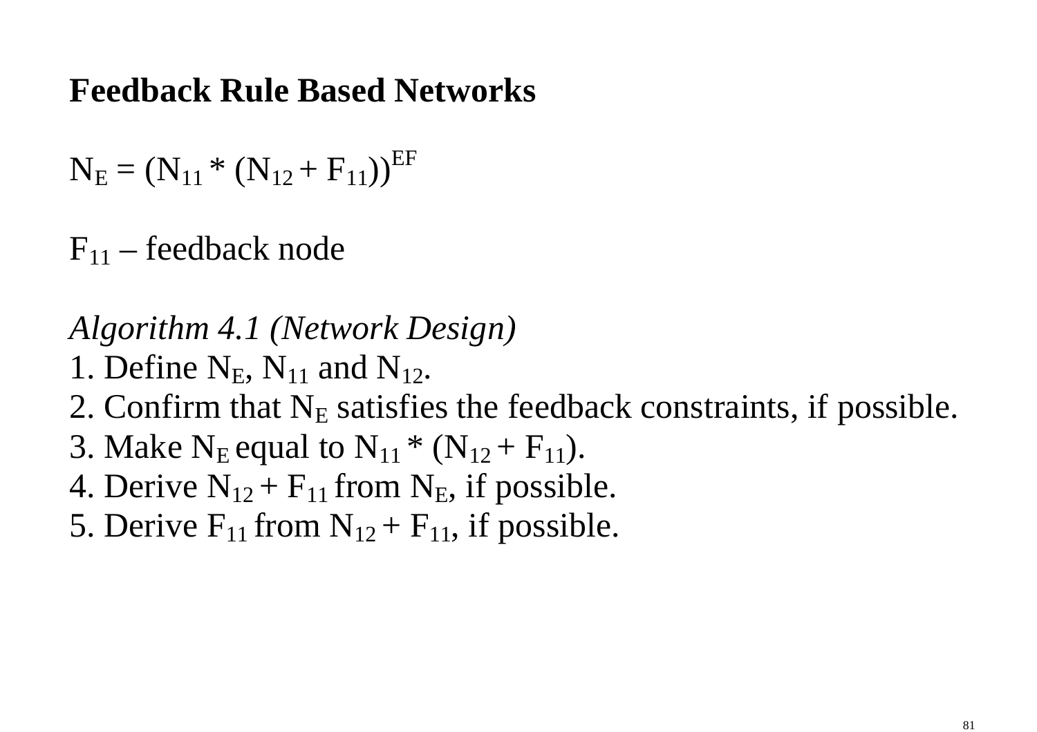**Feedback Rule Based Networks**

$N_E = (N_{11} * (N_{12} + F_{11}))^{EF}$

$F_{11}$ – feedback node

*Algorithm 4.1 (Network Design)*

1. Define $N_E$, $N_{11}$ and $N_{12}$.
2. Confirm that $N_E$ satisfies the feedback constraints, if possible.
3. Make $N_E$ equal to $N_{11} * (N_{12} + F_{11})$.
4. Derive $N_{12} + F_{11}$ from $N_E$, if possible.
5. Derive $F_{11}$ from $N_{12} + F_{11}$, if possible.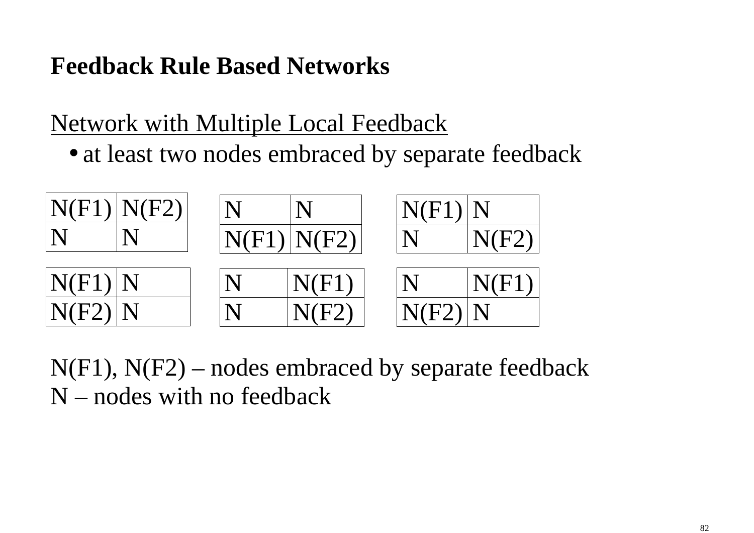## Feedback Rule Based Networks

Network with Multiple Local Feedback

- at least two nodes embraced by separate feedback

| N(F1) | N(F2) |
|---|---|
| N | N |

| N | N |
|---|---|
| N(F1) | N(F2) |

| N(F1) | N |
|---|---|
| N | N(F2) |

| N(F1) | N |
|---|---|
| N(F2) | N |

| N | N(F1) |
|---|---|
| N | N(F2) |

| N | N(F1) |
|---|---|
| N(F2) | N |

N(F1), N(F2) – nodes embraced by separate feedback
N – nodes with no feedback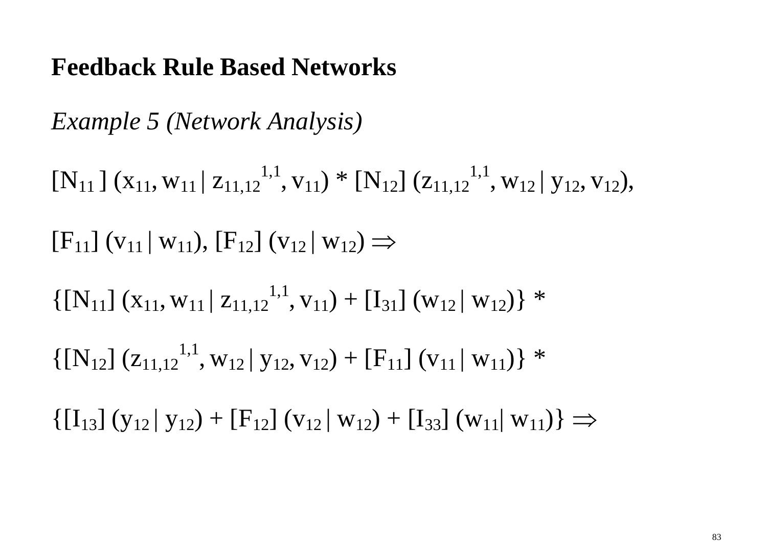**Feedback Rule Based Networks**

*Example 5 (Network Analysis)*

$[N_{11}]\ (x_{11}, w_{11} \,|\, z_{11,12}^{\ 1,1}, v_{11}) * [N_{12}]\ (z_{11,12}^{\ 1,1}, w_{12} \,|\, y_{12}, v_{12}),$

$[F_{11}]\ (v_{11} \,|\, w_{11}),\ [F_{12}]\ (v_{12} \,|\, w_{12}) \Rightarrow$

$\{[N_{11}]\ (x_{11}, w_{11} \,|\, z_{11,12}^{\ 1,1}, v_{11}) + [I_{31}]\ (w_{12} \,|\, w_{12})\} \ *$

$\{[N_{12}]\ (z_{11,12}^{\ 1,1}, w_{12} \,|\, y_{12}, v_{12}) + [F_{11}]\ (v_{11} \,|\, w_{11})\} \ *$

$\{[I_{13}]\ (y_{12} \,|\, y_{12}) + [F_{12}]\ (v_{12} \,|\, w_{12}) + [I_{33}]\ (w_{11} \,|\, w_{11})\} \Rightarrow$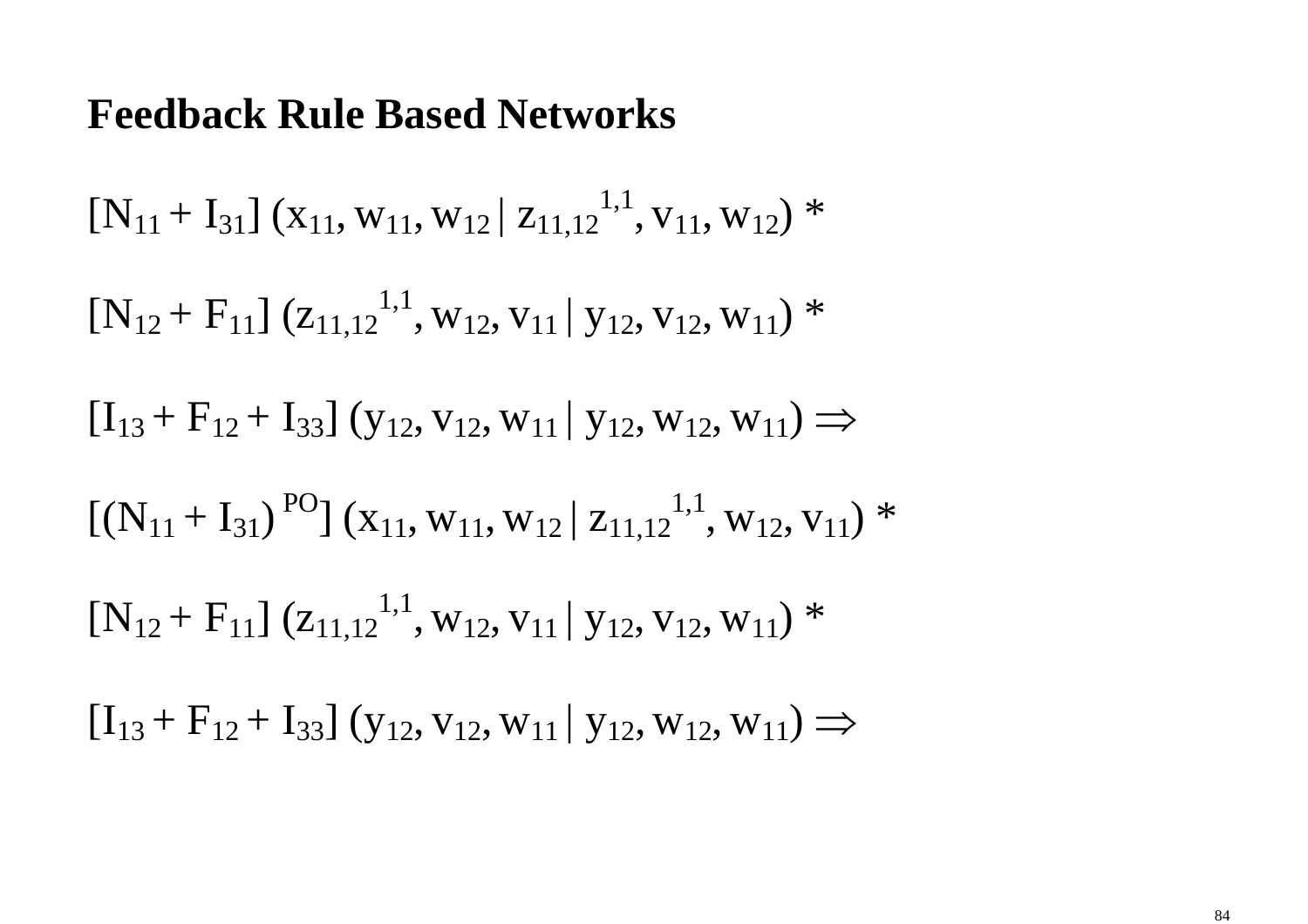## Feedback Rule Based Networks

$[N_{11} + I_{31}]\ (x_{11}, w_{11}, w_{12}\ |\ z_{11,12}^{1,1}, v_{11}, w_{12})\ *$

$[N_{12} + F_{11}]\ (z_{11,12}^{1,1}, w_{12}, v_{11}\ |\ y_{12}, v_{12}, w_{11})\ *$

$[I_{13} + F_{12} + I_{33}]\ (y_{12}, v_{12}, w_{11}\ |\ y_{12}, w_{12}, w_{11}) \Rightarrow$

$[(N_{11} + I_{31})^{PO}]\ (x_{11}, w_{11}, w_{12}\ |\ z_{11,12}^{1,1}, w_{12}, v_{11})\ *$

$[N_{12} + F_{11}]\ (z_{11,12}^{1,1}, w_{12}, v_{11}\ |\ y_{12}, v_{12}, w_{11})\ *$

$[I_{13} + F_{12} + I_{33}]\ (y_{12}, v_{12}, w_{11}\ |\ y_{12}, w_{12}, w_{11}) \Rightarrow$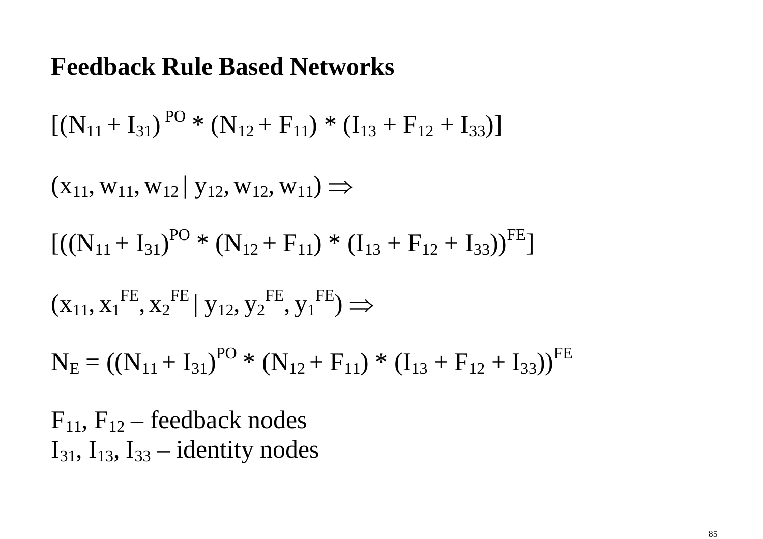## Feedback Rule Based Networks

$$[(N_{11} + I_{31})^{PO} * (N_{12} + F_{11}) * (I_{13} + F_{12} + I_{33})]$$

$$(x_{11}, w_{11}, w_{12} \,|\, y_{12}, w_{12}, w_{11}) \Rightarrow$$

$$[((N_{11} + I_{31})^{PO} * (N_{12} + F_{11}) * (I_{13} + F_{12} + I_{33}))^{FE}]$$

$$(x_{11}, x_1^{FE}, x_2^{FE} \,|\, y_{12}, y_2^{FE}, y_1^{FE}) \Rightarrow$$

$$N_E = ((N_{11} + I_{31})^{PO} * (N_{12} + F_{11}) * (I_{13} + F_{12} + I_{33}))^{FE}$$

$F_{11}$, $F_{12}$ – feedback nodes

$I_{31}$, $I_{13}$, $I_{33}$ – identity nodes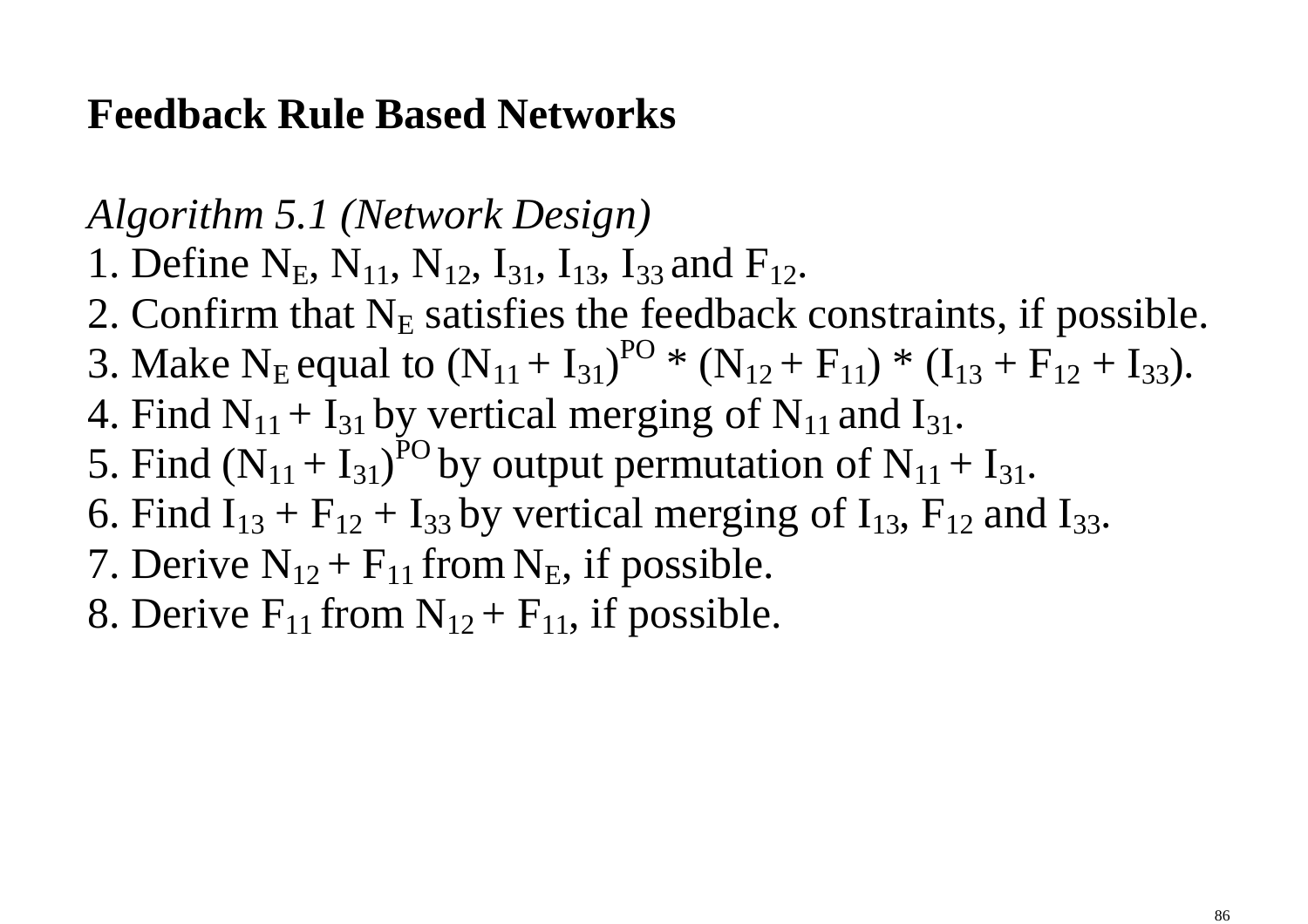# Feedback Rule Based Networks

*Algorithm 5.1 (Network Design)*

1. Define $N_E$, $N_{11}$, $N_{12}$, $I_{31}$, $I_{13}$, $I_{33}$ and $F_{12}$.
2. Confirm that $N_E$ satisfies the feedback constraints, if possible.
3. Make $N_E$ equal to $(N_{11} + I_{31})^{PO} * (N_{12} + F_{11}) * (I_{13} + F_{12} + I_{33})$.
4. Find $N_{11} + I_{31}$ by vertical merging of $N_{11}$ and $I_{31}$.
5. Find $(N_{11} + I_{31})^{PO}$ by output permutation of $N_{11} + I_{31}$.
6. Find $I_{13} + F_{12} + I_{33}$ by vertical merging of $I_{13}$, $F_{12}$ and $I_{33}$.
7. Derive $N_{12} + F_{11}$ from $N_E$, if possible.
8. Derive $F_{11}$ from $N_{12} + F_{11}$, if possible.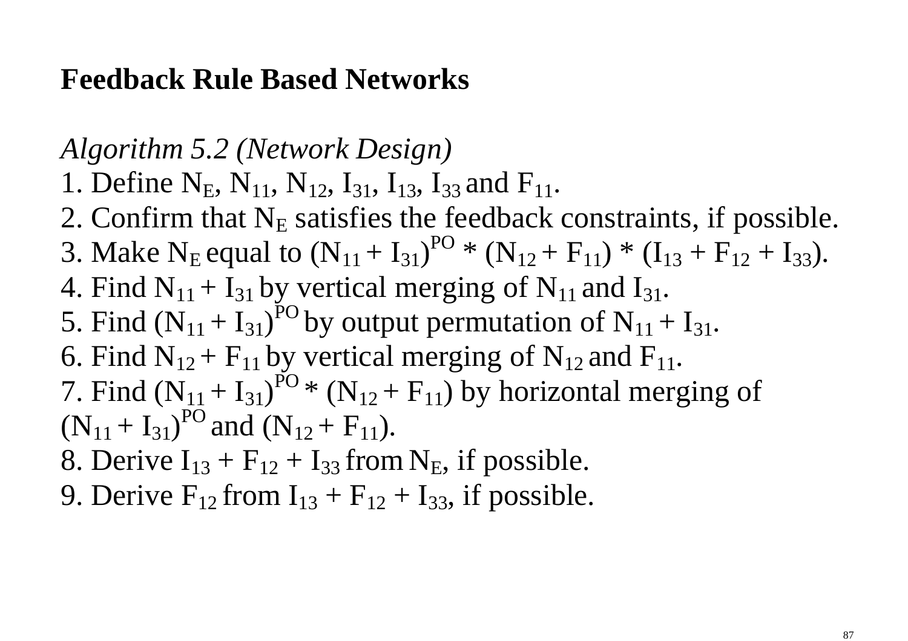# Feedback Rule Based Networks

*Algorithm 5.2 (Network Design)*

1. Define $N_E$, $N_{11}$, $N_{12}$, $I_{31}$, $I_{13}$, $I_{33}$ and $F_{11}$.
2. Confirm that $N_E$ satisfies the feedback constraints, if possible.
3. Make $N_E$ equal to $(N_{11} + I_{31})^{PO} * (N_{12} + F_{11}) * (I_{13} + F_{12} + I_{33})$.
4. Find $N_{11} + I_{31}$ by vertical merging of $N_{11}$ and $I_{31}$.
5. Find $(N_{11} + I_{31})^{PO}$ by output permutation of $N_{11} + I_{31}$.
6. Find $N_{12} + F_{11}$ by vertical merging of $N_{12}$ and $F_{11}$.
7. Find $(N_{11} + I_{31})^{PO} * (N_{12} + F_{11})$ by horizontal merging of $(N_{11} + I_{31})^{PO}$ and $(N_{12} + F_{11})$.
8. Derive $I_{13} + F_{12} + I_{33}$ from $N_E$, if possible.
9. Derive $F_{12}$ from $I_{13} + F_{12} + I_{33}$, if possible.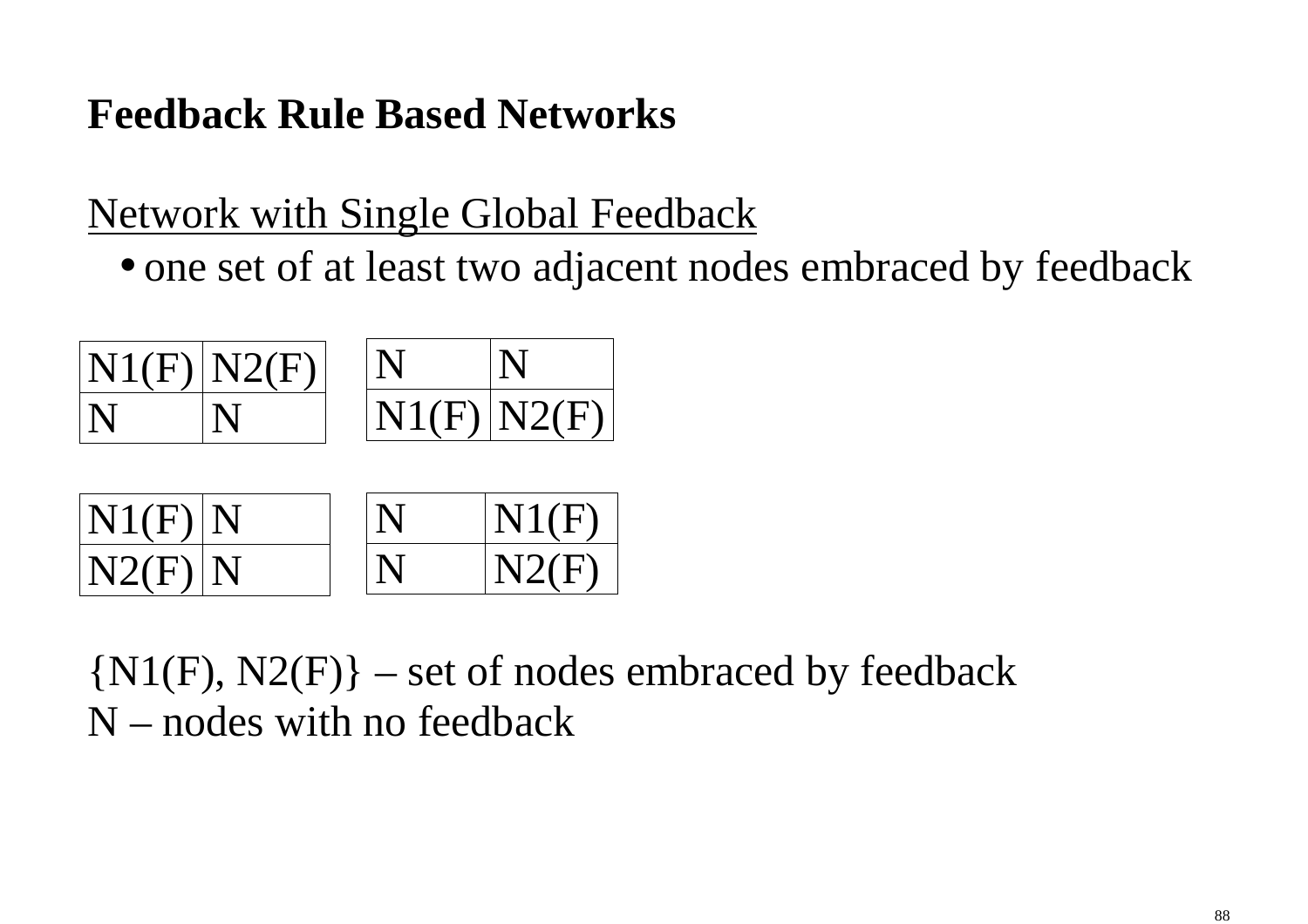## Feedback Rule Based Networks

Network with Single Global Feedback

- one set of at least two adjacent nodes embraced by feedback

| N1(F) | N2(F) |
|---|---|
| N | N |

| N | N |
|---|---|
| N1(F) | N2(F) |

| N1(F) | N |
|---|---|
| N2(F) | N |

| N | N1(F) |
|---|---|
| N | N2(F) |

{N1(F), N2(F)} – set of nodes embraced by feedback
N – nodes with no feedback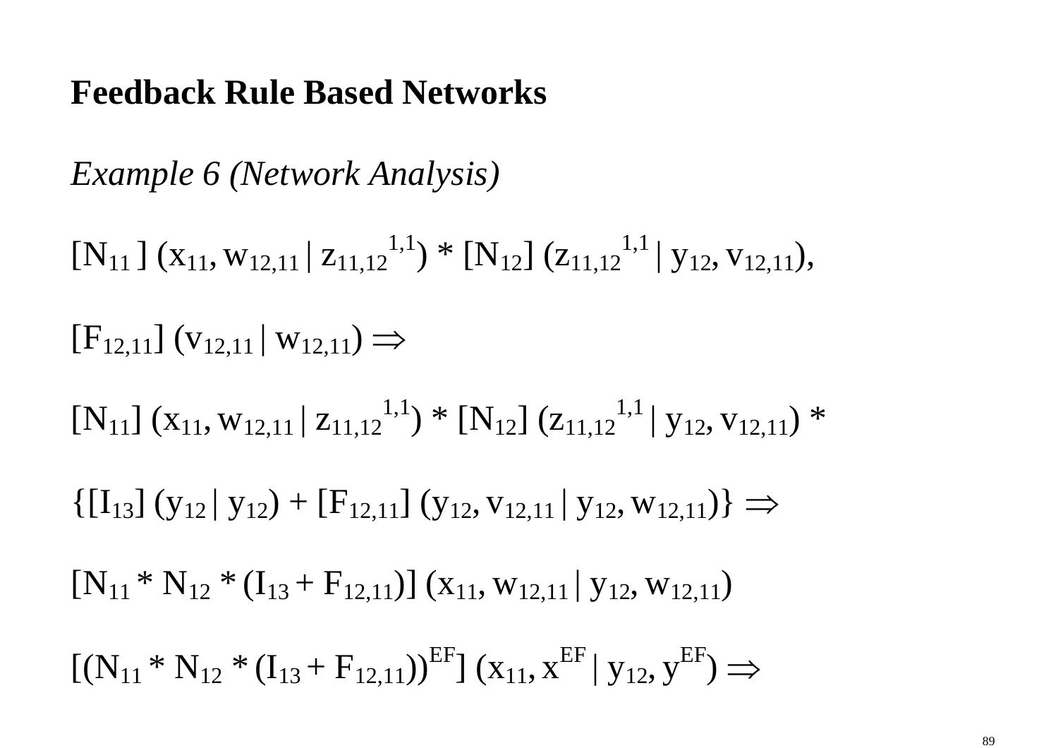## Feedback Rule Based Networks

*Example 6 (Network Analysis)*

$[N_{11}]\ (x_{11}, w_{12,11} \mid z_{11,12}^{1,1}) * [N_{12}]\ (z_{11,12}^{1,1} \mid y_{12}, v_{12,11})$,

$[F_{12,11}]\ (v_{12,11} \mid w_{12,11}) \Rightarrow$

$[N_{11}]\ (x_{11}, w_{12,11} \mid z_{11,12}^{1,1}) * [N_{12}]\ (z_{11,12}^{1,1} \mid y_{12}, v_{12,11}) *$

$\{[I_{13}]\ (y_{12} \mid y_{12}) + [F_{12,11}]\ (y_{12}, v_{12,11} \mid y_{12}, w_{12,11})\} \Rightarrow$

$[N_{11} * N_{12} * (I_{13} + F_{12,11})]\ (x_{11}, w_{12,11} \mid y_{12}, w_{12,11})$

$[(N_{11} * N_{12} * (I_{13} + F_{12,11}))^{EF}]\ (x_{11}, x^{EF} \mid y_{12}, y^{EF}) \Rightarrow$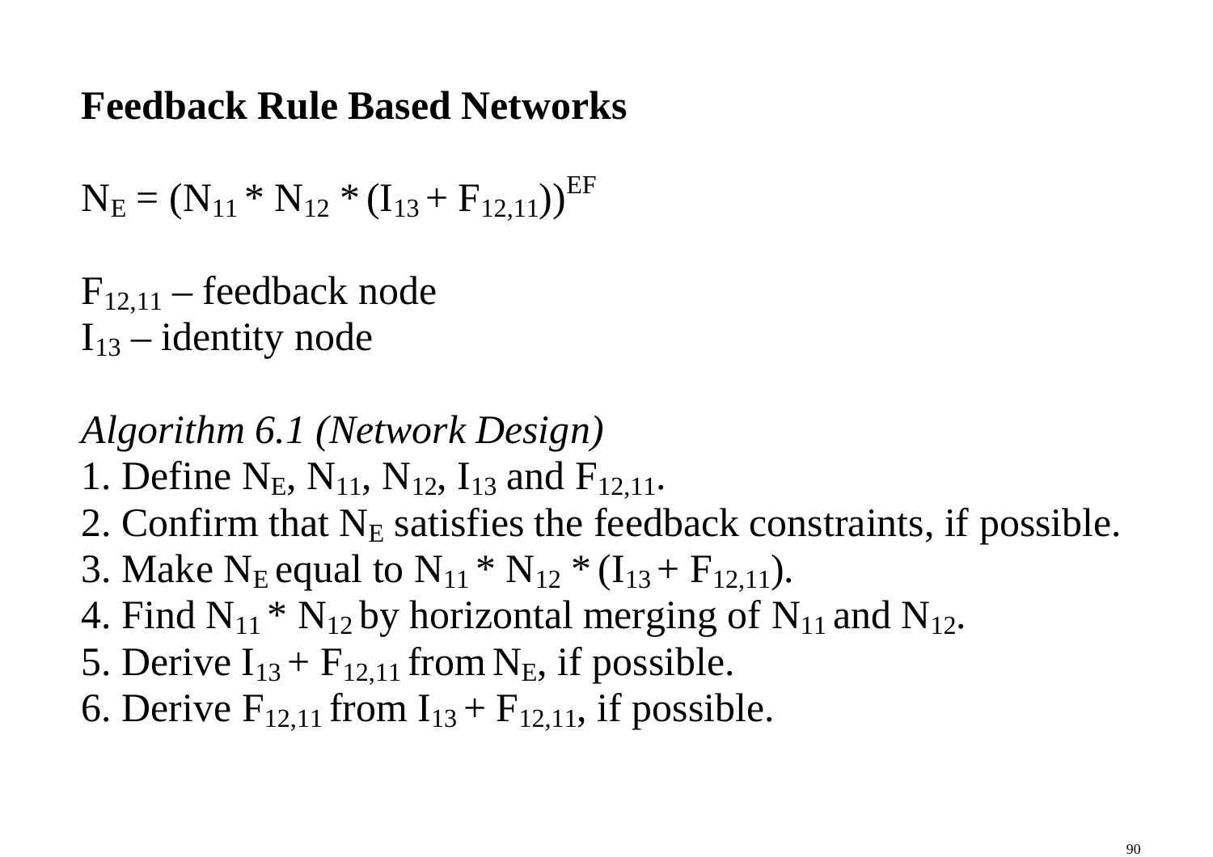**Feedback Rule Based Networks**

$N_E = (N_{11} * N_{12} * (I_{13} + F_{12,11}))^{EF}$

$F_{12,11}$ – feedback node
$I_{13}$ – identity node

*Algorithm 6.1 (Network Design)*

1. Define $N_E$, $N_{11}$, $N_{12}$, $I_{13}$ and $F_{12,11}$.
2. Confirm that $N_E$ satisfies the feedback constraints, if possible.
3. Make $N_E$ equal to $N_{11} * N_{12} * (I_{13} + F_{12,11})$.
4. Find $N_{11} * N_{12}$ by horizontal merging of $N_{11}$ and $N_{12}$.
5. Derive $I_{13} + F_{12,11}$ from $N_E$, if possible.
6. Derive $F_{12,11}$ from $I_{13} + F_{12,11}$, if possible.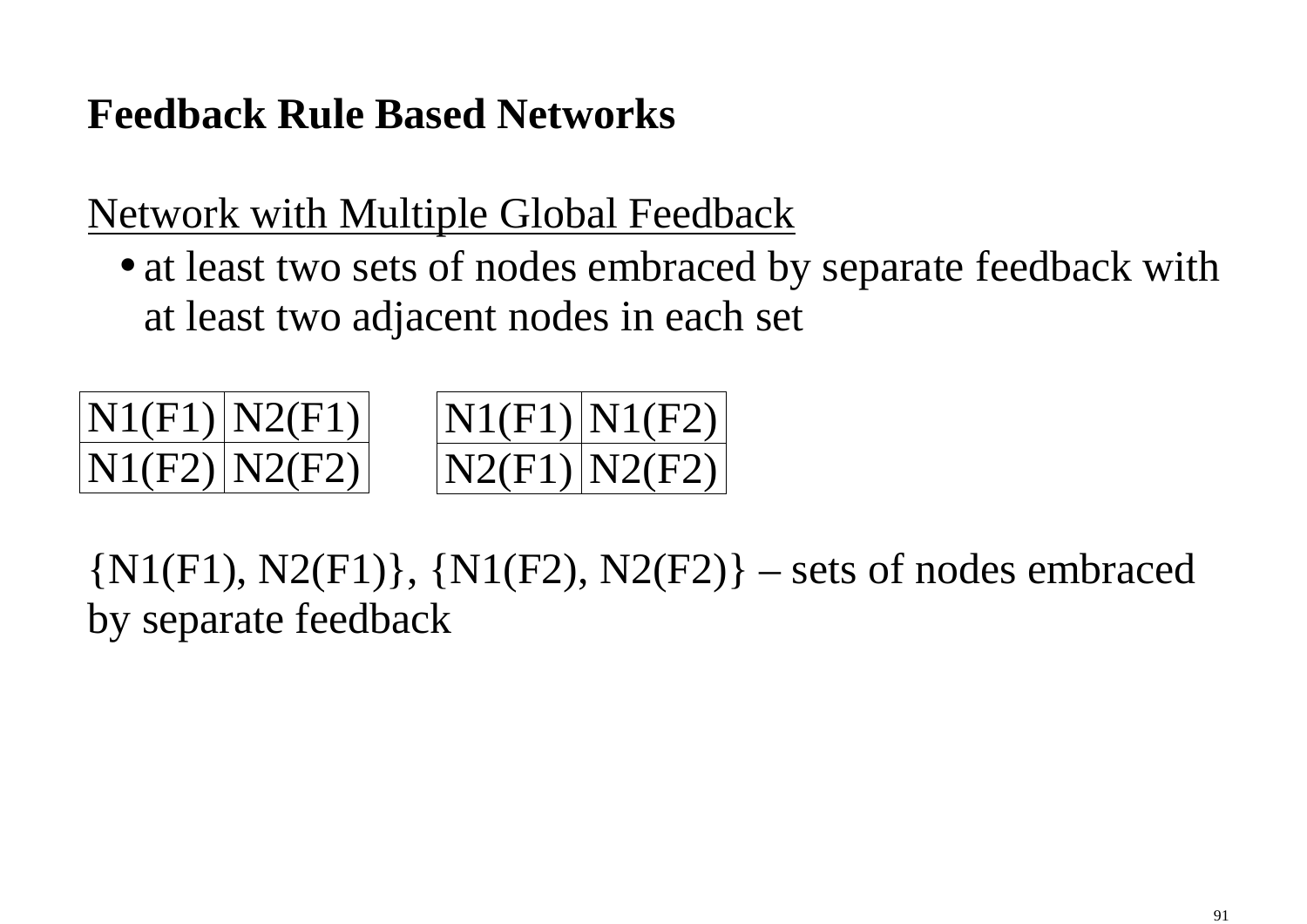**Feedback Rule Based Networks**

<u>Network with Multiple Global Feedback</u>

- at least two sets of nodes embraced by separate feedback with at least two adjacent nodes in each set

| N1(F1) | N2(F1) |
|---|---|
| N1(F2) | N2(F2) |

| N1(F1) | N1(F2) |
|---|---|
| N2(F1) | N2(F2) |

{N1(F1), N2(F1)}, {N1(F2), N2(F2)} – sets of nodes embraced by separate feedback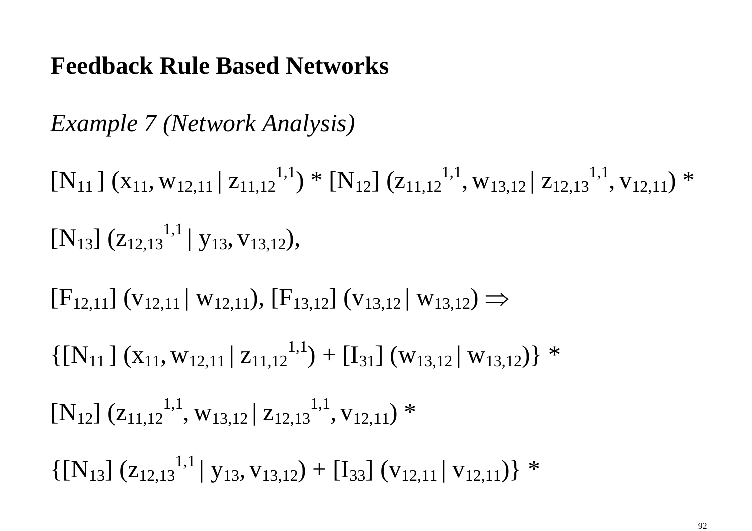**Feedback Rule Based Networks**

*Example 7 (Network Analysis)*

$[N_{11}]\ (x_{11}, w_{12,11} \,|\, z_{11,12}{}^{1,1}) * [N_{12}]\ (z_{11,12}{}^{1,1}, w_{13,12} \,|\, z_{12,13}{}^{1,1}, v_{12,11}) *$

$[N_{13}]\ (z_{12,13}{}^{1,1} \,|\, y_{13}, v_{13,12}),$

$[F_{12,11}]\ (v_{12,11} \,|\, w_{12,11}),\ [F_{13,12}]\ (v_{13,12} \,|\, w_{13,12}) \Rightarrow$

$\{[N_{11}]\ (x_{11}, w_{12,11} \,|\, z_{11,12}{}^{1,1}) + [I_{31}]\ (w_{13,12} \,|\, w_{13,12})\} *$

$[N_{12}]\ (z_{11,12}{}^{1,1}, w_{13,12} \,|\, z_{12,13}{}^{1,1}, v_{12,11}) *$

$\{[N_{13}]\ (z_{12,13}{}^{1,1} \,|\, y_{13}, v_{13,12}) + [I_{33}]\ (v_{12,11} \,|\, v_{12,11})\} *$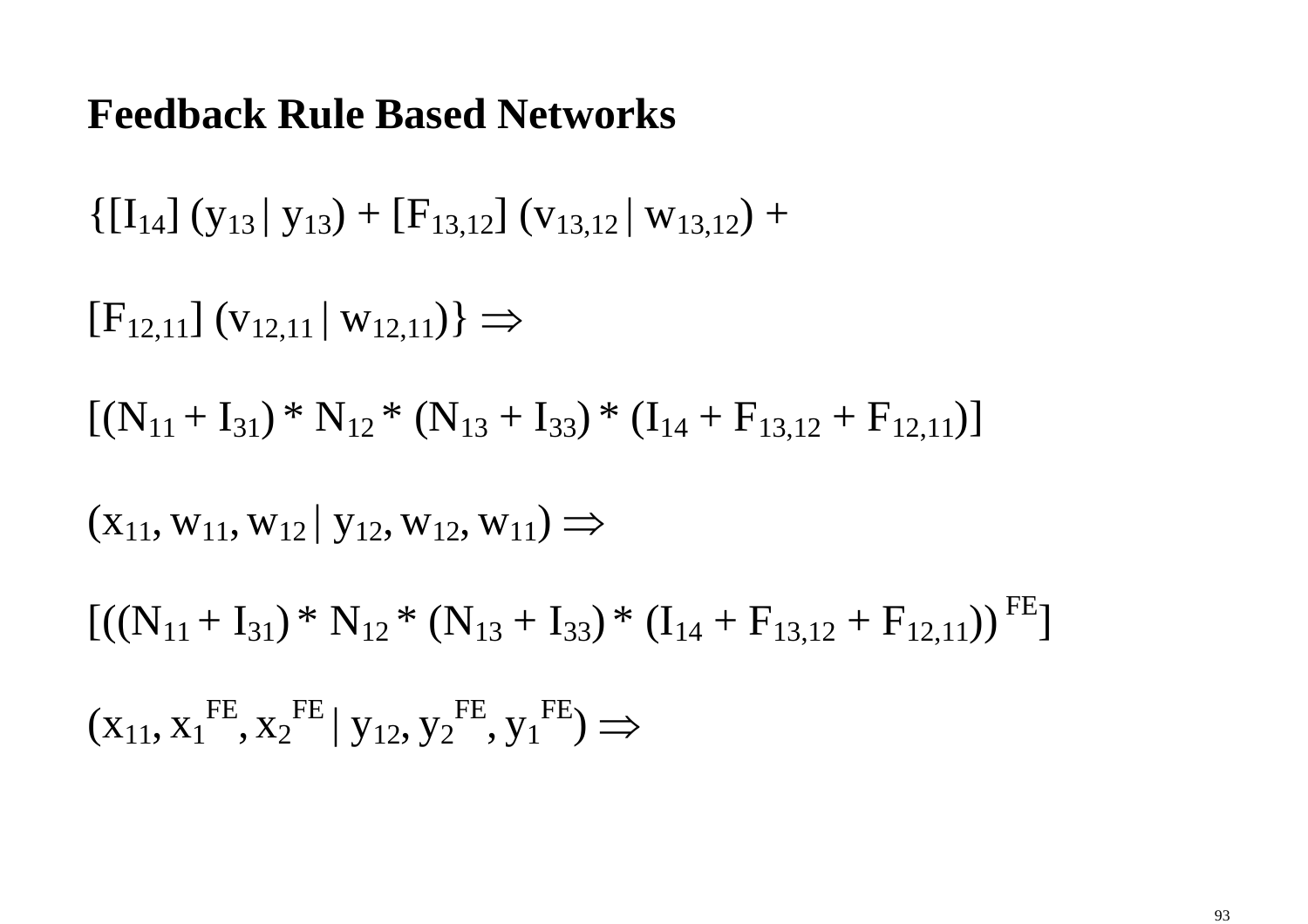**Feedback Rule Based Networks**

$\{[I_{14}] (y_{13} | y_{13}) + [F_{13,12}] (v_{13,12} | w_{13,12}) +$

$[F_{12,11}] (v_{12,11} | w_{12,11})\} \Rightarrow$

$[(N_{11} + I_{31}) * N_{12} * (N_{13} + I_{33}) * (I_{14} + F_{13,12} + F_{12,11})]$

$(x_{11}, w_{11}, w_{12} | y_{12}, w_{12}, w_{11}) \Rightarrow$

$[((N_{11} + I_{31}) * N_{12} * (N_{13} + I_{33}) * (I_{14} + F_{13,12} + F_{12,11}))^{FE}]$

$(x_{11}, x_1^{FE}, x_2^{FE} | y_{12}, y_2^{FE}, y_1^{FE}) \Rightarrow$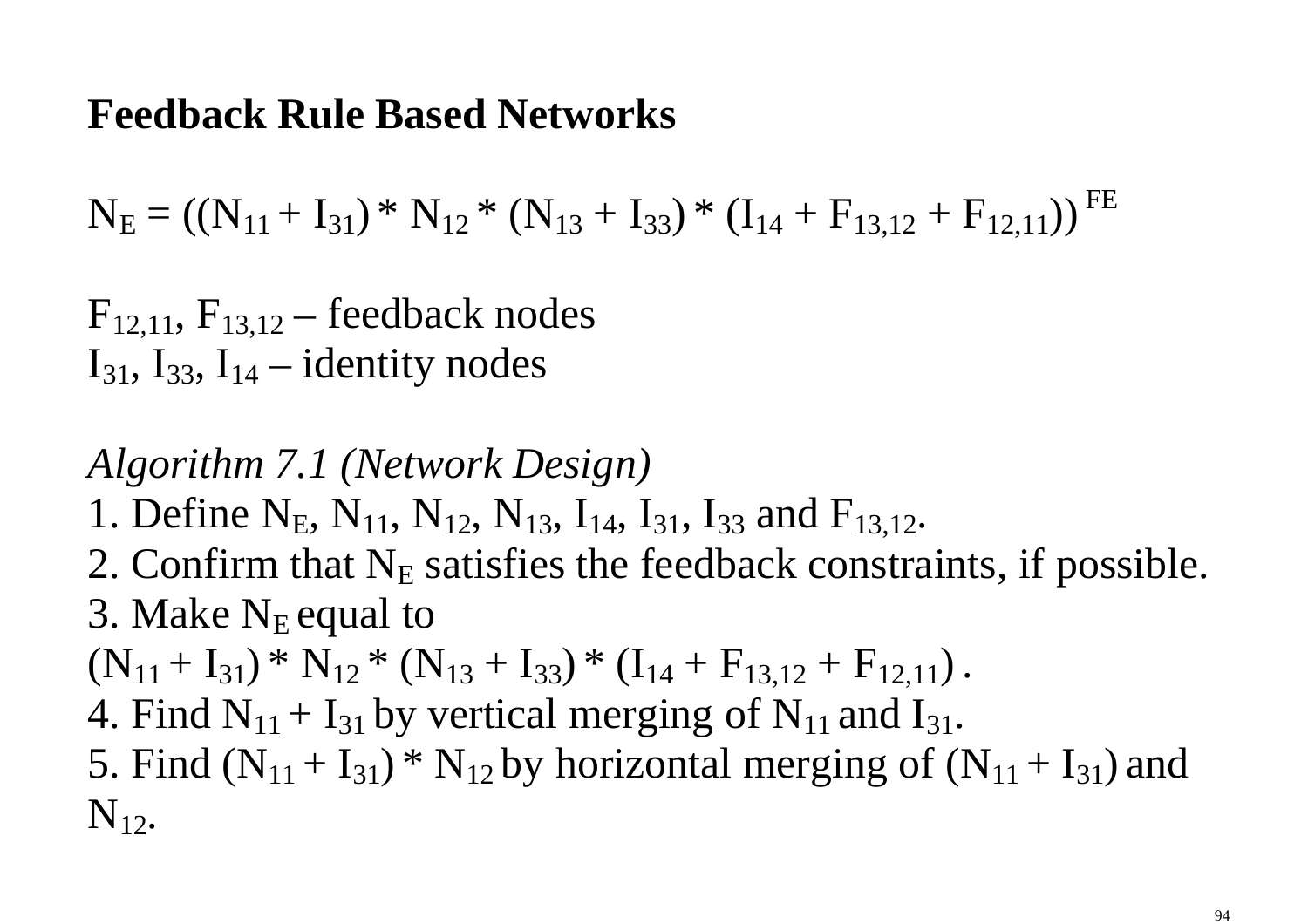**Feedback Rule Based Networks**

$N_E = ((N_{11} + I_{31}) * N_{12} * (N_{13} + I_{33}) * (I_{14} + F_{13,12} + F_{12,11}))^{FE}$

$F_{12,11}$, $F_{13,12}$ – feedback nodes
$I_{31}$, $I_{33}$, $I_{14}$ – identity nodes

*Algorithm 7.1 (Network Design)*

1. Define $N_E$, $N_{11}$, $N_{12}$, $N_{13}$, $I_{14}$, $I_{31}$, $I_{33}$ and $F_{13,12}$.
2. Confirm that $N_E$ satisfies the feedback constraints, if possible.
3. Make $N_E$ equal to $(N_{11} + I_{31}) * N_{12} * (N_{13} + I_{33}) * (I_{14} + F_{13,12} + F_{12,11})$ .
4. Find $N_{11} + I_{31}$ by vertical merging of $N_{11}$ and $I_{31}$.
5. Find $(N_{11} + I_{31}) * N_{12}$ by horizontal merging of $(N_{11} + I_{31})$ and $N_{12}$.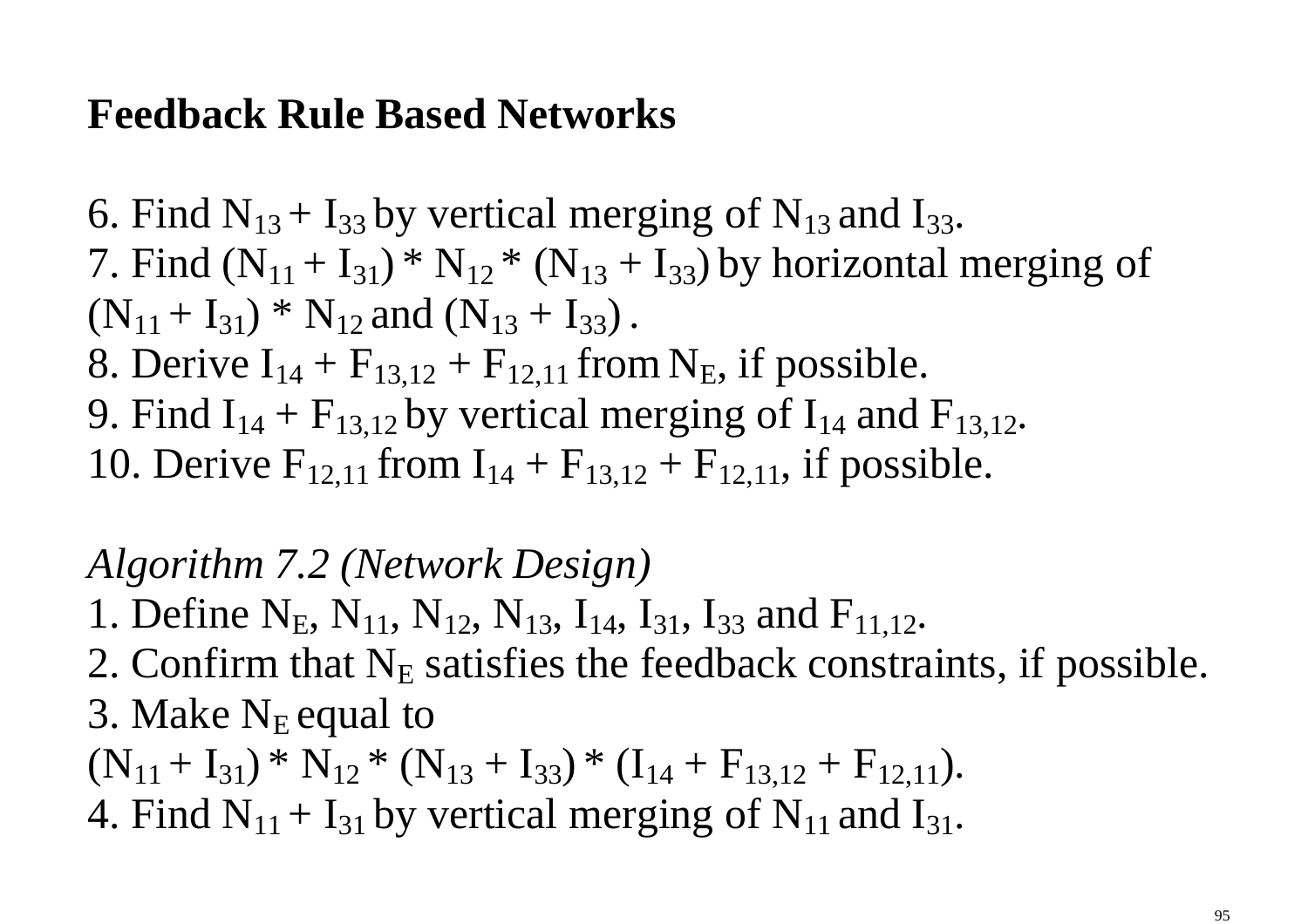**Feedback Rule Based Networks**

6. Find $N_{13} + I_{33}$ by vertical merging of $N_{13}$ and $I_{33}$.
7. Find $(N_{11} + I_{31}) * N_{12} * (N_{13} + I_{33})$ by horizontal merging of $(N_{11} + I_{31}) * N_{12}$ and $(N_{13} + I_{33})$ .
8. Derive $I_{14} + F_{13,12} + F_{12,11}$ from $N_E$, if possible.
9. Find $I_{14} + F_{13,12}$ by vertical merging of $I_{14}$ and $F_{13,12}$.
10. Derive $F_{12,11}$ from $I_{14} + F_{13,12} + F_{12,11}$, if possible.

*Algorithm 7.2 (Network Design)*
1. Define $N_E$, $N_{11}$, $N_{12}$, $N_{13}$, $I_{14}$, $I_{31}$, $I_{33}$ and $F_{11,12}$.
2. Confirm that $N_E$ satisfies the feedback constraints, if possible.
3. Make $N_E$ equal to
$(N_{11} + I_{31}) * N_{12} * (N_{13} + I_{33}) * (I_{14} + F_{13,12} + F_{12,11})$.
4. Find $N_{11} + I_{31}$ by vertical merging of $N_{11}$ and $I_{31}$.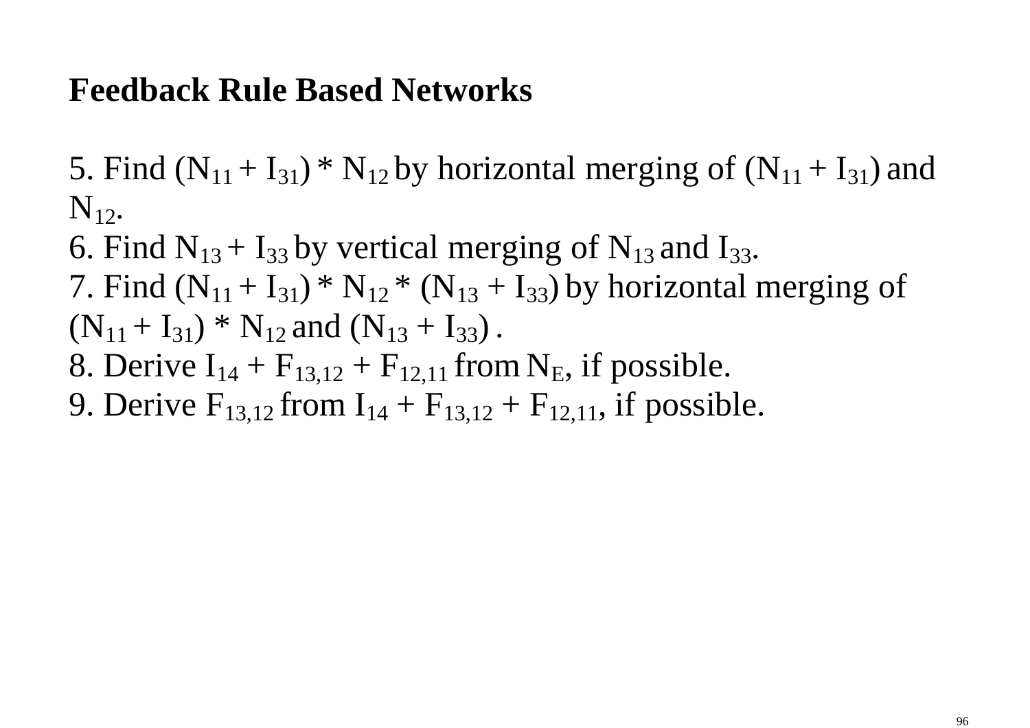## Feedback Rule Based Networks

5. Find $(N_{11} + I_{31}) * N_{12}$ by horizontal merging of $(N_{11} + I_{31})$ and $N_{12}$.
6. Find $N_{13} + I_{33}$ by vertical merging of $N_{13}$ and $I_{33}$.
7. Find $(N_{11} + I_{31}) * N_{12} * (N_{13} + I_{33})$ by horizontal merging of $(N_{11} + I_{31}) * N_{12}$ and $(N_{13} + I_{33})$ .
8. Derive $I_{14} + F_{13,12} + F_{12,11}$ from $N_E$, if possible.
9. Derive $F_{13,12}$ from $I_{14} + F_{13,12} + F_{12,11}$, if possible.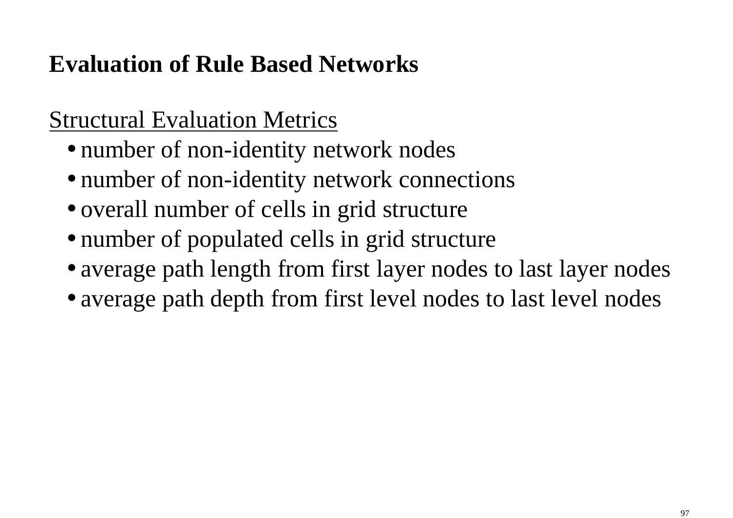# Evaluation of Rule Based Networks

<u>Structural Evaluation Metrics</u>

- number of non-identity network nodes
- number of non-identity network connections
- overall number of cells in grid structure
- number of populated cells in grid structure
- average path length from first layer nodes to last layer nodes
- average path depth from first level nodes to last level nodes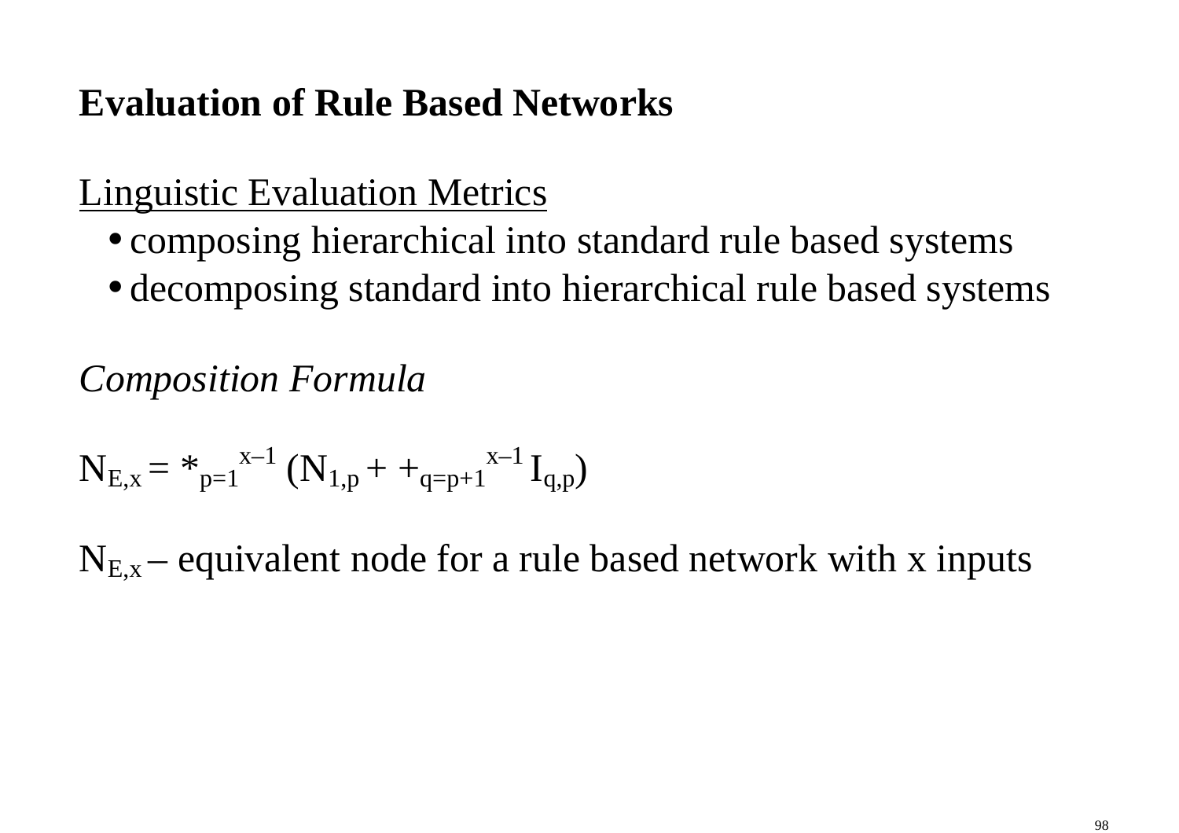**Evaluation of Rule Based Networks**

Linguistic Evaluation Metrics

- composing hierarchical into standard rule based systems
- decomposing standard into hierarchical rule based systems

*Composition Formula*

$$N_{E,x} = *_{p=1}^{x-1} (N_{1,p} + +_{q=p+1}^{x-1} I_{q,p})$$

$N_{E,x}$ – equivalent node for a rule based network with x inputs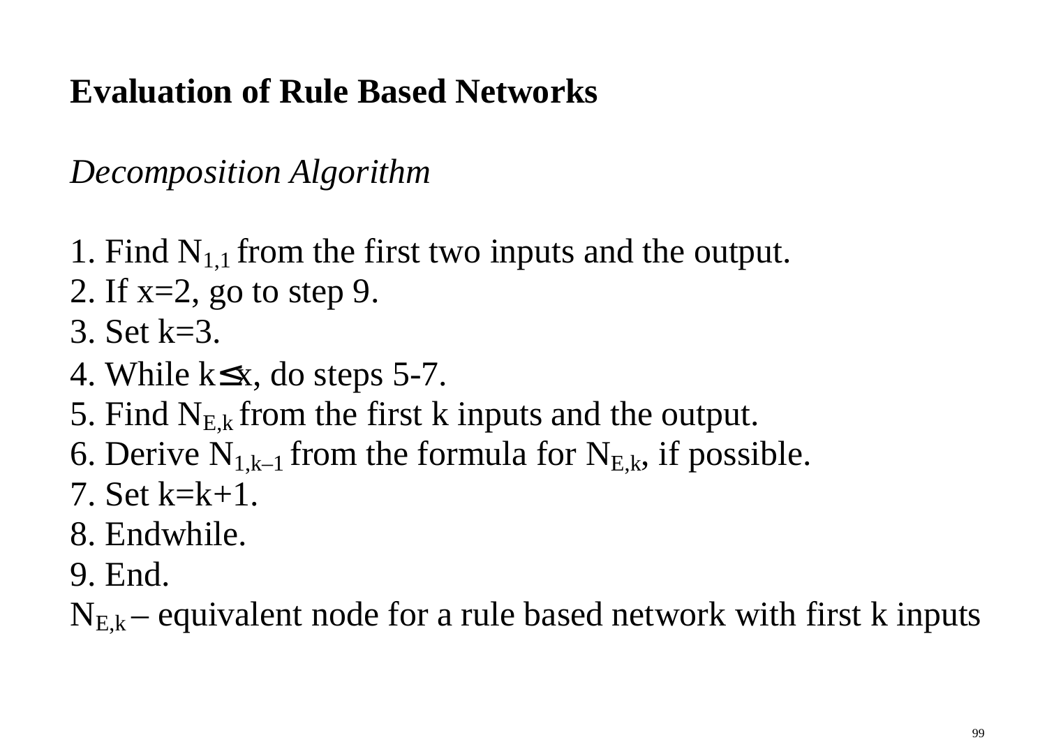**Evaluation of Rule Based Networks**

*Decomposition Algorithm*

1. Find $N_{1,1}$ from the first two inputs and the output.
2. If x=2, go to step 9.
3. Set k=3.
4. While $k \leq x$, do steps 5-7.
5. Find $N_{E,k}$ from the first k inputs and the output.
6. Derive $N_{1,k-1}$ from the formula for $N_{E,k}$, if possible.
7. Set k=k+1.
8. Endwhile.
9. End.

$N_{E,k}$ – equivalent node for a rule based network with first k inputs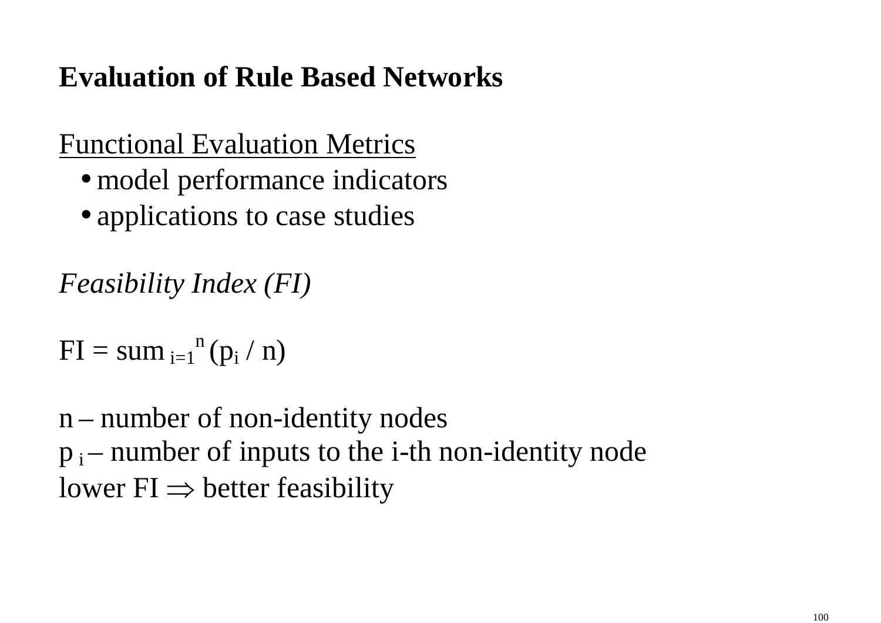**Evaluation of Rule Based Networks**

Functional Evaluation Metrics

- model performance indicators
- applications to case studies

*Feasibility Index (FI)*

$$FI = \text{sum}_{i=1}^{n} (p_i / n)$$

n – number of non-identity nodes

$p_i$ – number of inputs to the i-th non-identity node

lower FI $\Rightarrow$ better feasibility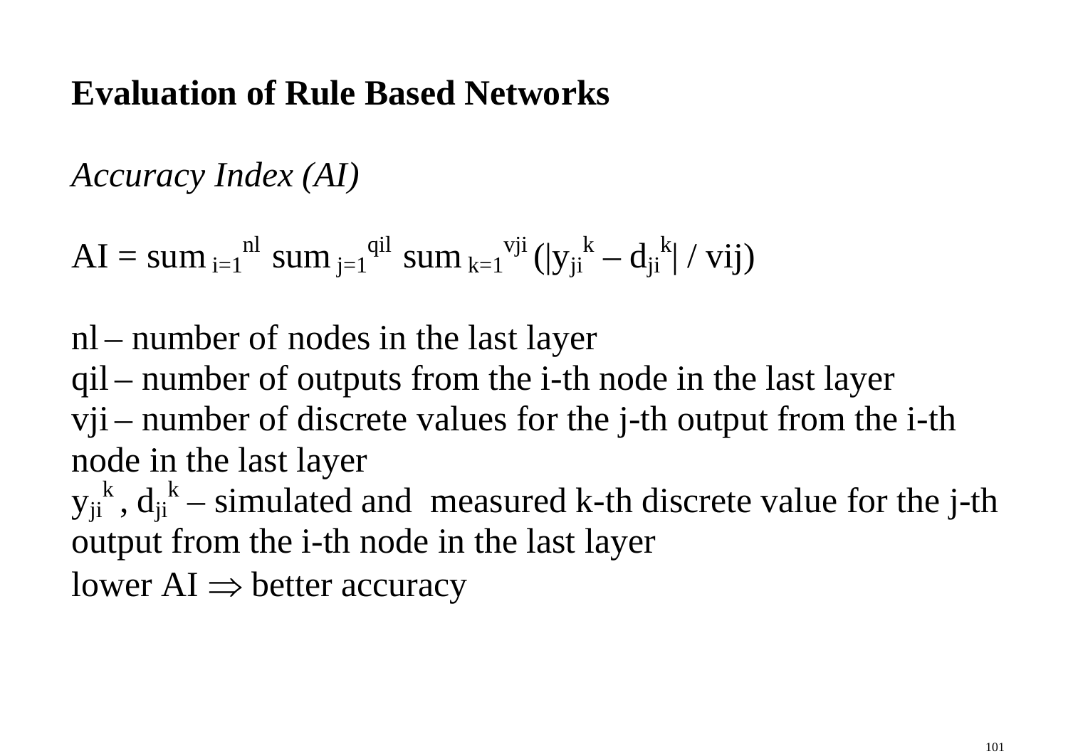**Evaluation of Rule Based Networks**

*Accuracy Index (AI)*

$$AI = \text{sum}_{i=1}^{nl} \text{ sum}_{j=1}^{qil} \text{ sum}_{k=1}^{vji} (|y_{ji}^k - d_{ji}^k| / vij)$$

nl – number of nodes in the last layer
qil – number of outputs from the i-th node in the last layer
vji – number of discrete values for the j-th output from the i-th node in the last layer
$y_{ji}^k$, $d_{ji}^k$ – simulated and measured k-th discrete value for the j-th output from the i-th node in the last layer
lower AI $\Rightarrow$ better accuracy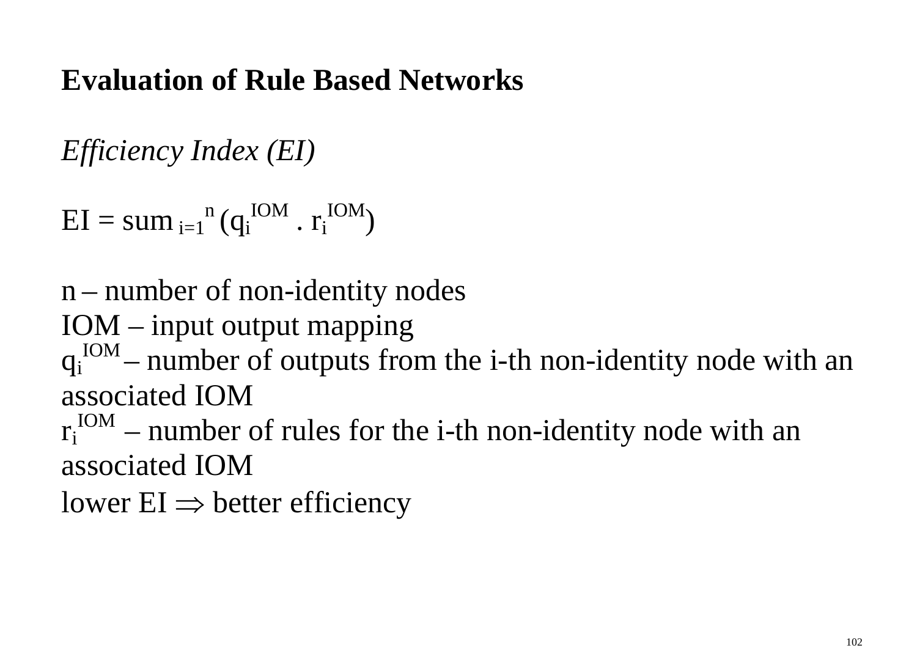**Evaluation of Rule Based Networks**

*Efficiency Index (EI)*

$EI = \text{sum}_{i=1}^{n} (q_i^{IOM} . r_i^{IOM})$

n – number of non-identity nodes
IOM – input output mapping
$q_i^{IOM}$ – number of outputs from the i-th non-identity node with an associated IOM
$r_i^{IOM}$ – number of rules for the i-th non-identity node with an associated IOM
lower EI $\Rightarrow$ better efficiency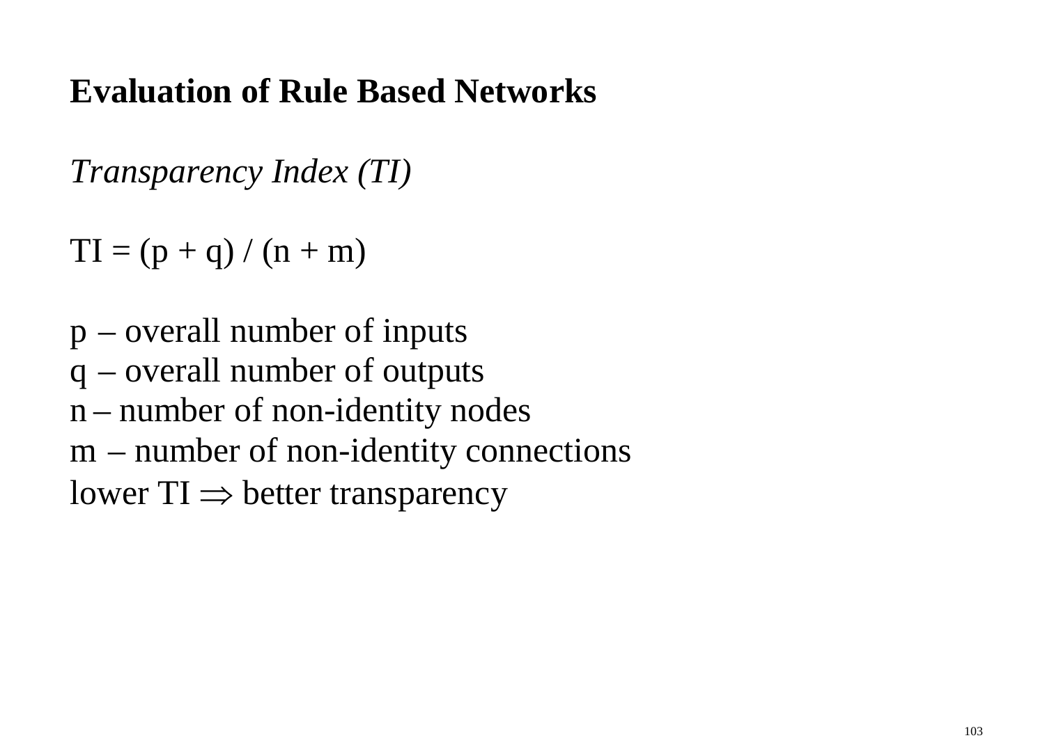## **Evaluation of Rule Based Networks**

*Transparency Index (TI)*

$TI = (p + q) / (n + m)$

$p$ – overall number of inputs  
$q$ – overall number of outputs  
$n$ – number of non-identity nodes  
$m$ – number of non-identity connections  
lower TI $\Rightarrow$ better transparency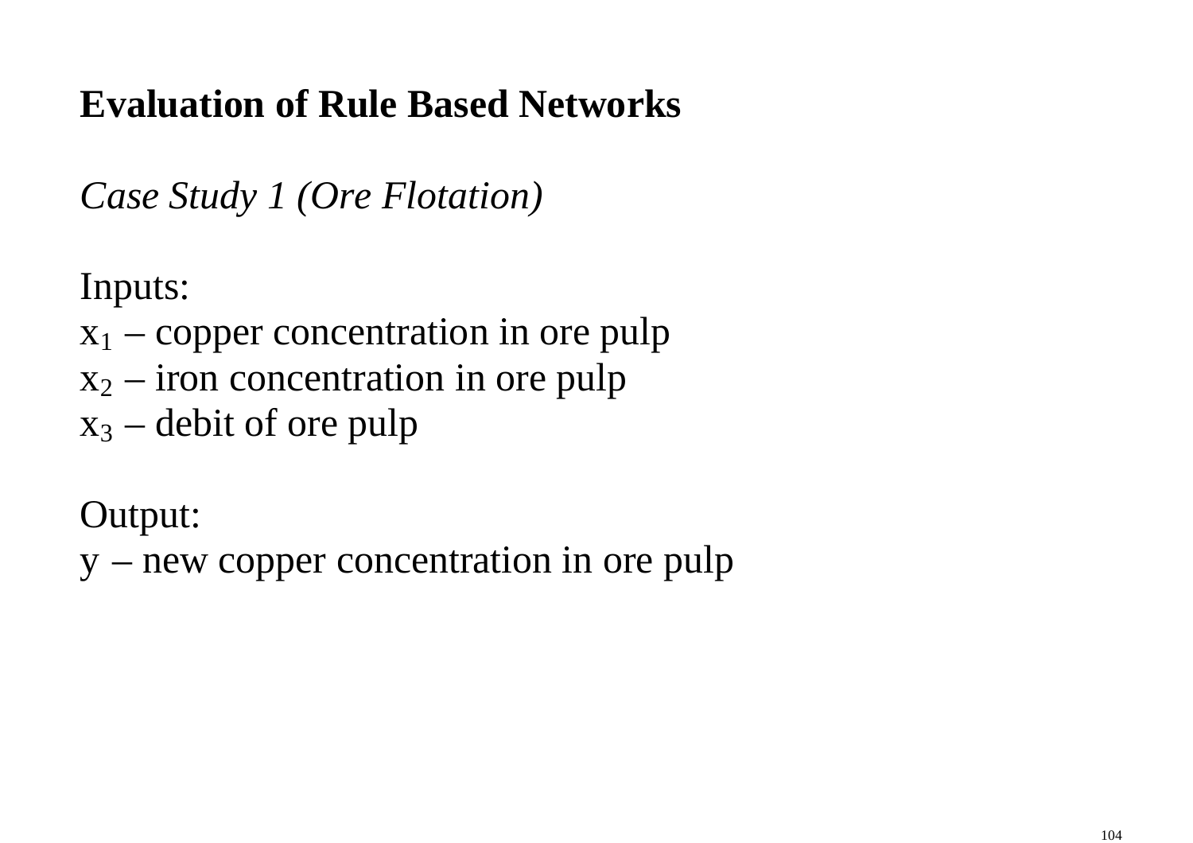## Evaluation of Rule Based Networks

*Case Study 1 (Ore Flotation)*

Inputs:

$x_1$ – copper concentration in ore pulp

$x_2$ – iron concentration in ore pulp

$x_3$ – debit of ore pulp

Output:

$y$ – new copper concentration in ore pulp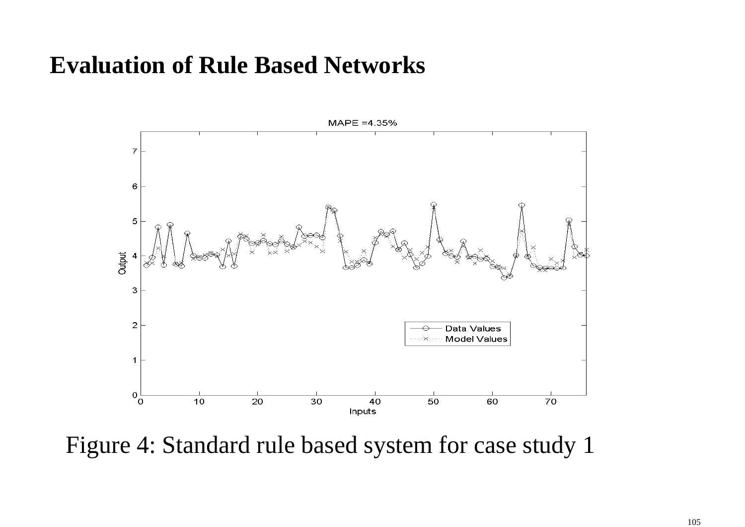# Evaluation of Rule Based Networks

Figure 4: Standard rule based system for case study 1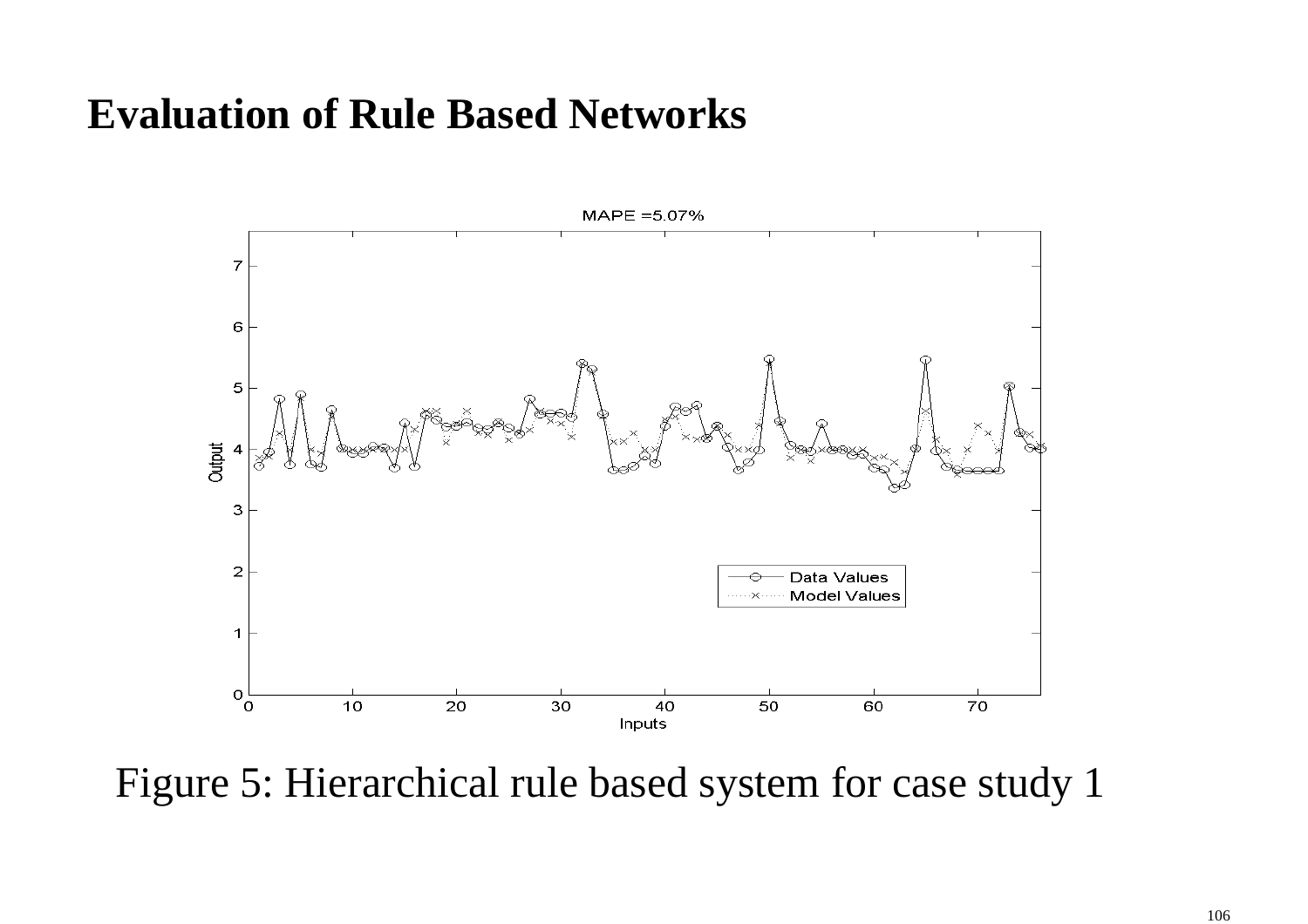# Evaluation of Rule Based Networks

Figure 5: Hierarchical rule based system for case study 1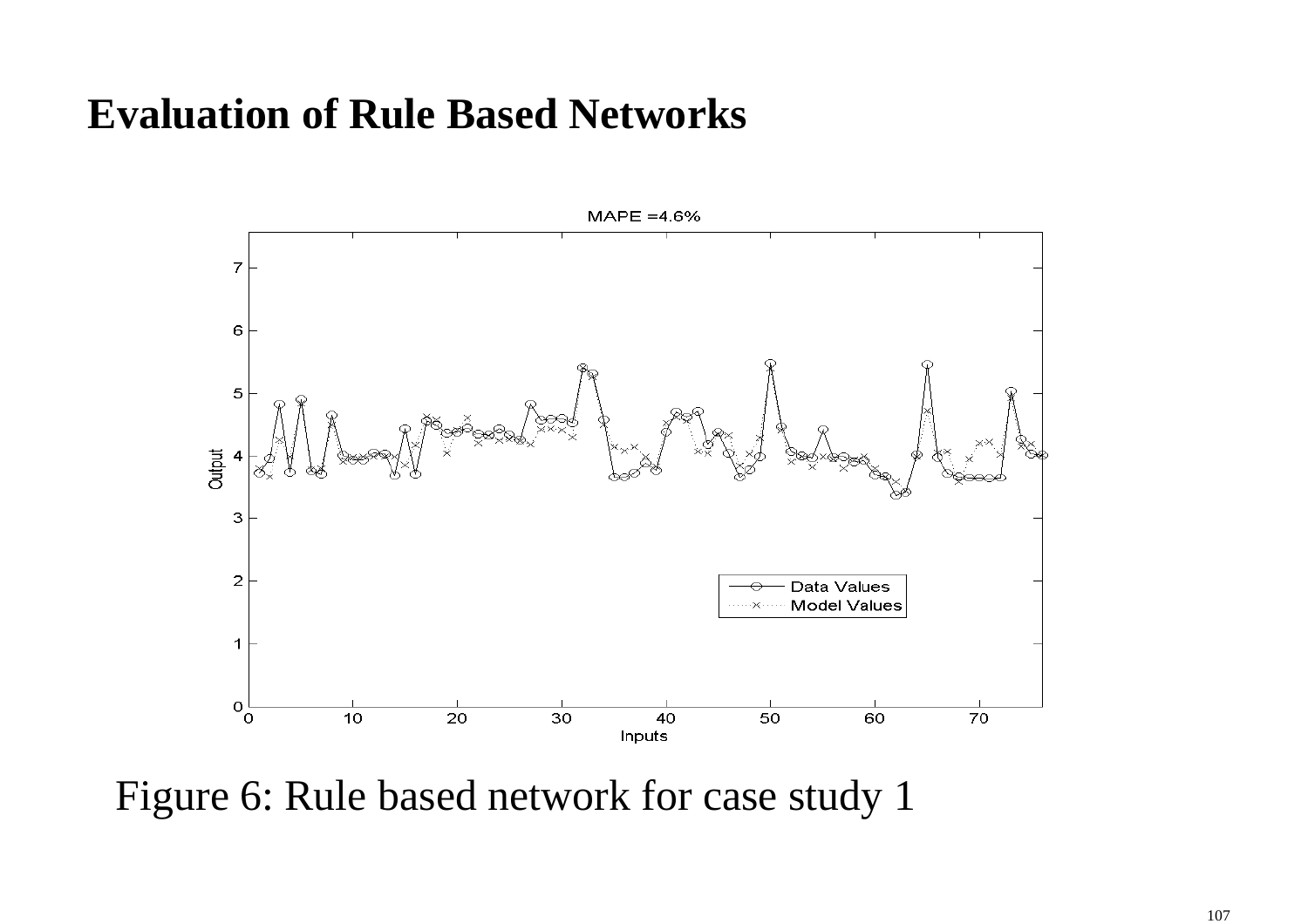# Evaluation of Rule Based Networks

Figure 6: Rule based network for case study 1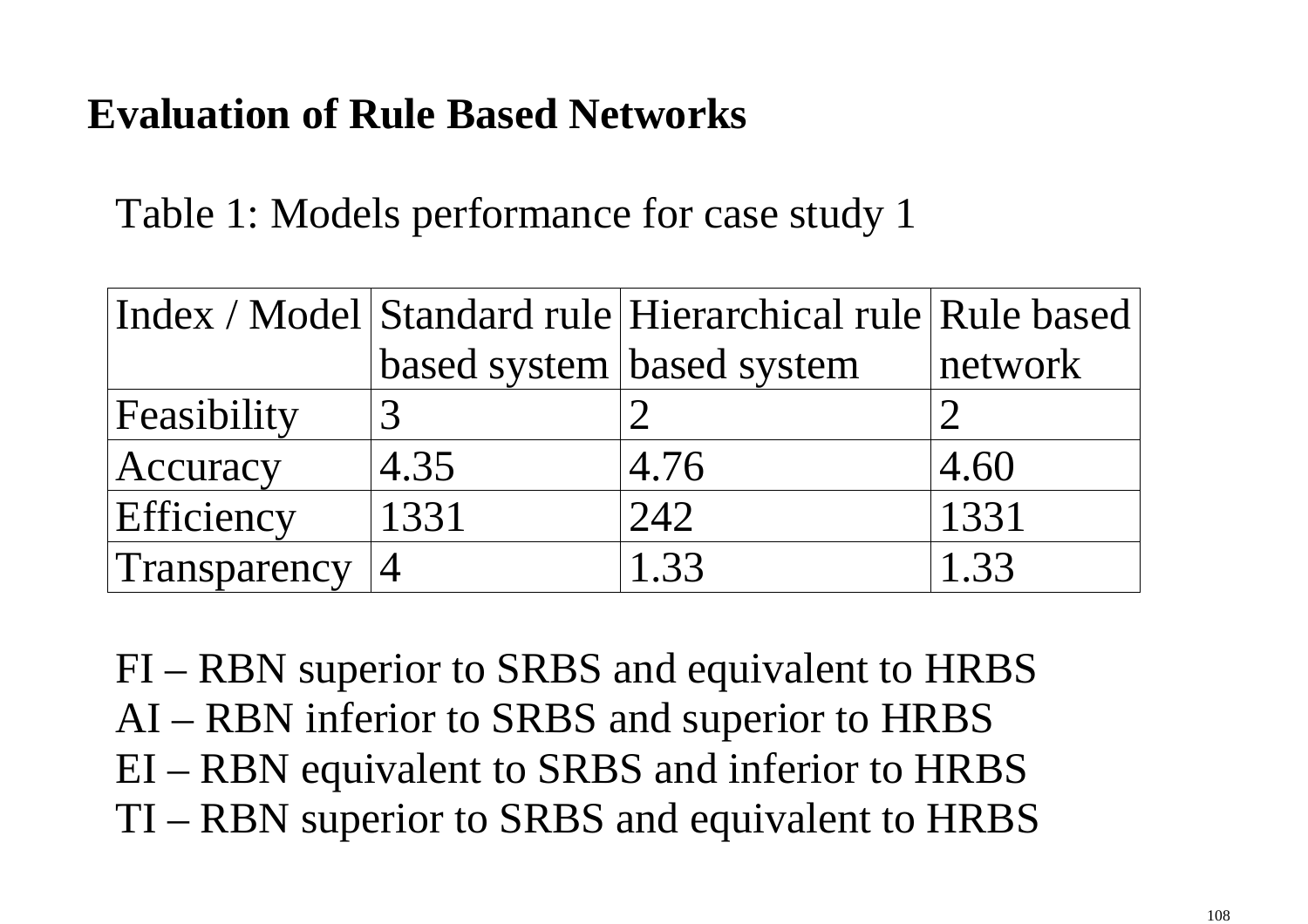## Evaluation of Rule Based Networks

Table 1: Models performance for case study 1

| Index / Model | Standard rule based system | Hierarchical rule based system | Rule based network |
|---|---|---|---|
| Feasibility | 3 | 2 | 2 |
| Accuracy | 4.35 | 4.76 | 4.60 |
| Efficiency | 1331 | 242 | 1331 |
| Transparency | 4 | 1.33 | 1.33 |

FI – RBN superior to SRBS and equivalent to HRBS
AI – RBN inferior to SRBS and superior to HRBS
EI – RBN equivalent to SRBS and inferior to HRBS
TI – RBN superior to SRBS and equivalent to HRBS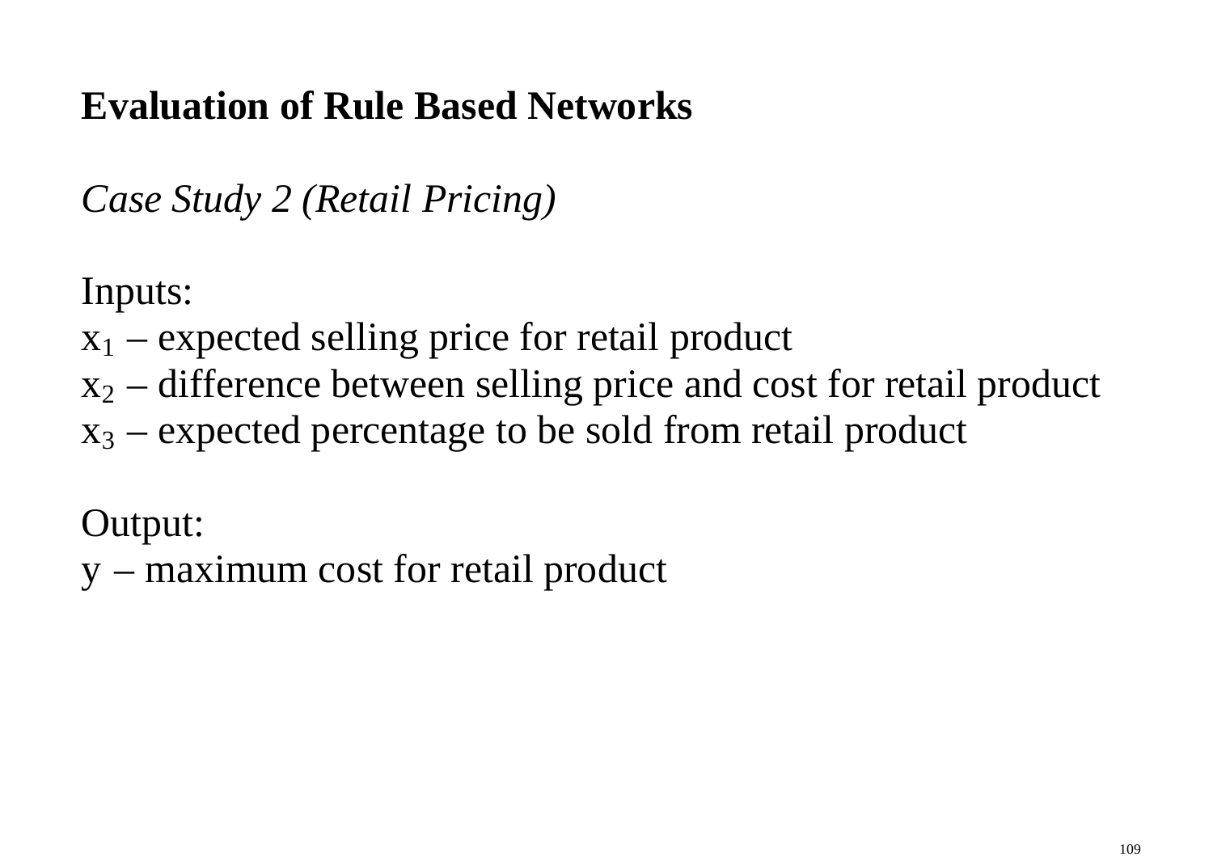**Evaluation of Rule Based Networks**

*Case Study 2 (Retail Pricing)*

Inputs:
$x_1$ – expected selling price for retail product
$x_2$ – difference between selling price and cost for retail product
$x_3$ – expected percentage to be sold from retail product

Output:
$y$ – maximum cost for retail product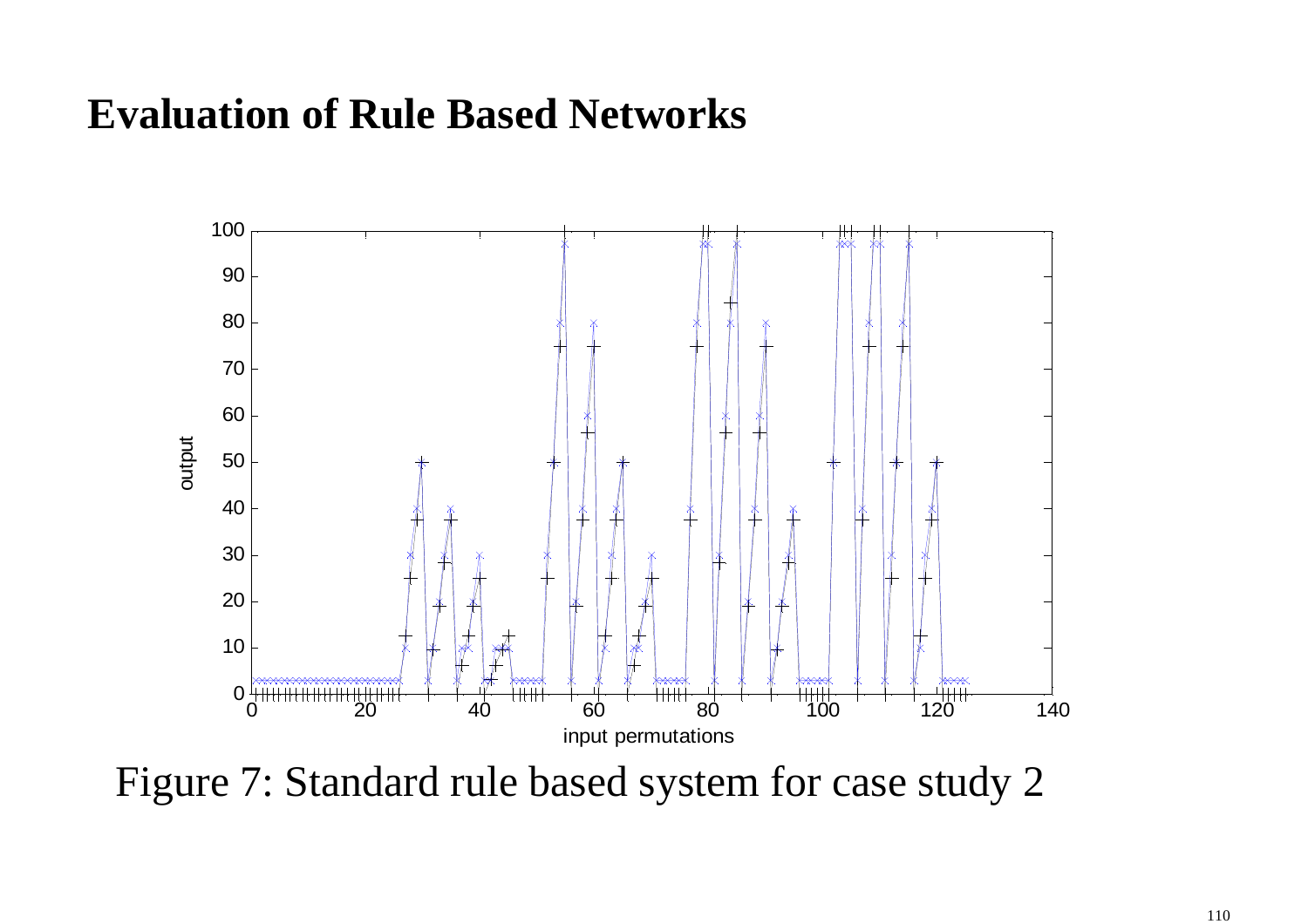# Evaluation of Rule Based Networks

Figure 7: Standard rule based system for case study 2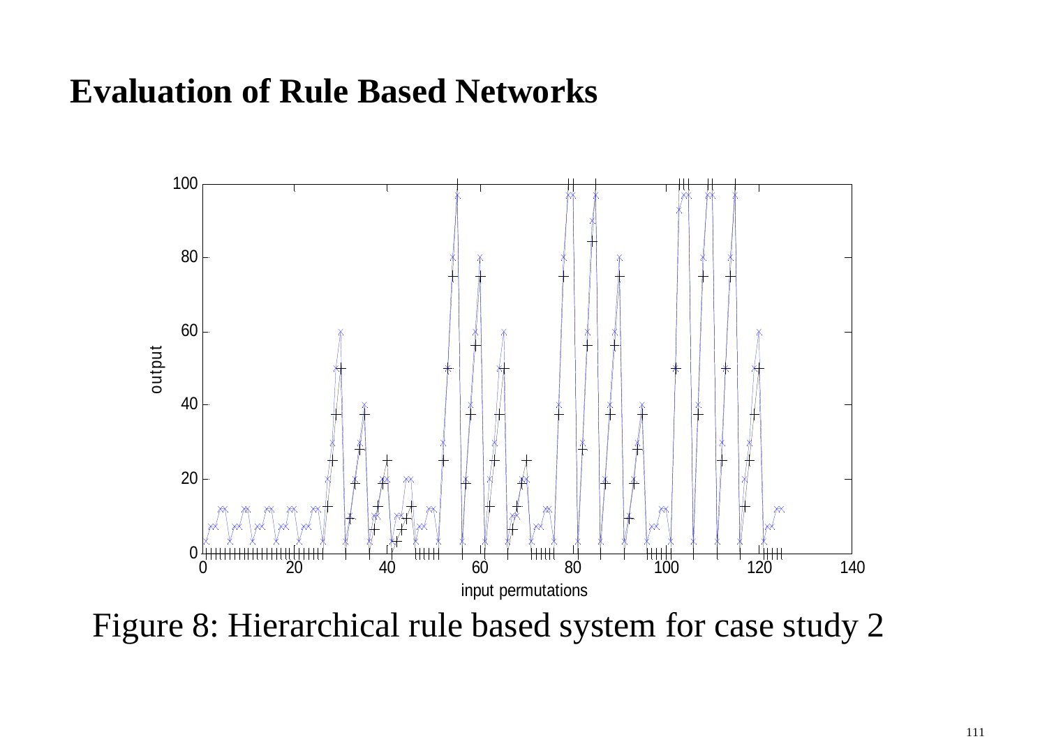## Evaluation of Rule Based Networks

Figure 8: Hierarchical rule based system for case study 2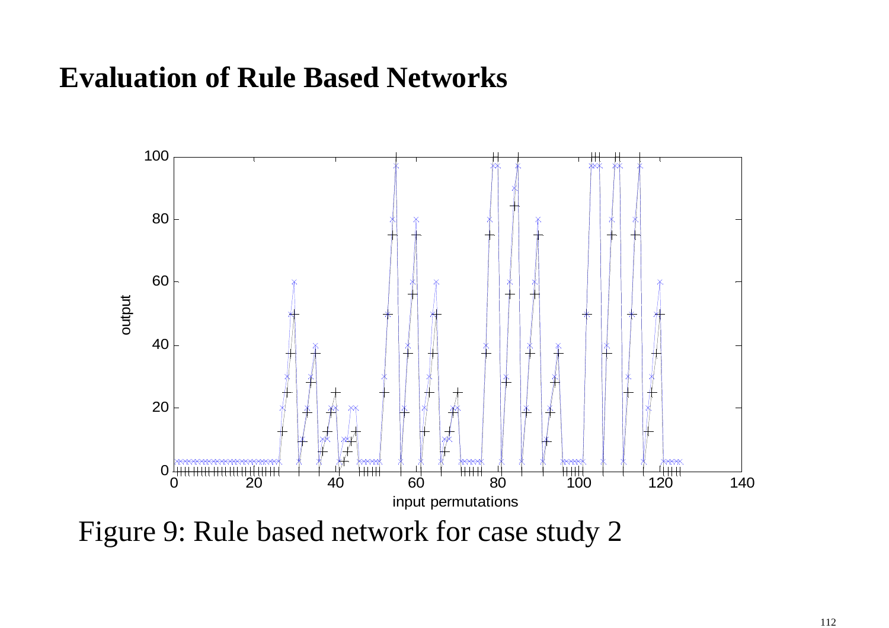# Evaluation of Rule Based Networks

Figure 9: Rule based network for case study 2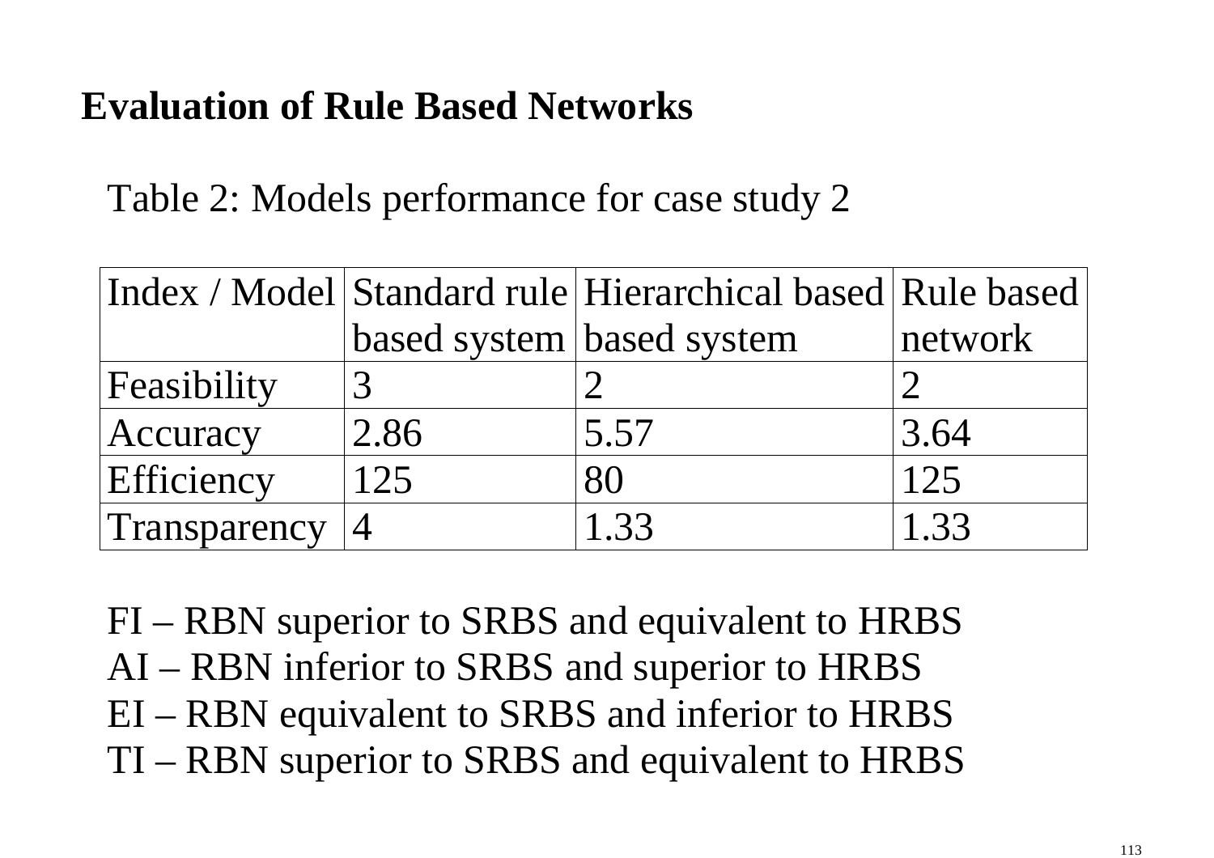## Evaluation of Rule Based Networks

Table 2: Models performance for case study 2

| Index / Model | Standard rule based system | Hierarchical based based system | Rule based network |
|---|---|---|---|
| Feasibility | 3 | 2 | 2 |
| Accuracy | 2.86 | 5.57 | 3.64 |
| Efficiency | 125 | 80 | 125 |
| Transparency | 4 | 1.33 | 1.33 |

FI – RBN superior to SRBS and equivalent to HRBS
AI – RBN inferior to SRBS and superior to HRBS
EI – RBN equivalent to SRBS and inferior to HRBS
TI – RBN superior to SRBS and equivalent to HRBS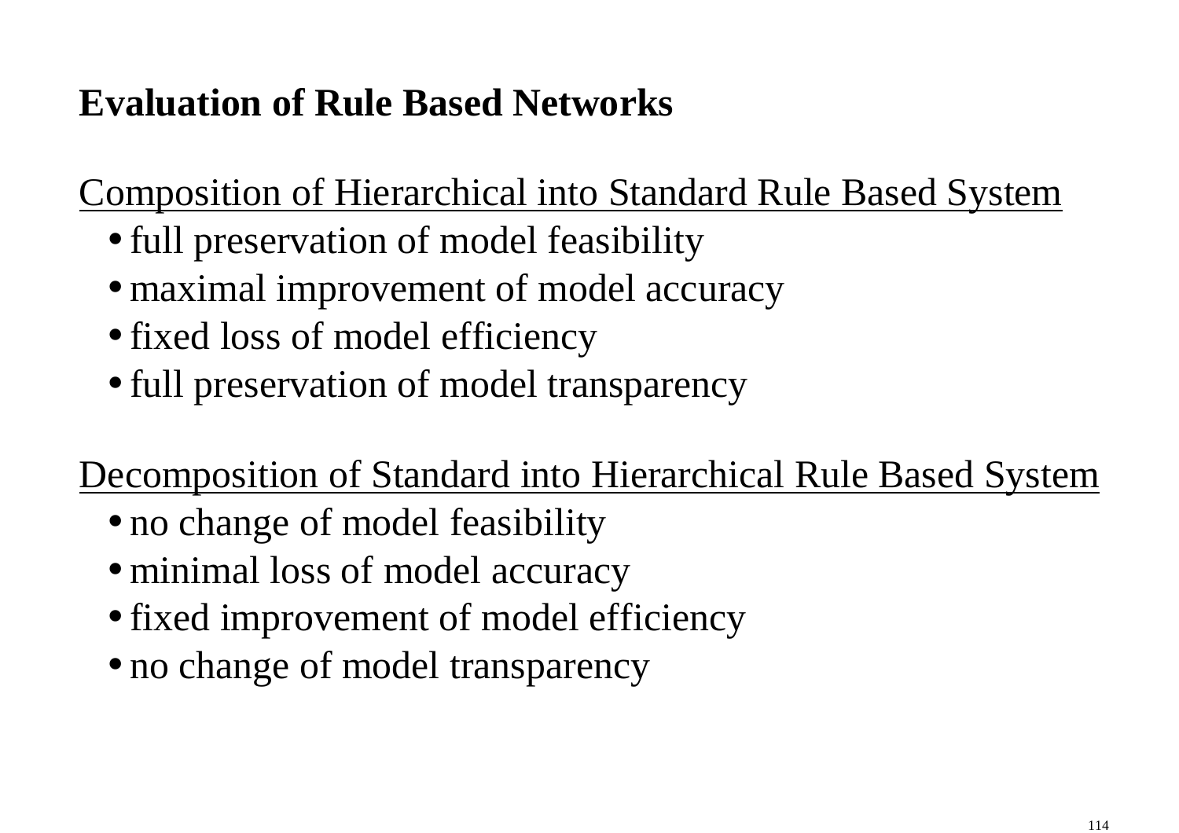## Evaluation of Rule Based Networks

Composition of Hierarchical into Standard Rule Based System

- full preservation of model feasibility
- maximal improvement of model accuracy
- fixed loss of model efficiency
- full preservation of model transparency

Decomposition of Standard into Hierarchical Rule Based System

- no change of model feasibility
- minimal loss of model accuracy
- fixed improvement of model efficiency
- no change of model transparency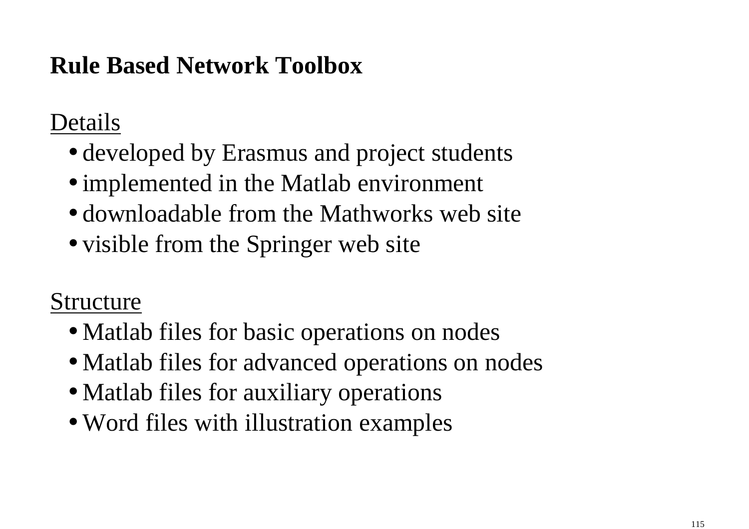# Rule Based Network Toolbox

<u>Details</u>

- developed by Erasmus and project students
- implemented in the Matlab environment
- downloadable from the Mathworks web site
- visible from the Springer web site

<u>Structure</u>

- Matlab files for basic operations on nodes
- Matlab files for advanced operations on nodes
- Matlab files for auxiliary operations
- Word files with illustration examples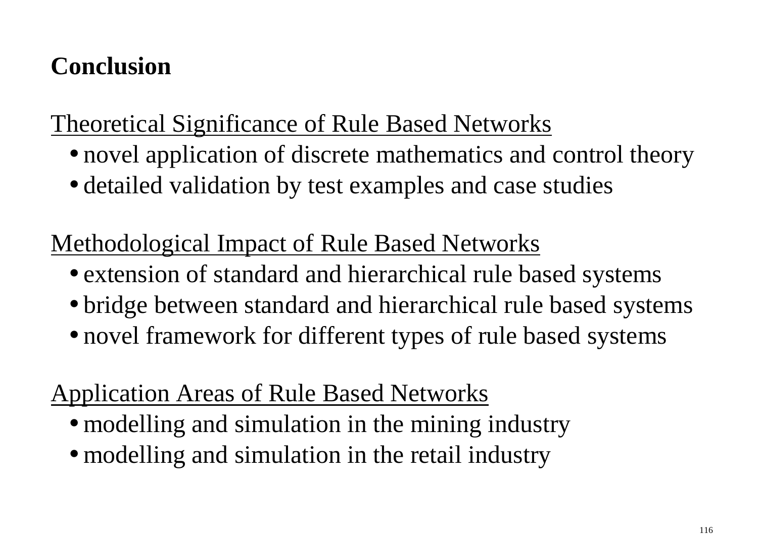## Conclusion

<u>Theoretical Significance of Rule Based Networks</u>

- novel application of discrete mathematics and control theory
- detailed validation by test examples and case studies

<u>Methodological Impact of Rule Based Networks</u>

- extension of standard and hierarchical rule based systems
- bridge between standard and hierarchical rule based systems
- novel framework for different types of rule based systems

<u>Application Areas of Rule Based Networks</u>

- modelling and simulation in the mining industry
- modelling and simulation in the retail industry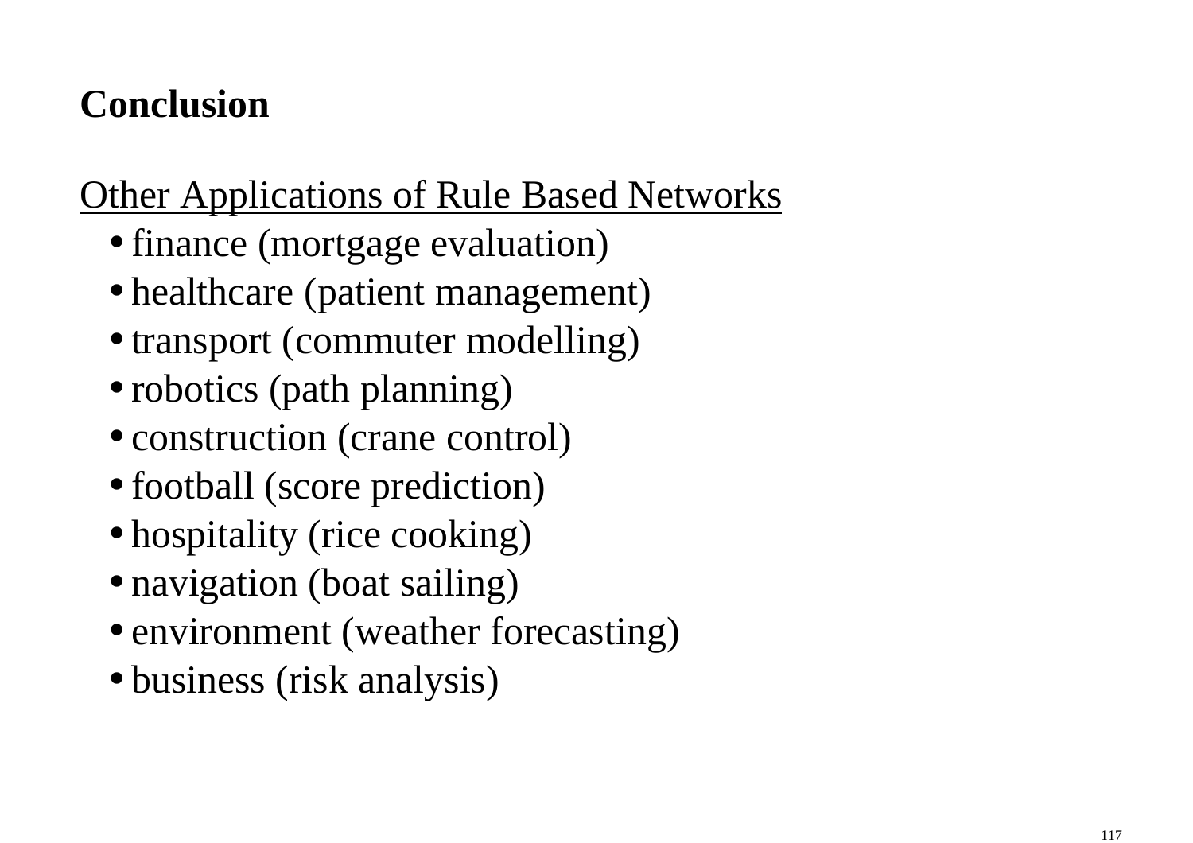## Conclusion

Other Applications of Rule Based Networks

- finance (mortgage evaluation)
- healthcare (patient management)
- transport (commuter modelling)
- robotics (path planning)
- construction (crane control)
- football (score prediction)
- hospitality (rice cooking)
- navigation (boat sailing)
- environment (weather forecasting)
- business (risk analysis)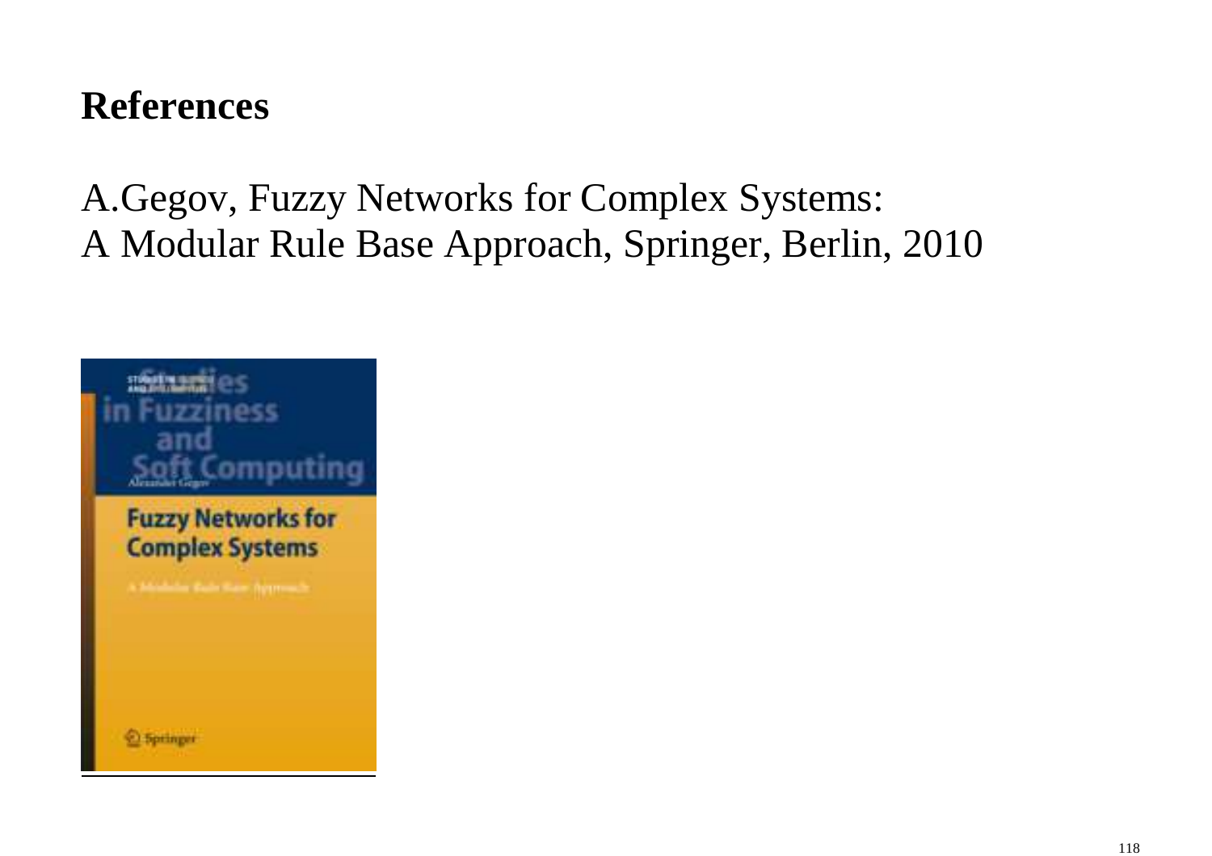# References

A.Gegov, Fuzzy Networks for Complex Systems:
A Modular Rule Base Approach, Springer, Berlin, 2010